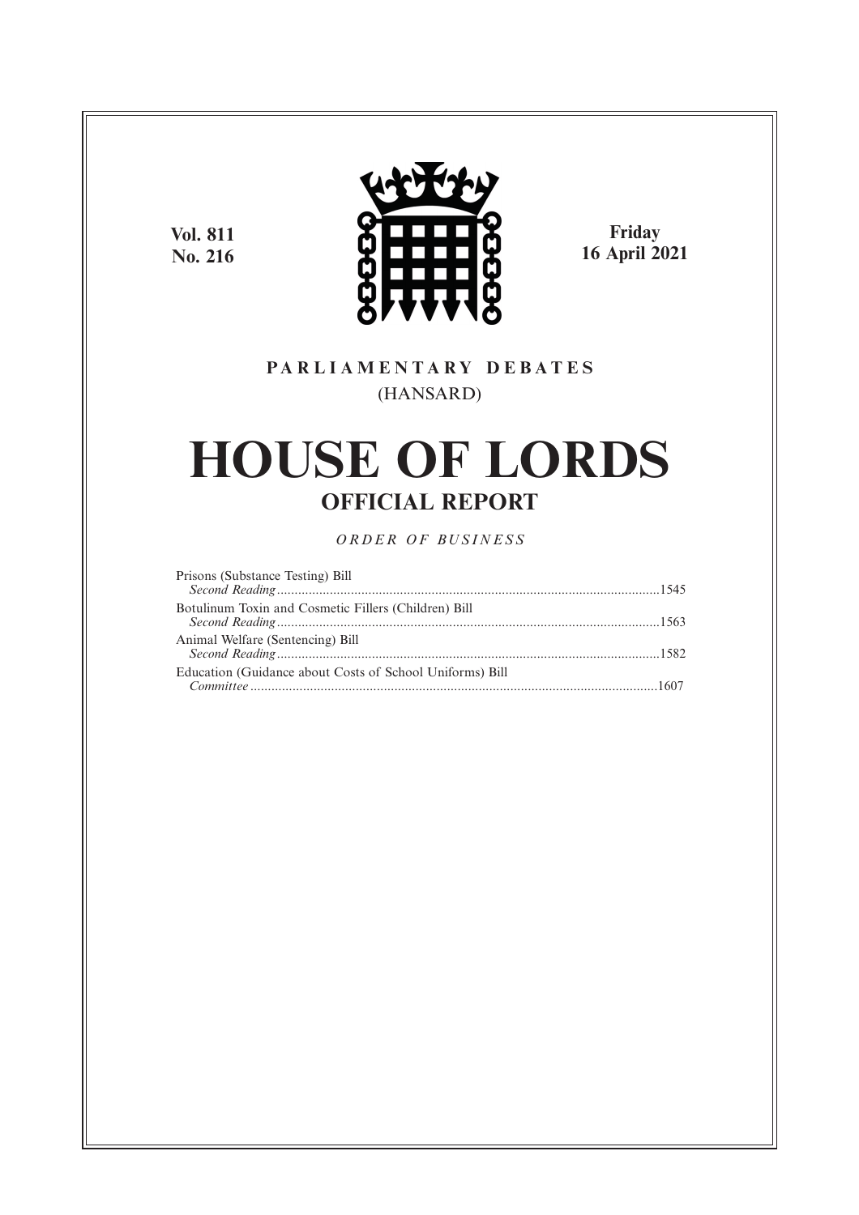**Vol. 811**
**No. 216**

**Friday**
**16 April 2021**

**PARLIAMENTARY DEBATES**

(HANSARD)

# HOUSE OF LORDS

## OFFICIAL REPORT

*ORDER OF BUSINESS*

Prisons (Substance Testing) Bill
*Second Reading*............................................................................................................1545

Botulinum Toxin and Cosmetic Fillers (Children) Bill
*Second Reading*............................................................................................................1563

Animal Welfare (Sentencing) Bill
*Second Reading*............................................................................................................1582

Education (Guidance about Costs of School Uniforms) Bill
*Committee*....................................................................................................................1607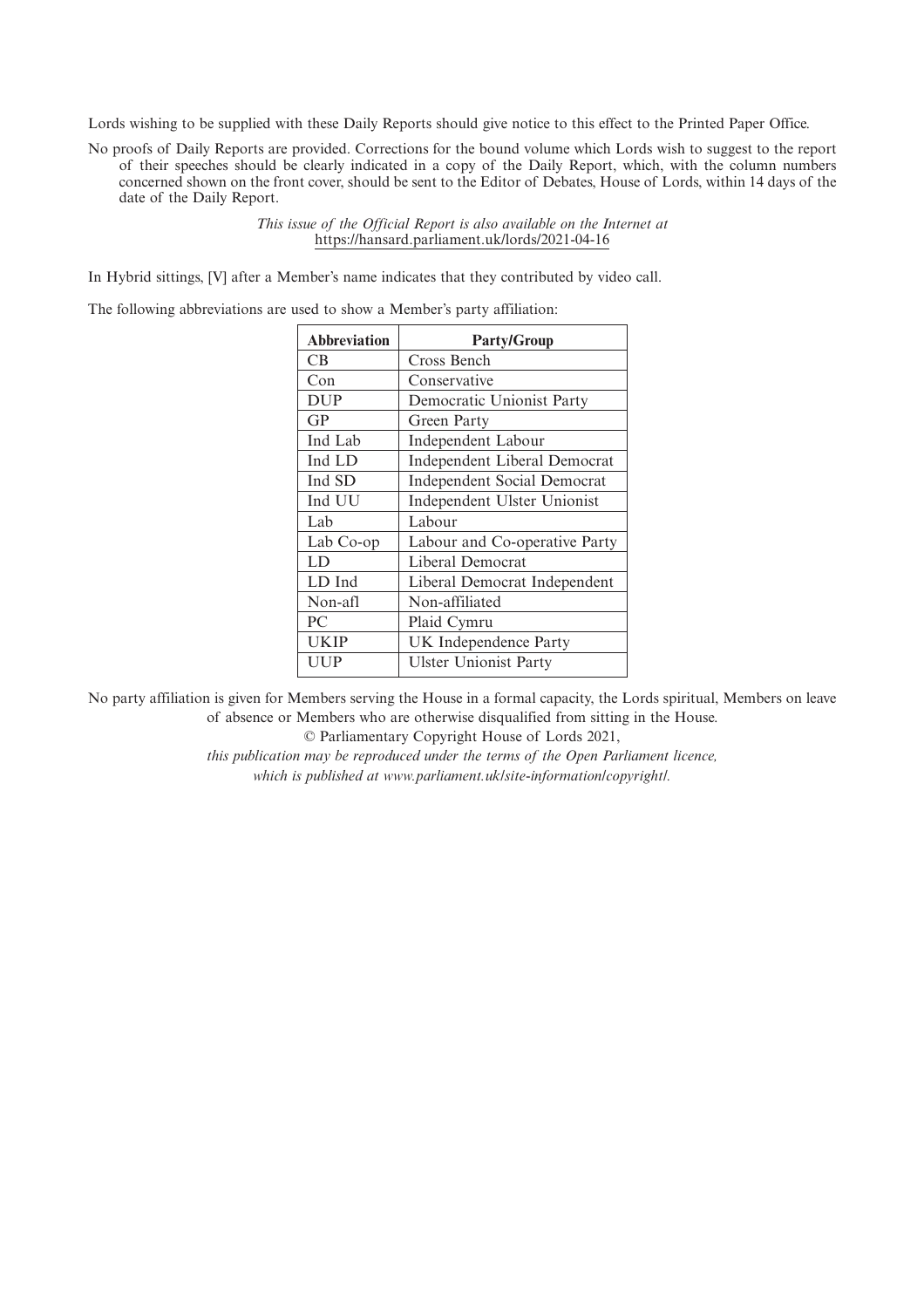Lords wishing to be supplied with these Daily Reports should give notice to this effect to the Printed Paper Office.

No proofs of Daily Reports are provided. Corrections for the bound volume which Lords wish to suggest to the report of their speeches should be clearly indicated in a copy of the Daily Report, which, with the column numbers concerned shown on the front cover, should be sent to the Editor of Debates, House of Lords, within 14 days of the date of the Daily Report.

*This issue of the Official Report is also available on the Internet at* https://hansard.parliament.uk/lords/2021-04-16

In Hybrid sittings, [V] after a Member's name indicates that they contributed by video call.

The following abbreviations are used to show a Member's party affiliation:

| Abbreviation | Party/Group |
|---|---|
| CB | Cross Bench |
| Con | Conservative |
| DUP | Democratic Unionist Party |
| GP | Green Party |
| Ind Lab | Independent Labour |
| Ind LD | Independent Liberal Democrat |
| Ind SD | Independent Social Democrat |
| Ind UU | Independent Ulster Unionist |
| Lab | Labour |
| Lab Co-op | Labour and Co-operative Party |
| LD | Liberal Democrat |
| LD Ind | Liberal Democrat Independent |
| Non-afl | Non-affiliated |
| PC | Plaid Cymru |
| UKIP | UK Independence Party |
| UUP | Ulster Unionist Party |

No party affiliation is given for Members serving the House in a formal capacity, the Lords spiritual, Members on leave of absence or Members who are otherwise disqualified from sitting in the House.

© Parliamentary Copyright House of Lords 2021,

*this publication may be reproduced under the terms of the Open Parliament licence, which is published at www.parliament.uk/site-information/copyright/.*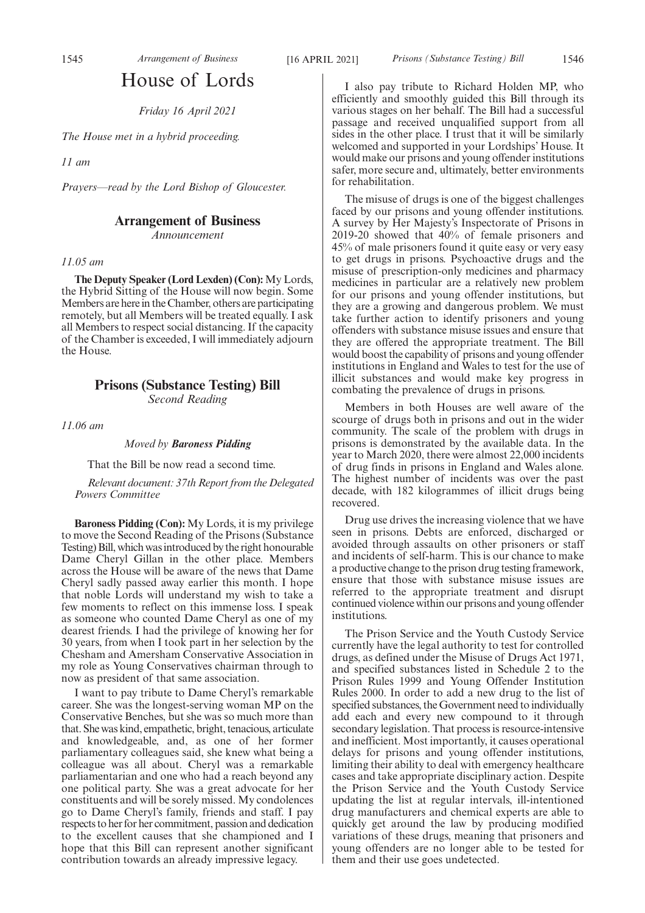# House of Lords

*Friday 16 April 2021*

*The House met in a hybrid proceeding.*

*11 am*

*Prayers—read by the Lord Bishop of Gloucester.*

## Arrangement of Business

*Announcement*

*11.05 am*

**The Deputy Speaker (Lord Lexden) (Con):** My Lords, the Hybrid Sitting of the House will now begin. Some Members are here in the Chamber, others are participating remotely, but all Members will be treated equally. I ask all Members to respect social distancing. If the capacity of the Chamber is exceeded, I will immediately adjourn the House.

## Prisons (Substance Testing) Bill

*Second Reading*

*11.06 am*

*Moved by **Baroness Pidding***

That the Bill be now read a second time.

*Relevant document: 37th Report from the Delegated Powers Committee*

**Baroness Pidding (Con):** My Lords, it is my privilege to move the Second Reading of the Prisons (Substance Testing) Bill, which was introduced by the right honourable Dame Cheryl Gillan in the other place. Members across the House will be aware of the news that Dame Cheryl sadly passed away earlier this month. I hope that noble Lords will understand my wish to take a few moments to reflect on this immense loss. I speak as someone who counted Dame Cheryl as one of my dearest friends. I had the privilege of knowing her for 30 years, from when I took part in her selection by the Chesham and Amersham Conservative Association in my role as Young Conservatives chairman through to now as president of that same association.

I want to pay tribute to Dame Cheryl's remarkable career. She was the longest-serving woman MP on the Conservative Benches, but she was so much more than that. She was kind, empathetic, bright, tenacious, articulate and knowledgeable, and, as one of her former parliamentary colleagues said, she knew what being a colleague was all about. Cheryl was a remarkable parliamentarian and one who had a reach beyond any one political party. She was a great advocate for her constituents and will be sorely missed. My condolences go to Dame Cheryl's family, friends and staff. I pay respects to her for her commitment, passion and dedication to the excellent causes that she championed and I hope that this Bill can represent another significant contribution towards an already impressive legacy.

I also pay tribute to Richard Holden MP, who efficiently and smoothly guided this Bill through its various stages on her behalf. The Bill had a successful passage and received unqualified support from all sides in the other place. I trust that it will be similarly welcomed and supported in your Lordships' House. It would make our prisons and young offender institutions safer, more secure and, ultimately, better environments for rehabilitation.

The misuse of drugs is one of the biggest challenges faced by our prisons and young offender institutions. A survey by Her Majesty's Inspectorate of Prisons in 2019-20 showed that 40% of female prisoners and 45% of male prisoners found it quite easy or very easy to get drugs in prisons. Psychoactive drugs and the misuse of prescription-only medicines and pharmacy medicines in particular are a relatively new problem for our prisons and young offender institutions, but they are a growing and dangerous problem. We must take further action to identify prisoners and young offenders with substance misuse issues and ensure that they are offered the appropriate treatment. The Bill would boost the capability of prisons and young offender institutions in England and Wales to test for the use of illicit substances and would make key progress in combating the prevalence of drugs in prisons.

Members in both Houses are well aware of the scourge of drugs both in prisons and out in the wider community. The scale of the problem with drugs in prisons is demonstrated by the available data. In the year to March 2020, there were almost 22,000 incidents of drug finds in prisons in England and Wales alone. The highest number of incidents was over the past decade, with 182 kilogrammes of illicit drugs being recovered.

Drug use drives the increasing violence that we have seen in prisons. Debts are enforced, discharged or avoided through assaults on other prisoners or staff and incidents of self-harm. This is our chance to make a productive change to the prison drug testing framework, ensure that those with substance misuse issues are referred to the appropriate treatment and disrupt continued violence within our prisons and young offender institutions.

The Prison Service and the Youth Custody Service currently have the legal authority to test for controlled drugs, as defined under the Misuse of Drugs Act 1971, and specified substances listed in Schedule 2 to the Prison Rules 1999 and Young Offender Institution Rules 2000. In order to add a new drug to the list of specified substances, the Government need to individually add each and every new compound to it through secondary legislation. That process is resource-intensive and inefficient. Most importantly, it causes operational delays for prisons and young offender institutions, limiting their ability to deal with emergency healthcare cases and take appropriate disciplinary action. Despite the Prison Service and the Youth Custody Service updating the list at regular intervals, ill-intentioned drug manufacturers and chemical experts are able to quickly get around the law by producing modified variations of these drugs, meaning that prisoners and young offenders are no longer able to be tested for them and their use goes undetected.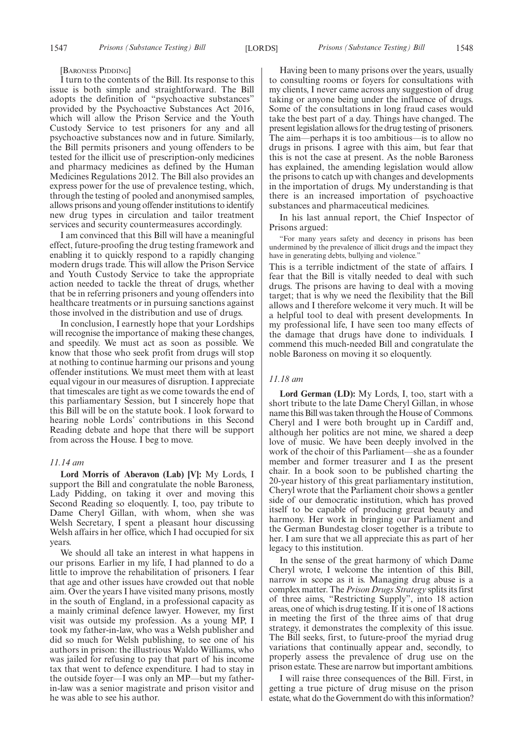[BARONESS PIDDING]

I turn to the contents of the Bill. Its response to this issue is both simple and straightforward. The Bill adopts the definition of "psychoactive substances" provided by the Psychoactive Substances Act 2016, which will allow the Prison Service and the Youth Custody Service to test prisoners for any and all psychoactive substances now and in future. Similarly, the Bill permits prisoners and young offenders to be tested for the illicit use of prescription-only medicines and pharmacy medicines as defined by the Human Medicines Regulations 2012. The Bill also provides an express power for the use of prevalence testing, which, through the testing of pooled and anonymised samples, allows prisons and young offender institutions to identify new drug types in circulation and tailor treatment services and security countermeasures accordingly.

I am convinced that this Bill will have a meaningful effect, future-proofing the drug testing framework and enabling it to quickly respond to a rapidly changing modern drugs trade. This will allow the Prison Service and Youth Custody Service to take the appropriate action needed to tackle the threat of drugs, whether that be in referring prisoners and young offenders into healthcare treatments or in pursuing sanctions against those involved in the distribution and use of drugs.

In conclusion, I earnestly hope that your Lordships will recognise the importance of making these changes, and speedily. We must act as soon as possible. We know that those who seek profit from drugs will stop at nothing to continue harming our prisons and young offender institutions. We must meet them with at least equal vigour in our measures of disruption. I appreciate that timescales are tight as we come towards the end of this parliamentary Session, but I sincerely hope that this Bill will be on the statute book. I look forward to hearing noble Lords' contributions in this Second Reading debate and hope that there will be support from across the House. I beg to move.

*11.14 am*

**Lord Morris of Aberavon (Lab) [V]:** My Lords, I support the Bill and congratulate the noble Baroness, Lady Pidding, on taking it over and moving this Second Reading so eloquently. I, too, pay tribute to Dame Cheryl Gillan, with whom, when she was Welsh Secretary, I spent a pleasant hour discussing Welsh affairs in her office, which I had occupied for six years.

We should all take an interest in what happens in our prisons. Earlier in my life, I had planned to do a little to improve the rehabilitation of prisoners. I fear that age and other issues have crowded out that noble aim. Over the years I have visited many prisons, mostly in the south of England, in a professional capacity as a mainly criminal defence lawyer. However, my first visit was outside my profession. As a young MP, I took my father-in-law, who was a Welsh publisher and did so much for Welsh publishing, to see one of his authors in prison: the illustrious Waldo Williams, who was jailed for refusing to pay that part of his income tax that went to defence expenditure. I had to stay in the outside foyer—I was only an MP—but my father-in-law was a senior magistrate and prison visitor and he was able to see his author.

Having been to many prisons over the years, usually to consulting rooms or foyers for consultations with my clients, I never came across any suggestion of drug taking or anyone being under the influence of drugs. Some of the consultations in long fraud cases would take the best part of a day. Things have changed. The present legislation allows for the drug testing of prisoners. The aim—perhaps it is too ambitious—is to allow no drugs in prisons. I agree with this aim, but fear that this is not the case at present. As the noble Baroness has explained, the amending legislation would allow the prisons to catch up with changes and developments in the importation of drugs. My understanding is that there is an increased importation of psychoactive substances and pharmaceutical medicines.

In his last annual report, the Chief Inspector of Prisons argued:

"For many years safety and decency in prisons has been undermined by the prevalence of illicit drugs and the impact they have in generating debts, bullying and violence."

This is a terrible indictment of the state of affairs. I fear that the Bill is vitally needed to deal with such drugs. The prisons are having to deal with a moving target; that is why we need the flexibility that the Bill allows and I therefore welcome it very much. It will be a helpful tool to deal with present developments. In my professional life, I have seen too many effects of the damage that drugs have done to individuals. I commend this much-needed Bill and congratulate the noble Baroness on moving it so eloquently.

*11.18 am*

**Lord German (LD):** My Lords, I, too, start with a short tribute to the late Dame Cheryl Gillan, in whose name this Bill was taken through the House of Commons. Cheryl and I were both brought up in Cardiff and, although her politics are not mine, we shared a deep love of music. We have been deeply involved in the work of the choir of this Parliament—she as a founder member and former treasurer and I as the present chair. In a book soon to be published charting the 20-year history of this great parliamentary institution, Cheryl wrote that the Parliament choir shows a gentler side of our democratic institution, which has proved itself to be capable of producing great beauty and harmony. Her work in bringing our Parliament and the German Bundestag closer together is a tribute to her. I am sure that we all appreciate this as part of her legacy to this institution.

In the sense of the great harmony of which Dame Cheryl wrote, I welcome the intention of this Bill, narrow in scope as it is. Managing drug abuse is a complex matter. The *Prison Drugs Strategy* splits its first of three aims, "Restricting Supply", into 18 action areas, one of which is drug testing. If it is one of 18 actions in meeting the first of the three aims of that drug strategy, it demonstrates the complexity of this issue. The Bill seeks, first, to future-proof the myriad drug variations that continually appear and, secondly, to properly assess the prevalence of drug use on the prison estate. These are narrow but important ambitions.

I will raise three consequences of the Bill. First, in getting a true picture of drug misuse on the prison estate, what do the Government do with this information?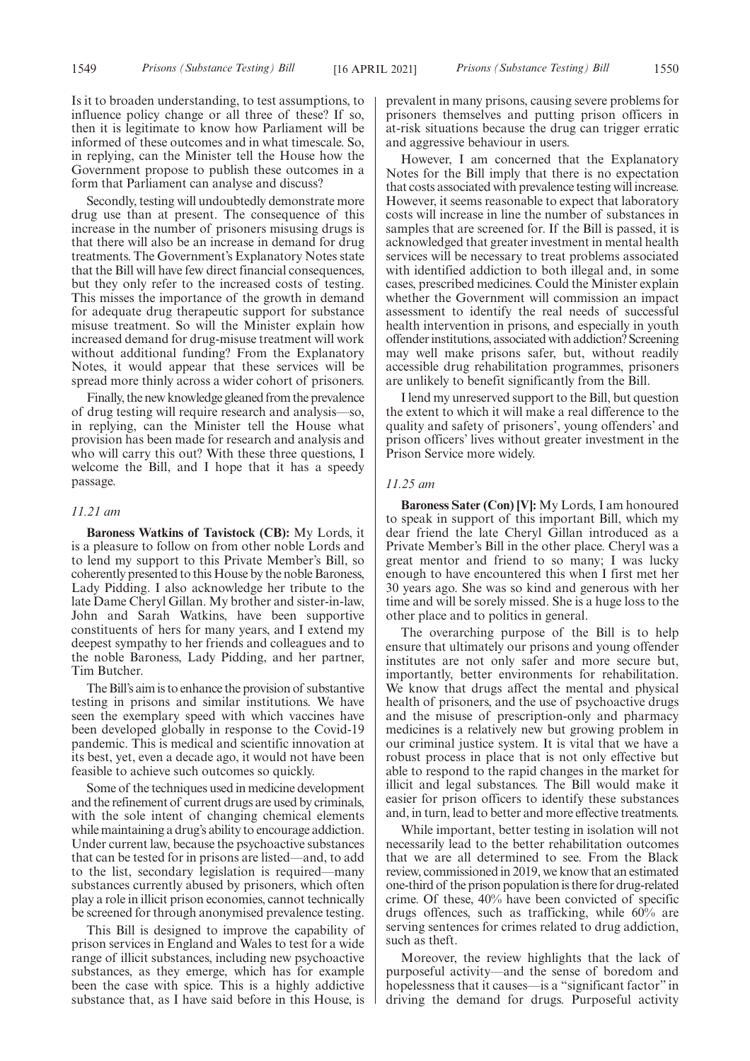Is it to broaden understanding, to test assumptions, to influence policy change or all three of these? If so, then it is legitimate to know how Parliament will be informed of these outcomes and in what timescale. So, in replying, can the Minister tell the House how the Government propose to publish these outcomes in a form that Parliament can analyse and discuss?

Secondly, testing will undoubtedly demonstrate more drug use than at present. The consequence of this increase in the number of prisoners misusing drugs is that there will also be an increase in demand for drug treatments. The Government's Explanatory Notes state that the Bill will have few direct financial consequences, but they only refer to the increased costs of testing. This misses the importance of the growth in demand for adequate drug therapeutic support for substance misuse treatment. So will the Minister explain how increased demand for drug-misuse treatment will work without additional funding? From the Explanatory Notes, it would appear that these services will be spread more thinly across a wider cohort of prisoners.

Finally, the new knowledge gleaned from the prevalence of drug testing will require research and analysis—so, in replying, can the Minister tell the House what provision has been made for research and analysis and who will carry this out? With these three questions, I welcome the Bill, and I hope that it has a speedy passage.

*11.21 am*

**Baroness Watkins of Tavistock (CB):** My Lords, it is a pleasure to follow on from other noble Lords and to lend my support to this Private Member's Bill, so coherently presented to this House by the noble Baroness, Lady Pidding. I also acknowledge her tribute to the late Dame Cheryl Gillan. My brother and sister-in-law, John and Sarah Watkins, have been supportive constituents of hers for many years, and I extend my deepest sympathy to her friends and colleagues and to the noble Baroness, Lady Pidding, and her partner, Tim Butcher.

The Bill's aim is to enhance the provision of substantive testing in prisons and similar institutions. We have seen the exemplary speed with which vaccines have been developed globally in response to the Covid-19 pandemic. This is medical and scientific innovation at its best, yet, even a decade ago, it would not have been feasible to achieve such outcomes so quickly.

Some of the techniques used in medicine development and the refinement of current drugs are used by criminals, with the sole intent of changing chemical elements while maintaining a drug's ability to encourage addiction. Under current law, because the psychoactive substances that can be tested for in prisons are listed—and, to add to the list, secondary legislation is required—many substances currently abused by prisoners, which often play a role in illicit prison economies, cannot technically be screened for through anonymised prevalence testing.

This Bill is designed to improve the capability of prison services in England and Wales to test for a wide range of illicit substances, including new psychoactive substances, as they emerge, which has for example been the case with spice. This is a highly addictive substance that, as I have said before in this House, is prevalent in many prisons, causing severe problems for prisoners themselves and putting prison officers in at-risk situations because the drug can trigger erratic and aggressive behaviour in users.

However, I am concerned that the Explanatory Notes for the Bill imply that there is no expectation that costs associated with prevalence testing will increase. However, it seems reasonable to expect that laboratory costs will increase in line the number of substances in samples that are screened for. If the Bill is passed, it is acknowledged that greater investment in mental health services will be necessary to treat problems associated with identified addiction to both illegal and, in some cases, prescribed medicines. Could the Minister explain whether the Government will commission an impact assessment to identify the real needs of successful health intervention in prisons, and especially in youth offender institutions, associated with addiction? Screening may well make prisons safer, but, without readily accessible drug rehabilitation programmes, prisoners are unlikely to benefit significantly from the Bill.

I lend my unreserved support to the Bill, but question the extent to which it will make a real difference to the quality and safety of prisoners', young offenders' and prison officers' lives without greater investment in the Prison Service more widely.

*11.25 am*

**Baroness Sater (Con) [V]:** My Lords, I am honoured to speak in support of this important Bill, which my dear friend the late Cheryl Gillan introduced as a Private Member's Bill in the other place. Cheryl was a great mentor and friend to so many; I was lucky enough to have encountered this when I first met her 30 years ago. She was so kind and generous with her time and will be sorely missed. She is a huge loss to the other place and to politics in general.

The overarching purpose of the Bill is to help ensure that ultimately our prisons and young offender institutes are not only safer and more secure but, importantly, better environments for rehabilitation. We know that drugs affect the mental and physical health of prisoners, and the use of psychoactive drugs and the misuse of prescription-only and pharmacy medicines is a relatively new but growing problem in our criminal justice system. It is vital that we have a robust process in place that is not only effective but able to respond to the rapid changes in the market for illicit and legal substances. The Bill would make it easier for prison officers to identify these substances and, in turn, lead to better and more effective treatments.

While important, better testing in isolation will not necessarily lead to the better rehabilitation outcomes that we are all determined to see. From the Black review, commissioned in 2019, we know that an estimated one-third of the prison population is there for drug-related crime. Of these, 40% have been convicted of specific drugs offences, such as trafficking, while 60% are serving sentences for crimes related to drug addiction, such as theft.

Moreover, the review highlights that the lack of purposeful activity—and the sense of boredom and hopelessness that it causes—is a "significant factor" in driving the demand for drugs. Purposeful activity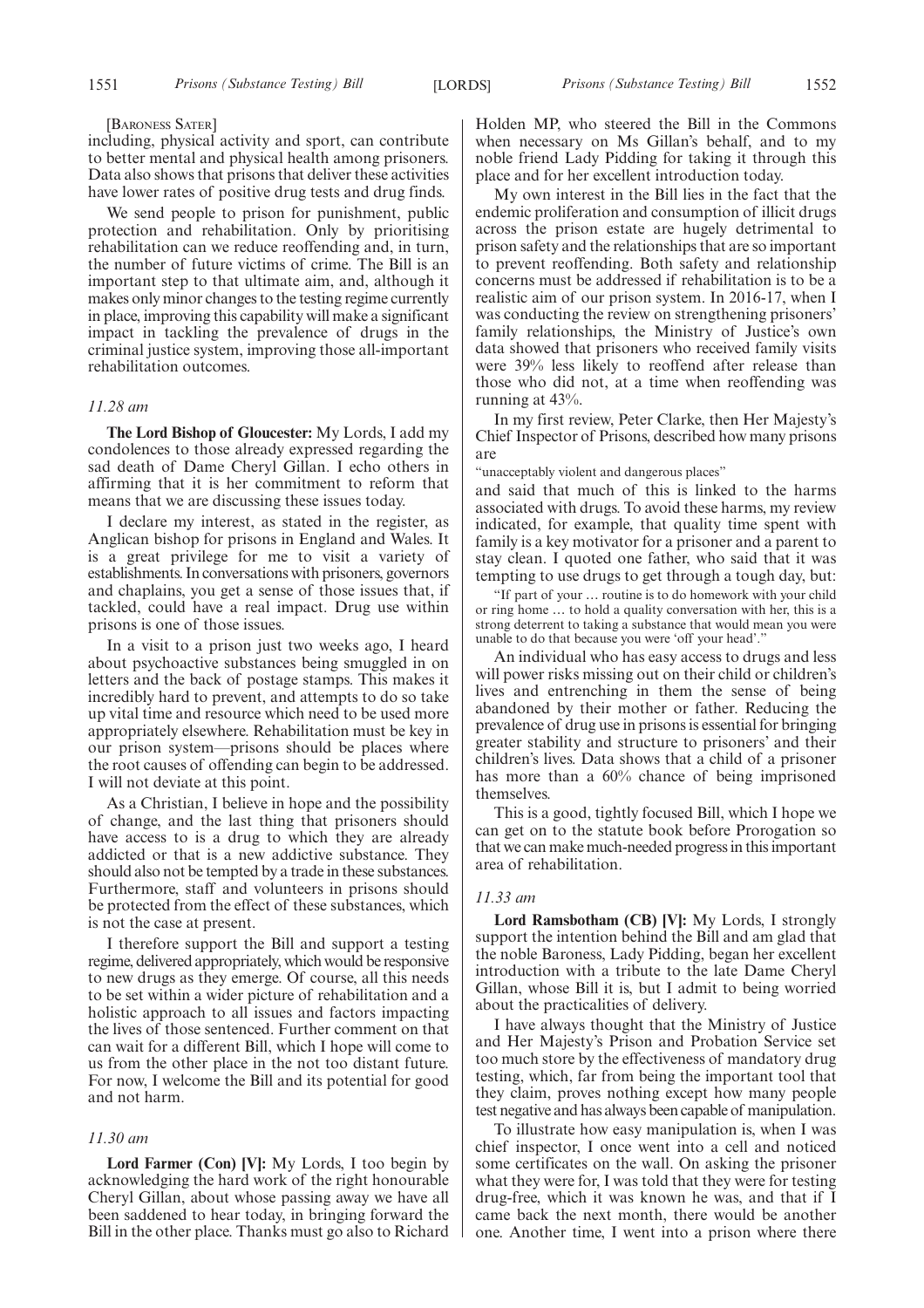[BARONESS SATER]

including, physical activity and sport, can contribute to better mental and physical health among prisoners. Data also shows that prisons that deliver these activities have lower rates of positive drug tests and drug finds.

We send people to prison for punishment, public protection and rehabilitation. Only by prioritising rehabilitation can we reduce reoffending and, in turn, the number of future victims of crime. The Bill is an important step to that ultimate aim, and, although it makes only minor changes to the testing regime currently in place, improving this capability will make a significant impact in tackling the prevalence of drugs in the criminal justice system, improving those all-important rehabilitation outcomes.

*11.28 am*

**The Lord Bishop of Gloucester:** My Lords, I add my condolences to those already expressed regarding the sad death of Dame Cheryl Gillan. I echo others in affirming that it is her commitment to reform that means that we are discussing these issues today.

I declare my interest, as stated in the register, as Anglican bishop for prisons in England and Wales. It is a great privilege for me to visit a variety of establishments. In conversations with prisoners, governors and chaplains, you get a sense of those issues that, if tackled, could have a real impact. Drug use within prisons is one of those issues.

In a visit to a prison just two weeks ago, I heard about psychoactive substances being smuggled in on letters and the back of postage stamps. This makes it incredibly hard to prevent, and attempts to do so take up vital time and resource which need to be used more appropriately elsewhere. Rehabilitation must be key in our prison system—prisons should be places where the root causes of offending can begin to be addressed. I will not deviate at this point.

As a Christian, I believe in hope and the possibility of change, and the last thing that prisoners should have access to is a drug to which they are already addicted or that is a new addictive substance. They should also not be tempted by a trade in these substances. Furthermore, staff and volunteers in prisons should be protected from the effect of these substances, which is not the case at present.

I therefore support the Bill and support a testing regime, delivered appropriately, which would be responsive to new drugs as they emerge. Of course, all this needs to be set within a wider picture of rehabilitation and a holistic approach to all issues and factors impacting the lives of those sentenced. Further comment on that can wait for a different Bill, which I hope will come to us from the other place in the not too distant future. For now, I welcome the Bill and its potential for good and not harm.

*11.30 am*

**Lord Farmer (Con) [V]:** My Lords, I too begin by acknowledging the hard work of the right honourable Cheryl Gillan, about whose passing away we have all been saddened to hear today, in bringing forward the Bill in the other place. Thanks must go also to Richard Holden MP, who steered the Bill in the Commons when necessary on Ms Gillan's behalf, and to my noble friend Lady Pidding for taking it through this place and for her excellent introduction today.

My own interest in the Bill lies in the fact that the endemic proliferation and consumption of illicit drugs across the prison estate are hugely detrimental to prison safety and the relationships that are so important to prevent reoffending. Both safety and relationship concerns must be addressed if rehabilitation is to be a realistic aim of our prison system. In 2016-17, when I was conducting the review on strengthening prisoners' family relationships, the Ministry of Justice's own data showed that prisoners who received family visits were 39% less likely to reoffend after release than those who did not, at a time when reoffending was running at 43%.

In my first review, Peter Clarke, then Her Majesty's Chief Inspector of Prisons, described how many prisons are

"unacceptably violent and dangerous places"

and said that much of this is linked to the harms associated with drugs. To avoid these harms, my review indicated, for example, that quality time spent with family is a key motivator for a prisoner and a parent to stay clean. I quoted one father, who said that it was tempting to use drugs to get through a tough day, but:

"If part of your … routine is to do homework with your child or ring home … to hold a quality conversation with her, this is a strong deterrent to taking a substance that would mean you were unable to do that because you were 'off your head'."

An individual who has easy access to drugs and less will power risks missing out on their child or children's lives and entrenching in them the sense of being abandoned by their mother or father. Reducing the prevalence of drug use in prisons is essential for bringing greater stability and structure to prisoners' and their children's lives. Data shows that a child of a prisoner has more than a 60% chance of being imprisoned themselves.

This is a good, tightly focused Bill, which I hope we can get on to the statute book before Prorogation so that we can make much-needed progress in this important area of rehabilitation.

*11.33 am*

**Lord Ramsbotham (CB) [V]:** My Lords, I strongly support the intention behind the Bill and am glad that the noble Baroness, Lady Pidding, began her excellent introduction with a tribute to the late Dame Cheryl Gillan, whose Bill it is, but I admit to being worried about the practicalities of delivery.

I have always thought that the Ministry of Justice and Her Majesty's Prison and Probation Service set too much store by the effectiveness of mandatory drug testing, which, far from being the important tool that they claim, proves nothing except how many people test negative and has always been capable of manipulation.

To illustrate how easy manipulation is, when I was chief inspector, I once went into a cell and noticed some certificates on the wall. On asking the prisoner what they were for, I was told that they were for testing drug-free, which it was known he was, and that if I came back the next month, there would be another one. Another time, I went into a prison where there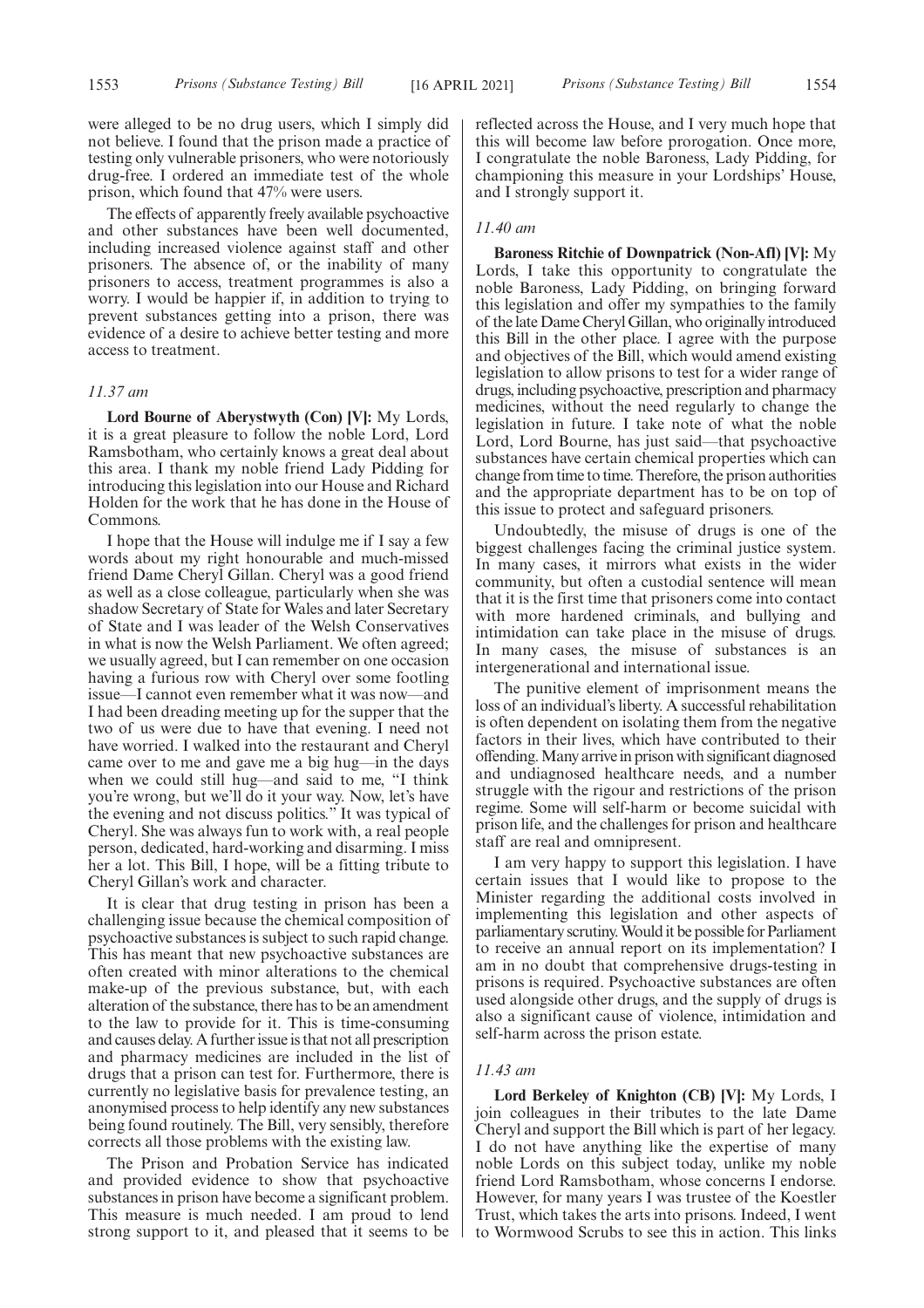were alleged to be no drug users, which I simply did not believe. I found that the prison made a practice of testing only vulnerable prisoners, who were notoriously drug-free. I ordered an immediate test of the whole prison, which found that 47% were users.

The effects of apparently freely available psychoactive and other substances have been well documented, including increased violence against staff and other prisoners. The absence of, or the inability of many prisoners to access, treatment programmes is also a worry. I would be happier if, in addition to trying to prevent substances getting into a prison, there was evidence of a desire to achieve better testing and more access to treatment.

*11.37 am*

**Lord Bourne of Aberystwyth (Con) [V]:** My Lords, it is a great pleasure to follow the noble Lord, Lord Ramsbotham, who certainly knows a great deal about this area. I thank my noble friend Lady Pidding for introducing this legislation into our House and Richard Holden for the work that he has done in the House of Commons.

I hope that the House will indulge me if I say a few words about my right honourable and much-missed friend Dame Cheryl Gillan. Cheryl was a good friend as well as a close colleague, particularly when she was shadow Secretary of State for Wales and later Secretary of State and I was leader of the Welsh Conservatives in what is now the Welsh Parliament. We often agreed; we usually agreed, but I can remember on one occasion having a furious row with Cheryl over some footling issue—I cannot even remember what it was now—and I had been dreading meeting up for the supper that the two of us were due to have that evening. I need not have worried. I walked into the restaurant and Cheryl came over to me and gave me a big hug—in the days when we could still hug—and said to me, "I think you're wrong, but we'll do it your way. Now, let's have the evening and not discuss politics." It was typical of Cheryl. She was always fun to work with, a real people person, dedicated, hard-working and disarming. I miss her a lot. This Bill, I hope, will be a fitting tribute to Cheryl Gillan's work and character.

It is clear that drug testing in prison has been a challenging issue because the chemical composition of psychoactive substances is subject to such rapid change. This has meant that new psychoactive substances are often created with minor alterations to the chemical make-up of the previous substance, but, with each alteration of the substance, there has to be an amendment to the law to provide for it. This is time-consuming and causes delay. A further issue is that not all prescription and pharmacy medicines are included in the list of drugs that a prison can test for. Furthermore, there is currently no legislative basis for prevalence testing, an anonymised process to help identify any new substances being found routinely. The Bill, very sensibly, therefore corrects all those problems with the existing law.

The Prison and Probation Service has indicated and provided evidence to show that psychoactive substances in prison have become a significant problem. This measure is much needed. I am proud to lend strong support to it, and pleased that it seems to be reflected across the House, and I very much hope that this will become law before prorogation. Once more, I congratulate the noble Baroness, Lady Pidding, for championing this measure in your Lordships' House, and I strongly support it.

*11.40 am*

**Baroness Ritchie of Downpatrick (Non-Afl) [V]:** My Lords, I take this opportunity to congratulate the noble Baroness, Lady Pidding, on bringing forward this legislation and offer my sympathies to the family of the late Dame Cheryl Gillan, who originally introduced this Bill in the other place. I agree with the purpose and objectives of the Bill, which would amend existing legislation to allow prisons to test for a wider range of drugs, including psychoactive, prescription and pharmacy medicines, without the need regularly to change the legislation in future. I take note of what the noble Lord, Lord Bourne, has just said—that psychoactive substances have certain chemical properties which can change from time to time. Therefore, the prison authorities and the appropriate department has to be on top of this issue to protect and safeguard prisoners.

Undoubtedly, the misuse of drugs is one of the biggest challenges facing the criminal justice system. In many cases, it mirrors what exists in the wider community, but often a custodial sentence will mean that it is the first time that prisoners come into contact with more hardened criminals, and bullying and intimidation can take place in the misuse of drugs. In many cases, the misuse of substances is an intergenerational and international issue.

The punitive element of imprisonment means the loss of an individual's liberty. A successful rehabilitation is often dependent on isolating them from the negative factors in their lives, which have contributed to their offending. Many arrive in prison with significant diagnosed and undiagnosed healthcare needs, and a number struggle with the rigour and restrictions of the prison regime. Some will self-harm or become suicidal with prison life, and the challenges for prison and healthcare staff are real and omnipresent.

I am very happy to support this legislation. I have certain issues that I would like to propose to the Minister regarding the additional costs involved in implementing this legislation and other aspects of parliamentary scrutiny. Would it be possible for Parliament to receive an annual report on its implementation? I am in no doubt that comprehensive drugs-testing in prisons is required. Psychoactive substances are often used alongside other drugs, and the supply of drugs is also a significant cause of violence, intimidation and self-harm across the prison estate.

*11.43 am*

**Lord Berkeley of Knighton (CB) [V]:** My Lords, I join colleagues in their tributes to the late Dame Cheryl and support the Bill which is part of her legacy. I do not have anything like the expertise of many noble Lords on this subject today, unlike my noble friend Lord Ramsbotham, whose concerns I endorse. However, for many years I was trustee of the Koestler Trust, which takes the arts into prisons. Indeed, I went to Wormwood Scrubs to see this in action. This links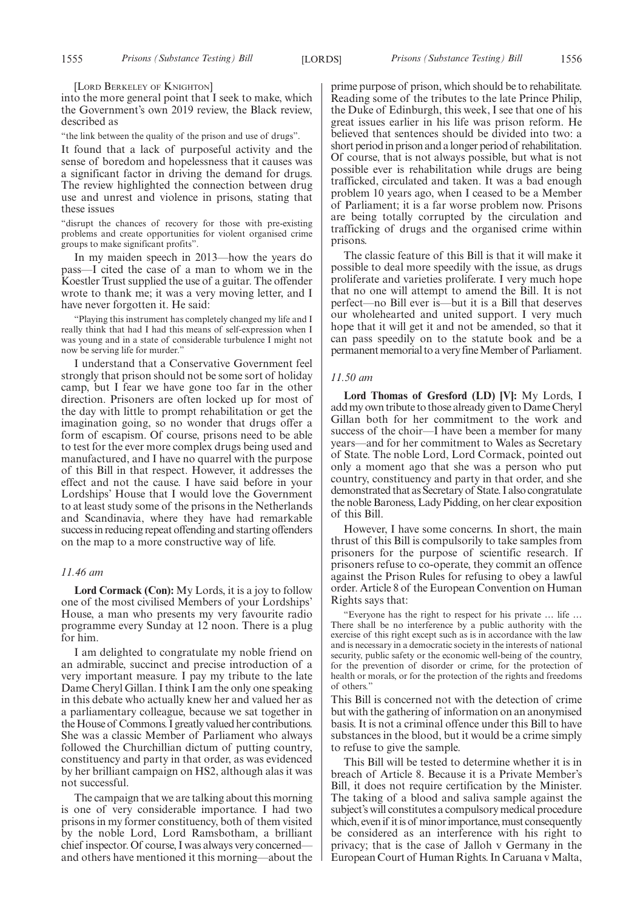[LORD BERKELEY OF KNIGHTON]

into the more general point that I seek to make, which the Government's own 2019 review, the Black review, described as

"the link between the quality of the prison and use of drugs".

It found that a lack of purposeful activity and the sense of boredom and hopelessness that it causes was a significant factor in driving the demand for drugs. The review highlighted the connection between drug use and unrest and violence in prisons, stating that these issues

"disrupt the chances of recovery for those with pre-existing problems and create opportunities for violent organised crime groups to make significant profits".

In my maiden speech in 2013—how the years do pass—I cited the case of a man to whom we in the Koestler Trust supplied the use of a guitar. The offender wrote to thank me; it was a very moving letter, and I have never forgotten it. He said:

"Playing this instrument has completely changed my life and I really think that had I had this means of self-expression when I was young and in a state of considerable turbulence I might not now be serving life for murder."

I understand that a Conservative Government feel strongly that prison should not be some sort of holiday camp, but I fear we have gone too far in the other direction. Prisoners are often locked up for most of the day with little to prompt rehabilitation or get the imagination going, so no wonder that drugs offer a form of escapism. Of course, prisons need to be able to test for the ever more complex drugs being used and manufactured, and I have no quarrel with the purpose of this Bill in that respect. However, it addresses the effect and not the cause. I have said before in your Lordships' House that I would love the Government to at least study some of the prisons in the Netherlands and Scandinavia, where they have had remarkable success in reducing repeat offending and starting offenders on the map to a more constructive way of life.

*11.46 am*

**Lord Cormack (Con):** My Lords, it is a joy to follow one of the most civilised Members of your Lordships' House, a man who presents my very favourite radio programme every Sunday at 12 noon. There is a plug for him.

I am delighted to congratulate my noble friend on an admirable, succinct and precise introduction of a very important measure. I pay my tribute to the late Dame Cheryl Gillan. I think I am the only one speaking in this debate who actually knew her and valued her as a parliamentary colleague, because we sat together in the House of Commons. I greatly valued her contributions. She was a classic Member of Parliament who always followed the Churchillian dictum of putting country, constituency and party in that order, as was evidenced by her brilliant campaign on HS2, although alas it was not successful.

The campaign that we are talking about this morning is one of very considerable importance. I had two prisons in my former constituency, both of them visited by the noble Lord, Lord Ramsbotham, a brilliant chief inspector. Of course, I was always very concerned—and others have mentioned it this morning—about the prime purpose of prison, which should be to rehabilitate. Reading some of the tributes to the late Prince Philip, the Duke of Edinburgh, this week, I see that one of his great issues earlier in his life was prison reform. He believed that sentences should be divided into two: a short period in prison and a longer period of rehabilitation. Of course, that is not always possible, but what is not possible ever is rehabilitation while drugs are being trafficked, circulated and taken. It was a bad enough problem 10 years ago, when I ceased to be a Member of Parliament; it is a far worse problem now. Prisons are being totally corrupted by the circulation and trafficking of drugs and the organised crime within prisons.

The classic feature of this Bill is that it will make it possible to deal more speedily with the issue, as drugs proliferate and varieties proliferate. I very much hope that no one will attempt to amend the Bill. It is not perfect—no Bill ever is—but it is a Bill that deserves our wholehearted and united support. I very much hope that it will get it and not be amended, so that it can pass speedily on to the statute book and be a permanent memorial to a very fine Member of Parliament.

*11.50 am*

**Lord Thomas of Gresford (LD) [V]:** My Lords, I add my own tribute to those already given to Dame Cheryl Gillan both for her commitment to the work and success of the choir—I have been a member for many years—and for her commitment to Wales as Secretary of State. The noble Lord, Lord Cormack, pointed out only a moment ago that she was a person who put country, constituency and party in that order, and she demonstrated that as Secretary of State. I also congratulate the noble Baroness, Lady Pidding, on her clear exposition of this Bill.

However, I have some concerns. In short, the main thrust of this Bill is compulsorily to take samples from prisoners for the purpose of scientific research. If prisoners refuse to co-operate, they commit an offence against the Prison Rules for refusing to obey a lawful order. Article 8 of the European Convention on Human Rights says that:

"Everyone has the right to respect for his private … life … There shall be no interference by a public authority with the exercise of this right except such as is in accordance with the law and is necessary in a democratic society in the interests of national security, public safety or the economic well-being of the country, for the prevention of disorder or crime, for the protection of health or morals, or for the protection of the rights and freedoms of others."

This Bill is concerned not with the detection of crime but with the gathering of information on an anonymised basis. It is not a criminal offence under this Bill to have substances in the blood, but it would be a crime simply to refuse to give the sample.

This Bill will be tested to determine whether it is in breach of Article 8. Because it is a Private Member's Bill, it does not require certification by the Minister. The taking of a blood and saliva sample against the subject's will constitutes a compulsory medical procedure which, even if it is of minor importance, must consequently be considered as an interference with his right to privacy; that is the case of Jalloh v Germany in the European Court of Human Rights. In Caruana v Malta,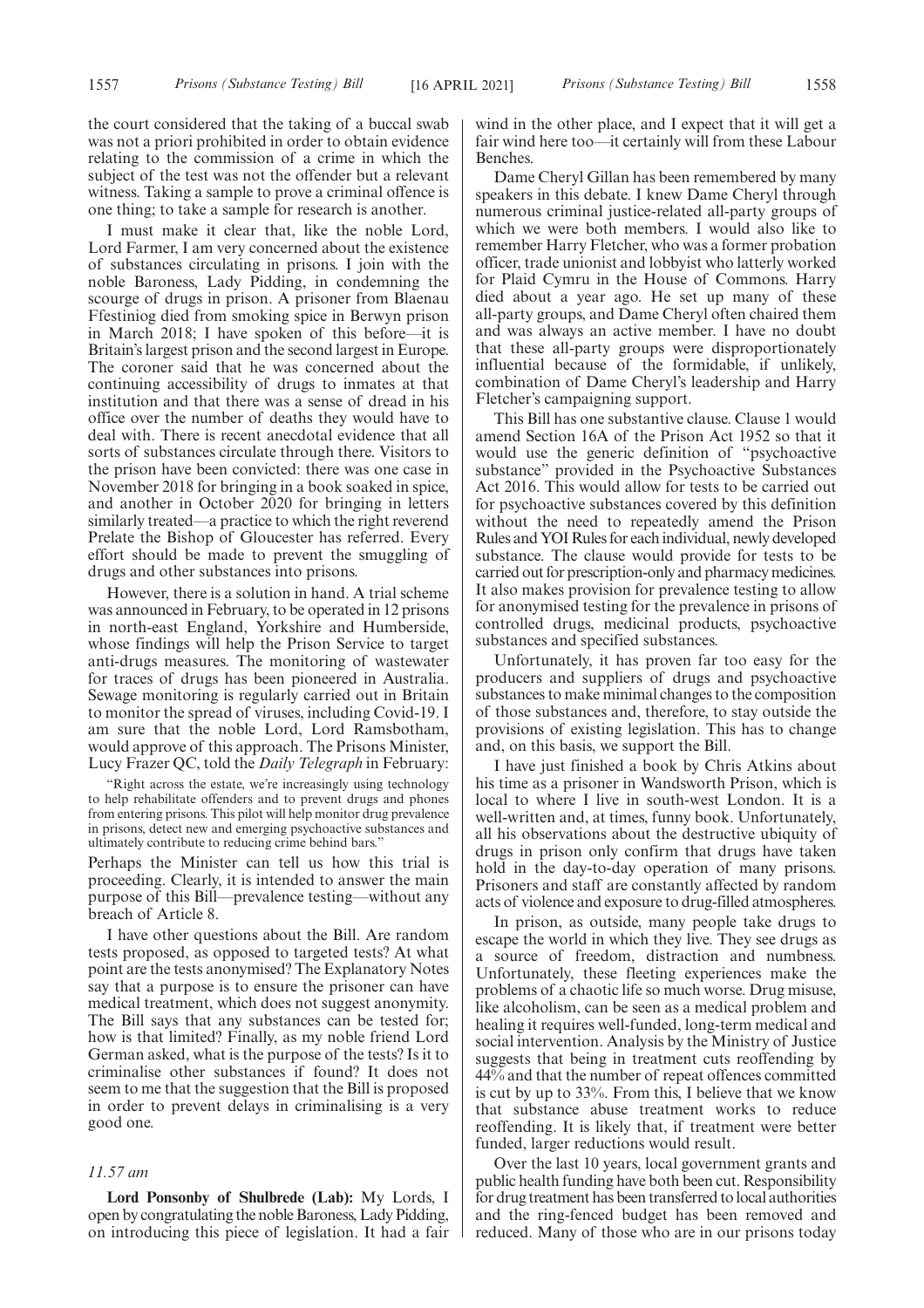the court considered that the taking of a buccal swab was not a priori prohibited in order to obtain evidence relating to the commission of a crime in which the subject of the test was not the offender but a relevant witness. Taking a sample to prove a criminal offence is one thing; to take a sample for research is another.

I must make it clear that, like the noble Lord, Lord Farmer, I am very concerned about the existence of substances circulating in prisons. I join with the noble Baroness, Lady Pidding, in condemning the scourge of drugs in prison. A prisoner from Blaenau Ffestiniog died from smoking spice in Berwyn prison in March 2018; I have spoken of this before—it is Britain's largest prison and the second largest in Europe. The coroner said that he was concerned about the continuing accessibility of drugs to inmates at that institution and that there was a sense of dread in his office over the number of deaths they would have to deal with. There is recent anecdotal evidence that all sorts of substances circulate through there. Visitors to the prison have been convicted: there was one case in November 2018 for bringing in a book soaked in spice, and another in October 2020 for bringing in letters similarly treated—a practice to which the right reverend Prelate the Bishop of Gloucester has referred. Every effort should be made to prevent the smuggling of drugs and other substances into prisons.

However, there is a solution in hand. A trial scheme was announced in February, to be operated in 12 prisons in north-east England, Yorkshire and Humberside, whose findings will help the Prison Service to target anti-drugs measures. The monitoring of wastewater for traces of drugs has been pioneered in Australia. Sewage monitoring is regularly carried out in Britain to monitor the spread of viruses, including Covid-19. I am sure that the noble Lord, Lord Ramsbotham, would approve of this approach. The Prisons Minister, Lucy Frazer QC, told the *Daily Telegraph* in February:

"Right across the estate, we're increasingly using technology to help rehabilitate offenders and to prevent drugs and phones from entering prisons. This pilot will help monitor drug prevalence in prisons, detect new and emerging psychoactive substances and ultimately contribute to reducing crime behind bars."

Perhaps the Minister can tell us how this trial is proceeding. Clearly, it is intended to answer the main purpose of this Bill—prevalence testing—without any breach of Article 8.

I have other questions about the Bill. Are random tests proposed, as opposed to targeted tests? At what point are the tests anonymised? The Explanatory Notes say that a purpose is to ensure the prisoner can have medical treatment, which does not suggest anonymity. The Bill says that any substances can be tested for; how is that limited? Finally, as my noble friend Lord German asked, what is the purpose of the tests? Is it to criminalise other substances if found? It does not seem to me that the suggestion that the Bill is proposed in order to prevent delays in criminalising is a very good one.

*11.57 am*

**Lord Ponsonby of Shulbrede (Lab):** My Lords, I open by congratulating the noble Baroness, Lady Pidding, on introducing this piece of legislation. It had a fair wind in the other place, and I expect that it will get a fair wind here too—it certainly will from these Labour Benches.

Dame Cheryl Gillan has been remembered by many speakers in this debate. I knew Dame Cheryl through numerous criminal justice-related all-party groups of which we were both members. I would also like to remember Harry Fletcher, who was a former probation officer, trade unionist and lobbyist who latterly worked for Plaid Cymru in the House of Commons. Harry died about a year ago. He set up many of these all-party groups, and Dame Cheryl often chaired them and was always an active member. I have no doubt that these all-party groups were disproportionately influential because of the formidable, if unlikely, combination of Dame Cheryl's leadership and Harry Fletcher's campaigning support.

This Bill has one substantive clause. Clause 1 would amend Section 16A of the Prison Act 1952 so that it would use the generic definition of "psychoactive substance" provided in the Psychoactive Substances Act 2016. This would allow for tests to be carried out for psychoactive substances covered by this definition without the need to repeatedly amend the Prison Rules and YOI Rules for each individual, newly developed substance. The clause would provide for tests to be carried out for prescription-only and pharmacy medicines. It also makes provision for prevalence testing to allow for anonymised testing for the prevalence in prisons of controlled drugs, medicinal products, psychoactive substances and specified substances.

Unfortunately, it has proven far too easy for the producers and suppliers of drugs and psychoactive substances to make minimal changes to the composition of those substances and, therefore, to stay outside the provisions of existing legislation. This has to change and, on this basis, we support the Bill.

I have just finished a book by Chris Atkins about his time as a prisoner in Wandsworth Prison, which is local to where I live in south-west London. It is a well-written and, at times, funny book. Unfortunately, all his observations about the destructive ubiquity of drugs in prison only confirm that drugs have taken hold in the day-to-day operation of many prisons. Prisoners and staff are constantly affected by random acts of violence and exposure to drug-filled atmospheres.

In prison, as outside, many people take drugs to escape the world in which they live. They see drugs as a source of freedom, distraction and numbness. Unfortunately, these fleeting experiences make the problems of a chaotic life so much worse. Drug misuse, like alcoholism, can be seen as a medical problem and healing it requires well-funded, long-term medical and social intervention. Analysis by the Ministry of Justice suggests that being in treatment cuts reoffending by 44% and that the number of repeat offences committed is cut by up to 33%. From this, I believe that we know that substance abuse treatment works to reduce reoffending. It is likely that, if treatment were better funded, larger reductions would result.

Over the last 10 years, local government grants and public health funding have both been cut. Responsibility for drug treatment has been transferred to local authorities and the ring-fenced budget has been removed and reduced. Many of those who are in our prisons today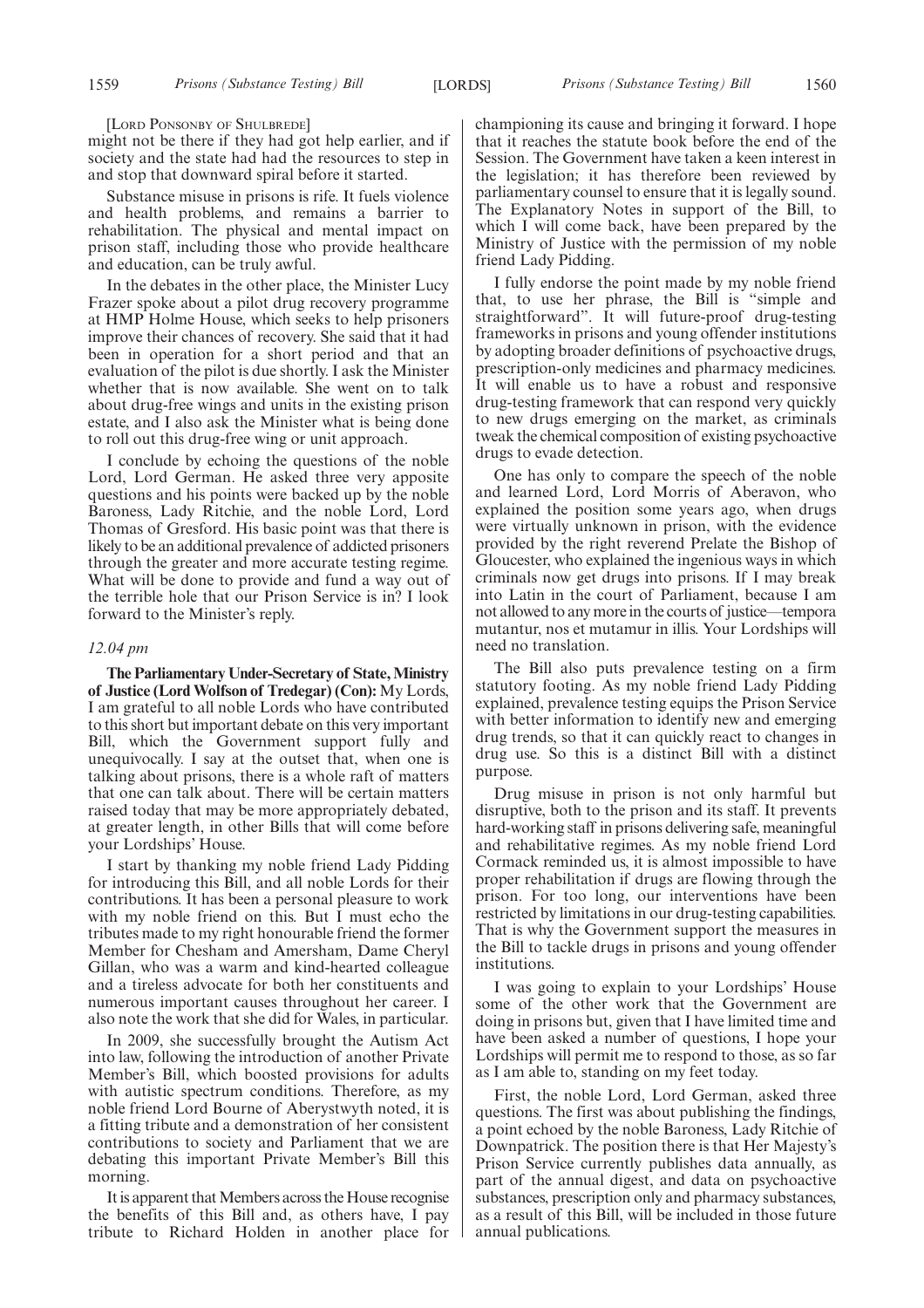[Lord Ponsonby of Shulbrede]

might not be there if they had got help earlier, and if society and the state had had the resources to step in and stop that downward spiral before it started.

Substance misuse in prisons is rife. It fuels violence and health problems, and remains a barrier to rehabilitation. The physical and mental impact on prison staff, including those who provide healthcare and education, can be truly awful.

In the debates in the other place, the Minister Lucy Frazer spoke about a pilot drug recovery programme at HMP Holme House, which seeks to help prisoners improve their chances of recovery. She said that it had been in operation for a short period and that an evaluation of the pilot is due shortly. I ask the Minister whether that is now available. She went on to talk about drug-free wings and units in the existing prison estate, and I also ask the Minister what is being done to roll out this drug-free wing or unit approach.

I conclude by echoing the questions of the noble Lord, Lord German. He asked three very apposite questions and his points were backed up by the noble Baroness, Lady Ritchie, and the noble Lord, Lord Thomas of Gresford. His basic point was that there is likely to be an additional prevalence of addicted prisoners through the greater and more accurate testing regime. What will be done to provide and fund a way out of the terrible hole that our Prison Service is in? I look forward to the Minister's reply.

*12.04 pm*

**The Parliamentary Under-Secretary of State, Ministry of Justice (Lord Wolfson of Tredegar) (Con):** My Lords, I am grateful to all noble Lords who have contributed to this short but important debate on this very important Bill, which the Government support fully and unequivocally. I say at the outset that, when one is talking about prisons, there is a whole raft of matters that one can talk about. There will be certain matters raised today that may be more appropriately debated, at greater length, in other Bills that will come before your Lordships' House.

I start by thanking my noble friend Lady Pidding for introducing this Bill, and all noble Lords for their contributions. It has been a personal pleasure to work with my noble friend on this. But I must echo the tributes made to my right honourable friend the former Member for Chesham and Amersham, Dame Cheryl Gillan, who was a warm and kind-hearted colleague and a tireless advocate for both her constituents and numerous important causes throughout her career. I also note the work that she did for Wales, in particular.

In 2009, she successfully brought the Autism Act into law, following the introduction of another Private Member's Bill, which boosted provisions for adults with autistic spectrum conditions. Therefore, as my noble friend Lord Bourne of Aberystwyth noted, it is a fitting tribute and a demonstration of her consistent contributions to society and Parliament that we are debating this important Private Member's Bill this morning.

It is apparent that Members across the House recognise the benefits of this Bill and, as others have, I pay tribute to Richard Holden in another place for championing its cause and bringing it forward. I hope that it reaches the statute book before the end of the Session. The Government have taken a keen interest in the legislation; it has therefore been reviewed by parliamentary counsel to ensure that it is legally sound. The Explanatory Notes in support of the Bill, to which I will come back, have been prepared by the Ministry of Justice with the permission of my noble friend Lady Pidding.

I fully endorse the point made by my noble friend that, to use her phrase, the Bill is "simple and straightforward". It will future-proof drug-testing frameworks in prisons and young offender institutions by adopting broader definitions of psychoactive drugs, prescription-only medicines and pharmacy medicines. It will enable us to have a robust and responsive drug-testing framework that can respond very quickly to new drugs emerging on the market, as criminals tweak the chemical composition of existing psychoactive drugs to evade detection.

One has only to compare the speech of the noble and learned Lord, Lord Morris of Aberavon, who explained the position some years ago, when drugs were virtually unknown in prison, with the evidence provided by the right reverend Prelate the Bishop of Gloucester, who explained the ingenious ways in which criminals now get drugs into prisons. If I may break into Latin in the court of Parliament, because I am not allowed to any more in the courts of justice—tempora mutantur, nos et mutamur in illis. Your Lordships will need no translation.

The Bill also puts prevalence testing on a firm statutory footing. As my noble friend Lady Pidding explained, prevalence testing equips the Prison Service with better information to identify new and emerging drug trends, so that it can quickly react to changes in drug use. So this is a distinct Bill with a distinct purpose.

Drug misuse in prison is not only harmful but disruptive, both to the prison and its staff. It prevents hard-working staff in prisons delivering safe, meaningful and rehabilitative regimes. As my noble friend Lord Cormack reminded us, it is almost impossible to have proper rehabilitation if drugs are flowing through the prison. For too long, our interventions have been restricted by limitations in our drug-testing capabilities. That is why the Government support the measures in the Bill to tackle drugs in prisons and young offender institutions.

I was going to explain to your Lordships' House some of the other work that the Government are doing in prisons but, given that I have limited time and have been asked a number of questions, I hope your Lordships will permit me to respond to those, as so far as I am able to, standing on my feet today.

First, the noble Lord, Lord German, asked three questions. The first was about publishing the findings, a point echoed by the noble Baroness, Lady Ritchie of Downpatrick. The position there is that Her Majesty's Prison Service currently publishes data annually, as part of the annual digest, and data on psychoactive substances, prescription only and pharmacy substances, as a result of this Bill, will be included in those future annual publications.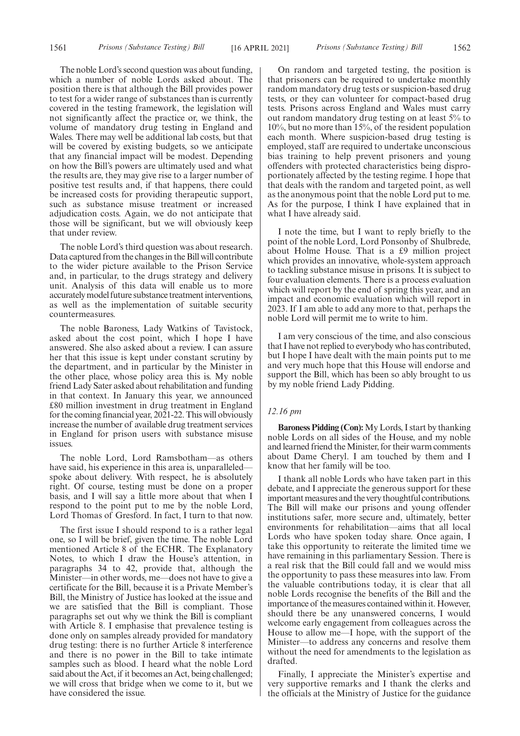The noble Lord's second question was about funding, which a number of noble Lords asked about. The position there is that although the Bill provides power to test for a wider range of substances than is currently covered in the testing framework, the legislation will not significantly affect the practice or, we think, the volume of mandatory drug testing in England and Wales. There may well be additional lab costs, but that will be covered by existing budgets, so we anticipate that any financial impact will be modest. Depending on how the Bill's powers are ultimately used and what the results are, they may give rise to a larger number of positive test results and, if that happens, there could be increased costs for providing therapeutic support, such as substance misuse treatment or increased adjudication costs. Again, we do not anticipate that those will be significant, but we will obviously keep that under review.

The noble Lord's third question was about research. Data captured from the changes in the Bill will contribute to the wider picture available to the Prison Service and, in particular, to the drugs strategy and delivery unit. Analysis of this data will enable us to more accurately model future substance treatment interventions, as well as the implementation of suitable security countermeasures.

The noble Baroness, Lady Watkins of Tavistock, asked about the cost point, which I hope I have answered. She also asked about a review. I can assure her that this issue is kept under constant scrutiny by the department, and in particular by the Minister in the other place, whose policy area this is. My noble friend Lady Sater asked about rehabilitation and funding in that context. In January this year, we announced £80 million investment in drug treatment in England for the coming financial year, 2021-22. This will obviously increase the number of available drug treatment services in England for prison users with substance misuse issues.

The noble Lord, Lord Ramsbotham—as others have said, his experience in this area is, unparalleled—spoke about delivery. With respect, he is absolutely right. Of course, testing must be done on a proper basis, and I will say a little more about that when I respond to the point put to me by the noble Lord, Lord Thomas of Gresford. In fact, I turn to that now.

The first issue I should respond to is a rather legal one, so I will be brief, given the time. The noble Lord mentioned Article 8 of the ECHR. The Explanatory Notes, to which I draw the House's attention, in paragraphs 34 to 42, provide that, although the Minister—in other words, me—does not have to give a certificate for the Bill, because it is a Private Member's Bill, the Ministry of Justice has looked at the issue and we are satisfied that the Bill is compliant. Those paragraphs set out why we think the Bill is compliant with Article 8. I emphasise that prevalence testing is done only on samples already provided for mandatory drug testing: there is no further Article 8 interference and there is no power in the Bill to take intimate samples such as blood. I heard what the noble Lord said about the Act, if it becomes an Act, being challenged; we will cross that bridge when we come to it, but we have considered the issue.

On random and targeted testing, the position is that prisoners can be required to undertake monthly random mandatory drug tests or suspicion-based drug tests, or they can volunteer for compact-based drug tests. Prisons across England and Wales must carry out random mandatory drug testing on at least 5% to 10%, but no more than 15%, of the resident population each month. Where suspicion-based drug testing is employed, staff are required to undertake unconscious bias training to help prevent prisoners and young offenders with protected characteristics being disproportionately affected by the testing regime. I hope that that deals with the random and targeted point, as well as the anonymous point that the noble Lord put to me. As for the purpose, I think I have explained that in what I have already said.

I note the time, but I want to reply briefly to the point of the noble Lord, Lord Ponsonby of Shulbrede, about Holme House. That is a £9 million project which provides an innovative, whole-system approach to tackling substance misuse in prisons. It is subject to four evaluation elements. There is a process evaluation which will report by the end of spring this year, and an impact and economic evaluation which will report in 2023. If I am able to add any more to that, perhaps the noble Lord will permit me to write to him.

I am very conscious of the time, and also conscious that I have not replied to everybody who has contributed, but I hope I have dealt with the main points put to me and very much hope that this House will endorse and support the Bill, which has been so ably brought to us by my noble friend Lady Pidding.

*12.16 pm*

**Baroness Pidding (Con):** My Lords, I start by thanking noble Lords on all sides of the House, and my noble and learned friend the Minister, for their warm comments about Dame Cheryl. I am touched by them and I know that her family will be too.

I thank all noble Lords who have taken part in this debate, and I appreciate the generous support for these important measures and the very thoughtful contributions. The Bill will make our prisons and young offender institutions safer, more secure and, ultimately, better environments for rehabilitation—aims that all local Lords who have spoken today share. Once again, I take this opportunity to reiterate the limited time we have remaining in this parliamentary Session. There is a real risk that the Bill could fall and we would miss the opportunity to pass these measures into law. From the valuable contributions today, it is clear that all noble Lords recognise the benefits of the Bill and the importance of the measures contained within it. However, should there be any unanswered concerns, I would welcome early engagement from colleagues across the House to allow me—I hope, with the support of the Minister—to address any concerns and resolve them without the need for amendments to the legislation as drafted.

Finally, I appreciate the Minister's expertise and very supportive remarks and I thank the clerks and the officials at the Ministry of Justice for the guidance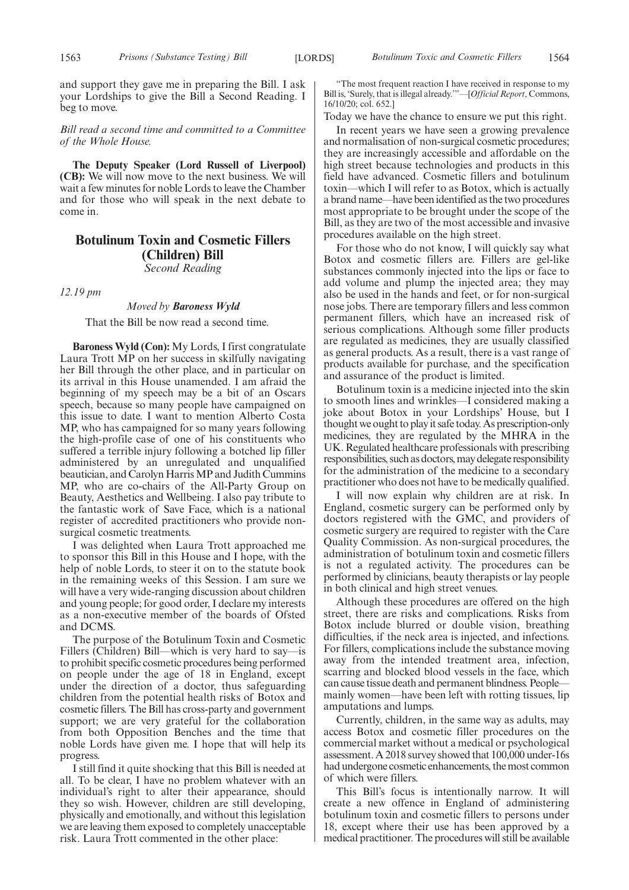and support they gave me in preparing the Bill. I ask your Lordships to give the Bill a Second Reading. I beg to move.

*Bill read a second time and committed to a Committee of the Whole House.*

**The Deputy Speaker (Lord Russell of Liverpool) (CB):** We will now move to the next business. We will wait a few minutes for noble Lords to leave the Chamber and for those who will speak in the next debate to come in.

## Botulinum Toxin and Cosmetic Fillers (Children) Bill

*Second Reading*

*12.19 pm*

*Moved by* ***Baroness Wyld***

That the Bill be now read a second time.

**Baroness Wyld (Con):** My Lords, I first congratulate Laura Trott MP on her success in skilfully navigating her Bill through the other place, and in particular on its arrival in this House unamended. I am afraid the beginning of my speech may be a bit of an Oscars speech, because so many people have campaigned on this issue to date. I want to mention Alberto Costa MP, who has campaigned for so many years following the high-profile case of one of his constituents who suffered a terrible injury following a botched lip filler administered by an unregulated and unqualified beautician, and Carolyn Harris MP and Judith Cummins MP, who are co-chairs of the All-Party Group on Beauty, Aesthetics and Wellbeing. I also pay tribute to the fantastic work of Save Face, which is a national register of accredited practitioners who provide non-surgical cosmetic treatments.

I was delighted when Laura Trott approached me to sponsor this Bill in this House and I hope, with the help of noble Lords, to steer it on to the statute book in the remaining weeks of this Session. I am sure we will have a very wide-ranging discussion about children and young people; for good order, I declare my interests as a non-executive member of the boards of Ofsted and DCMS.

The purpose of the Botulinum Toxin and Cosmetic Fillers (Children) Bill—which is very hard to say—is to prohibit specific cosmetic procedures being performed on people under the age of 18 in England, except under the direction of a doctor, thus safeguarding children from the potential health risks of Botox and cosmetic fillers. The Bill has cross-party and government support; we are very grateful for the collaboration from both Opposition Benches and the time that noble Lords have given me. I hope that will help its progress.

I still find it quite shocking that this Bill is needed at all. To be clear, I have no problem whatever with an individual's right to alter their appearance, should they so wish. However, children are still developing, physically and emotionally, and without this legislation we are leaving them exposed to completely unacceptable risk. Laura Trott commented in the other place:

"The most frequent reaction I have received in response to my Bill is, 'Surely, that is illegal already.'"—[*Official Report*, Commons, 16/10/20; col. 652.]

Today we have the chance to ensure we put this right.

In recent years we have seen a growing prevalence and normalisation of non-surgical cosmetic procedures; they are increasingly accessible and affordable on the high street because technologies and products in this field have advanced. Cosmetic fillers and botulinum toxin—which I will refer to as Botox, which is actually a brand name—have been identified as the two procedures most appropriate to be brought under the scope of the Bill, as they are two of the most accessible and invasive procedures available on the high street.

For those who do not know, I will quickly say what Botox and cosmetic fillers are. Fillers are gel-like substances commonly injected into the lips or face to add volume and plump the injected area; they may also be used in the hands and feet, or for non-surgical nose jobs. There are temporary fillers and less common permanent fillers, which have an increased risk of serious complications. Although some filler products are regulated as medicines, they are usually classified as general products. As a result, there is a vast range of products available for purchase, and the specification and assurance of the product is limited.

Botulinum toxin is a medicine injected into the skin to smooth lines and wrinkles—I considered making a joke about Botox in your Lordships' House, but I thought we ought to play it safe today. As prescription-only medicines, they are regulated by the MHRA in the UK. Regulated healthcare professionals with prescribing responsibilities, such as doctors, may delegate responsibility for the administration of the medicine to a secondary practitioner who does not have to be medically qualified.

I will now explain why children are at risk. In England, cosmetic surgery can be performed only by doctors registered with the GMC, and providers of cosmetic surgery are required to register with the Care Quality Commission. As non-surgical procedures, the administration of botulinum toxin and cosmetic fillers is not a regulated activity. The procedures can be performed by clinicians, beauty therapists or lay people in both clinical and high street venues.

Although these procedures are offered on the high street, there are risks and complications. Risks from Botox include blurred or double vision, breathing difficulties, if the neck area is injected, and infections. For fillers, complications include the substance moving away from the intended treatment area, infection, scarring and blocked blood vessels in the face, which can cause tissue death and permanent blindness. People—mainly women—have been left with rotting tissues, lip amputations and lumps.

Currently, children, in the same way as adults, may access Botox and cosmetic filler procedures on the commercial market without a medical or psychological assessment. A 2018 survey showed that 100,000 under-16s had undergone cosmetic enhancements, the most common of which were fillers.

This Bill's focus is intentionally narrow. It will create a new offence in England of administering botulinum toxin and cosmetic fillers to persons under 18, except where their use has been approved by a medical practitioner. The procedures will still be available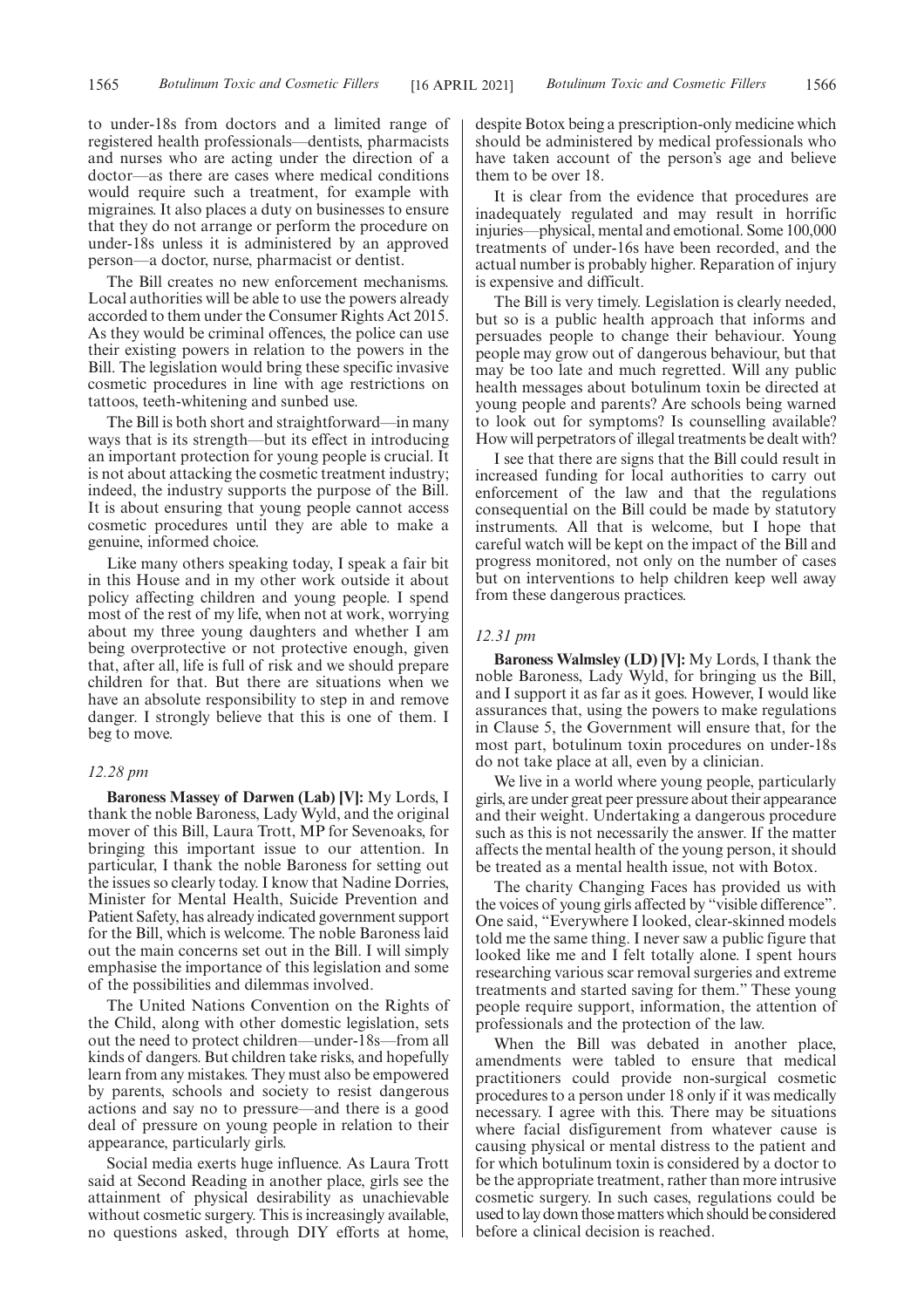to under-18s from doctors and a limited range of registered health professionals—dentists, pharmacists and nurses who are acting under the direction of a doctor—as there are cases where medical conditions would require such a treatment, for example with migraines. It also places a duty on businesses to ensure that they do not arrange or perform the procedure on under-18s unless it is administered by an approved person—a doctor, nurse, pharmacist or dentist.

The Bill creates no new enforcement mechanisms. Local authorities will be able to use the powers already accorded to them under the Consumer Rights Act 2015. As they would be criminal offences, the police can use their existing powers in relation to the powers in the Bill. The legislation would bring these specific invasive cosmetic procedures in line with age restrictions on tattoos, teeth-whitening and sunbed use.

The Bill is both short and straightforward—in many ways that is its strength—but its effect in introducing an important protection for young people is crucial. It is not about attacking the cosmetic treatment industry; indeed, the industry supports the purpose of the Bill. It is about ensuring that young people cannot access cosmetic procedures until they are able to make a genuine, informed choice.

Like many others speaking today, I speak a fair bit in this House and in my other work outside it about policy affecting children and young people. I spend most of the rest of my life, when not at work, worrying about my three young daughters and whether I am being overprotective or not protective enough, given that, after all, life is full of risk and we should prepare children for that. But there are situations when we have an absolute responsibility to step in and remove danger. I strongly believe that this is one of them. I beg to move.

*12.28 pm*

**Baroness Massey of Darwen (Lab) [V]:** My Lords, I thank the noble Baroness, Lady Wyld, and the original mover of this Bill, Laura Trott, MP for Sevenoaks, for bringing this important issue to our attention. In particular, I thank the noble Baroness for setting out the issues so clearly today. I know that Nadine Dorries, Minister for Mental Health, Suicide Prevention and Patient Safety, has already indicated government support for the Bill, which is welcome. The noble Baroness laid out the main concerns set out in the Bill. I will simply emphasise the importance of this legislation and some of the possibilities and dilemmas involved.

The United Nations Convention on the Rights of the Child, along with other domestic legislation, sets out the need to protect children—under-18s—from all kinds of dangers. But children take risks, and hopefully learn from any mistakes. They must also be empowered by parents, schools and society to resist dangerous actions and say no to pressure—and there is a good deal of pressure on young people in relation to their appearance, particularly girls.

Social media exerts huge influence. As Laura Trott said at Second Reading in another place, girls see the attainment of physical desirability as unachievable without cosmetic surgery. This is increasingly available, no questions asked, through DIY efforts at home, despite Botox being a prescription-only medicine which should be administered by medical professionals who have taken account of the person's age and believe them to be over 18.

It is clear from the evidence that procedures are inadequately regulated and may result in horrific injuries—physical, mental and emotional. Some 100,000 treatments of under-16s have been recorded, and the actual number is probably higher. Reparation of injury is expensive and difficult.

The Bill is very timely. Legislation is clearly needed, but so is a public health approach that informs and persuades people to change their behaviour. Young people may grow out of dangerous behaviour, but that may be too late and much regretted. Will any public health messages about botulinum toxin be directed at young people and parents? Are schools being warned to look out for symptoms? Is counselling available? How will perpetrators of illegal treatments be dealt with?

I see that there are signs that the Bill could result in increased funding for local authorities to carry out enforcement of the law and that the regulations consequential on the Bill could be made by statutory instruments. All that is welcome, but I hope that careful watch will be kept on the impact of the Bill and progress monitored, not only on the number of cases but on interventions to help children keep well away from these dangerous practices.

*12.31 pm*

**Baroness Walmsley (LD) [V]:** My Lords, I thank the noble Baroness, Lady Wyld, for bringing us the Bill, and I support it as far as it goes. However, I would like assurances that, using the powers to make regulations in Clause 5, the Government will ensure that, for the most part, botulinum toxin procedures on under-18s do not take place at all, even by a clinician.

We live in a world where young people, particularly girls, are under great peer pressure about their appearance and their weight. Undertaking a dangerous procedure such as this is not necessarily the answer. If the matter affects the mental health of the young person, it should be treated as a mental health issue, not with Botox.

The charity Changing Faces has provided us with the voices of young girls affected by "visible difference". One said, "Everywhere I looked, clear-skinned models told me the same thing. I never saw a public figure that looked like me and I felt totally alone. I spent hours researching various scar removal surgeries and extreme treatments and started saving for them." These young people require support, information, the attention of professionals and the protection of the law.

When the Bill was debated in another place, amendments were tabled to ensure that medical practitioners could provide non-surgical cosmetic procedures to a person under 18 only if it was medically necessary. I agree with this. There may be situations where facial disfigurement from whatever cause is causing physical or mental distress to the patient and for which botulinum toxin is considered by a doctor to be the appropriate treatment, rather than more intrusive cosmetic surgery. In such cases, regulations could be used to lay down those matters which should be considered before a clinical decision is reached.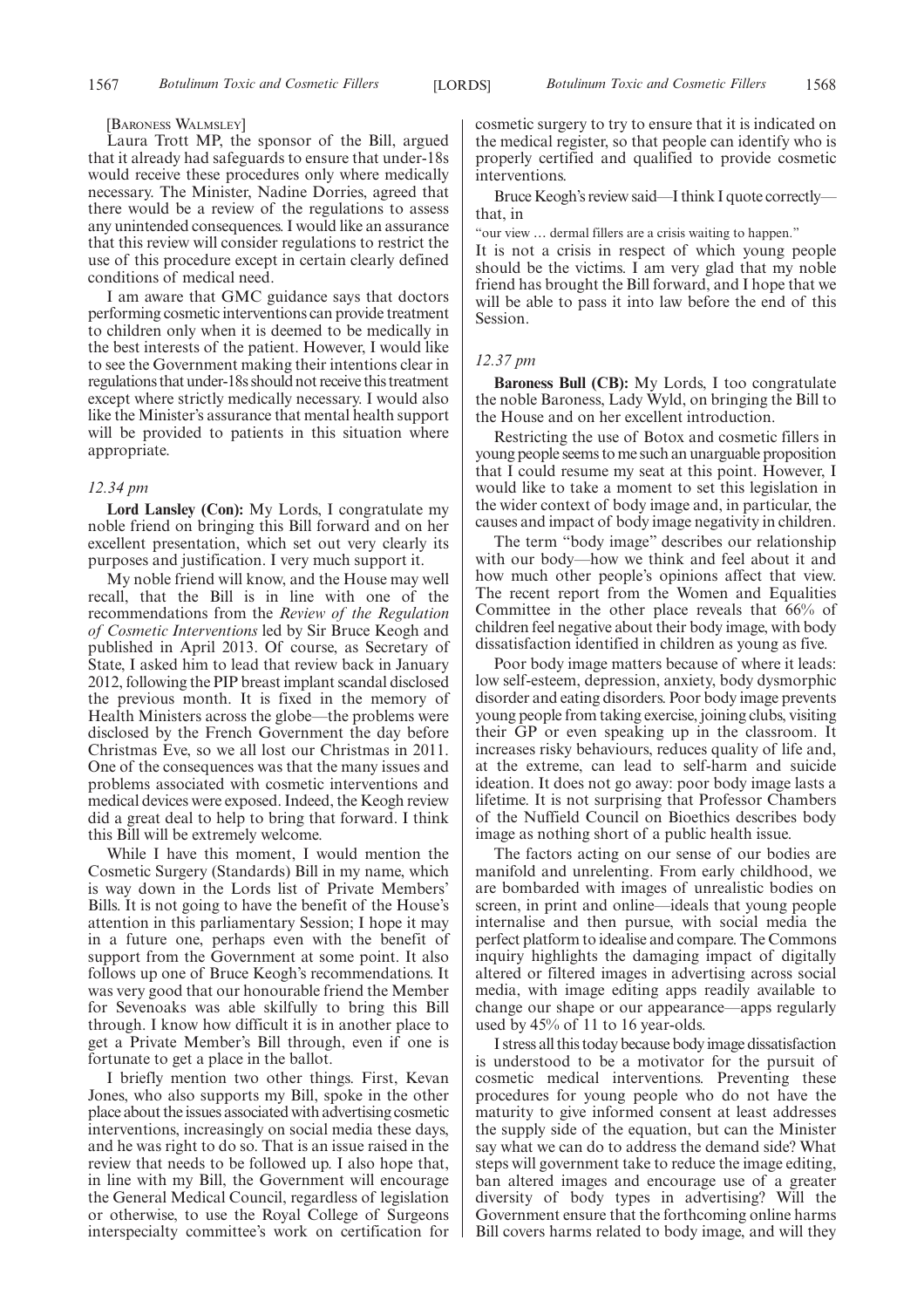[Baroness Walmsley]

Laura Trott MP, the sponsor of the Bill, argued that it already had safeguards to ensure that under-18s would receive these procedures only where medically necessary. The Minister, Nadine Dorries, agreed that there would be a review of the regulations to assess any unintended consequences. I would like an assurance that this review will consider regulations to restrict the use of this procedure except in certain clearly defined conditions of medical need.

I am aware that GMC guidance says that doctors performing cosmetic interventions can provide treatment to children only when it is deemed to be medically in the best interests of the patient. However, I would like to see the Government making their intentions clear in regulations that under-18s should not receive this treatment except where strictly medically necessary. I would also like the Minister's assurance that mental health support will be provided to patients in this situation where appropriate.

*12.34 pm*

**Lord Lansley (Con):** My Lords, I congratulate my noble friend on bringing this Bill forward and on her excellent presentation, which set out very clearly its purposes and justification. I very much support it.

My noble friend will know, and the House may well recall, that the Bill is in line with one of the recommendations from the *Review of the Regulation of Cosmetic Interventions* led by Sir Bruce Keogh and published in April 2013. Of course, as Secretary of State, I asked him to lead that review back in January 2012, following the PIP breast implant scandal disclosed the previous month. It is fixed in the memory of Health Ministers across the globe—the problems were disclosed by the French Government the day before Christmas Eve, so we all lost our Christmas in 2011. One of the consequences was that the many issues and problems associated with cosmetic interventions and medical devices were exposed. Indeed, the Keogh review did a great deal to help to bring that forward. I think this Bill will be extremely welcome.

While I have this moment, I would mention the Cosmetic Surgery (Standards) Bill in my name, which is way down in the Lords list of Private Members' Bills. It is not going to have the benefit of the House's attention in this parliamentary Session; I hope it may in a future one, perhaps even with the benefit of support from the Government at some point. It also follows up one of Bruce Keogh's recommendations. It was very good that our honourable friend the Member for Sevenoaks was able skilfully to bring this Bill through. I know how difficult it is in another place to get a Private Member's Bill through, even if one is fortunate to get a place in the ballot.

I briefly mention two other things. First, Kevan Jones, who also supports my Bill, spoke in the other place about the issues associated with advertising cosmetic interventions, increasingly on social media these days, and he was right to do so. That is an issue raised in the review that needs to be followed up. I also hope that, in line with my Bill, the Government will encourage the General Medical Council, regardless of legislation or otherwise, to use the Royal College of Surgeons interspecialty committee's work on certification for cosmetic surgery to try to ensure that it is indicated on the medical register, so that people can identify who is properly certified and qualified to provide cosmetic interventions.

Bruce Keogh's review said—I think I quote correctly—that, in

"our view … dermal fillers are a crisis waiting to happen."

It is not a crisis in respect of which young people should be the victims. I am very glad that my noble friend has brought the Bill forward, and I hope that we will be able to pass it into law before the end of this Session.

*12.37 pm*

**Baroness Bull (CB):** My Lords, I too congratulate the noble Baroness, Lady Wyld, on bringing the Bill to the House and on her excellent introduction.

Restricting the use of Botox and cosmetic fillers in young people seems to me such an unarguable proposition that I could resume my seat at this point. However, I would like to take a moment to set this legislation in the wider context of body image and, in particular, the causes and impact of body image negativity in children.

The term "body image" describes our relationship with our body—how we think and feel about it and how much other people's opinions affect that view. The recent report from the Women and Equalities Committee in the other place reveals that 66% of children feel negative about their body image, with body dissatisfaction identified in children as young as five.

Poor body image matters because of where it leads: low self-esteem, depression, anxiety, body dysmorphic disorder and eating disorders. Poor body image prevents young people from taking exercise, joining clubs, visiting their GP or even speaking up in the classroom. It increases risky behaviours, reduces quality of life and, at the extreme, can lead to self-harm and suicide ideation. It does not go away: poor body image lasts a lifetime. It is not surprising that Professor Chambers of the Nuffield Council on Bioethics describes body image as nothing short of a public health issue.

The factors acting on our sense of our bodies are manifold and unrelenting. From early childhood, we are bombarded with images of unrealistic bodies on screen, in print and online—ideals that young people internalise and then pursue, with social media the perfect platform to idealise and compare. The Commons inquiry highlights the damaging impact of digitally altered or filtered images in advertising across social media, with image editing apps readily available to change our shape or our appearance—apps regularly used by 45% of 11 to 16 year-olds.

I stress all this today because body image dissatisfaction is understood to be a motivator for the pursuit of cosmetic medical interventions. Preventing these procedures for young people who do not have the maturity to give informed consent at least addresses the supply side of the equation, but can the Minister say what we can do to address the demand side? What steps will government take to reduce the image editing, ban altered images and encourage use of a greater diversity of body types in advertising? Will the Government ensure that the forthcoming online harms Bill covers harms related to body image, and will they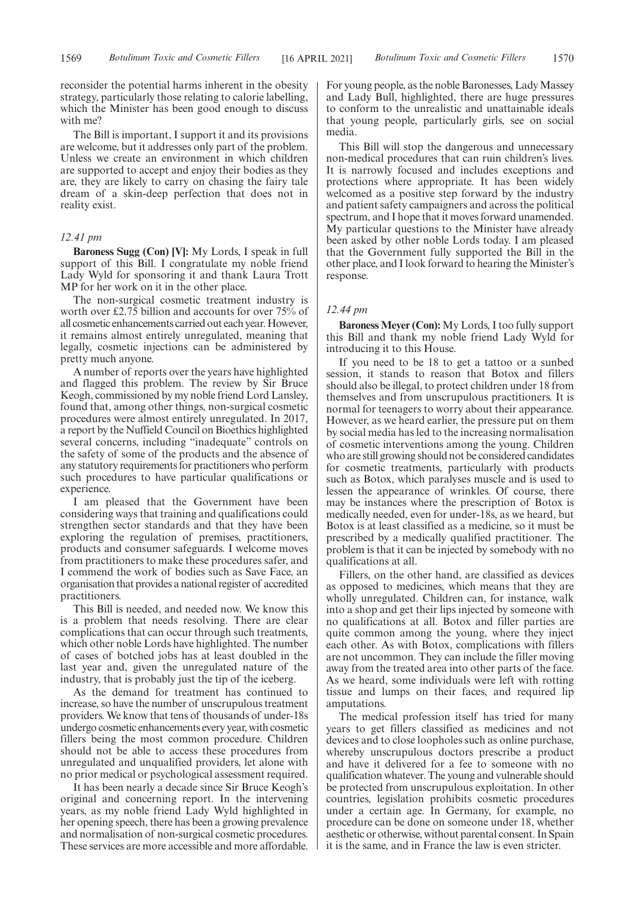reconsider the potential harms inherent in the obesity strategy, particularly those relating to calorie labelling, which the Minister has been good enough to discuss with me?

The Bill is important, I support it and its provisions are welcome, but it addresses only part of the problem. Unless we create an environment in which children are supported to accept and enjoy their bodies as they are, they are likely to carry on chasing the fairy tale dream of a skin-deep perfection that does not in reality exist.

*12.41 pm*

**Baroness Sugg (Con) [V]:** My Lords, I speak in full support of this Bill. I congratulate my noble friend Lady Wyld for sponsoring it and thank Laura Trott MP for her work on it in the other place.

The non-surgical cosmetic treatment industry is worth over £2.75 billion and accounts for over 75% of all cosmetic enhancements carried out each year. However, it remains almost entirely unregulated, meaning that legally, cosmetic injections can be administered by pretty much anyone.

A number of reports over the years have highlighted and flagged this problem. The review by Sir Bruce Keogh, commissioned by my noble friend Lord Lansley, found that, among other things, non-surgical cosmetic procedures were almost entirely unregulated. In 2017, a report by the Nuffield Council on Bioethics highlighted several concerns, including "inadequate" controls on the safety of some of the products and the absence of any statutory requirements for practitioners who perform such procedures to have particular qualifications or experience.

I am pleased that the Government have been considering ways that training and qualifications could strengthen sector standards and that they have been exploring the regulation of premises, practitioners, products and consumer safeguards. I welcome moves from practitioners to make these procedures safer, and I commend the work of bodies such as Save Face, an organisation that provides a national register of accredited practitioners.

This Bill is needed, and needed now. We know this is a problem that needs resolving. There are clear complications that can occur through such treatments, which other noble Lords have highlighted. The number of cases of botched jobs has at least doubled in the last year and, given the unregulated nature of the industry, that is probably just the tip of the iceberg.

As the demand for treatment has continued to increase, so have the number of unscrupulous treatment providers. We know that tens of thousands of under-18s undergo cosmetic enhancements every year, with cosmetic fillers being the most common procedure. Children should not be able to access these procedures from unregulated and unqualified providers, let alone with no prior medical or psychological assessment required.

It has been nearly a decade since Sir Bruce Keogh's original and concerning report. In the intervening years, as my noble friend Lady Wyld highlighted in her opening speech, there has been a growing prevalence and normalisation of non-surgical cosmetic procedures. These services are more accessible and more affordable. For young people, as the noble Baronesses, Lady Massey and Lady Bull, highlighted, there are huge pressures to conform to the unrealistic and unattainable ideals that young people, particularly girls, see on social media.

This Bill will stop the dangerous and unnecessary non-medical procedures that can ruin children's lives. It is narrowly focused and includes exceptions and protections where appropriate. It has been widely welcomed as a positive step forward by the industry and patient safety campaigners and across the political spectrum, and I hope that it moves forward unamended. My particular questions to the Minister have already been asked by other noble Lords today. I am pleased that the Government fully supported the Bill in the other place, and I look forward to hearing the Minister's response.

*12.44 pm*

**Baroness Meyer (Con):** My Lords, I too fully support this Bill and thank my noble friend Lady Wyld for introducing it to this House.

If you need to be 18 to get a tattoo or a sunbed session, it stands to reason that Botox and fillers should also be illegal, to protect children under 18 from themselves and from unscrupulous practitioners. It is normal for teenagers to worry about their appearance. However, as we heard earlier, the pressure put on them by social media has led to the increasing normalisation of cosmetic interventions among the young. Children who are still growing should not be considered candidates for cosmetic treatments, particularly with products such as Botox, which paralyses muscle and is used to lessen the appearance of wrinkles. Of course, there may be instances where the prescription of Botox is medically needed, even for under-18s, as we heard, but Botox is at least classified as a medicine, so it must be prescribed by a medically qualified practitioner. The problem is that it can be injected by somebody with no qualifications at all.

Fillers, on the other hand, are classified as devices as opposed to medicines, which means that they are wholly unregulated. Children can, for instance, walk into a shop and get their lips injected by someone with no qualifications at all. Botox and filler parties are quite common among the young, where they inject each other. As with Botox, complications with fillers are not uncommon. They can include the filler moving away from the treated area into other parts of the face. As we heard, some individuals were left with rotting tissue and lumps on their faces, and required lip amputations.

The medical profession itself has tried for many years to get fillers classified as medicines and not devices and to close loopholes such as online purchase, whereby unscrupulous doctors prescribe a product and have it delivered for a fee to someone with no qualification whatever. The young and vulnerable should be protected from unscrupulous exploitation. In other countries, legislation prohibits cosmetic procedures under a certain age. In Germany, for example, no procedure can be done on someone under 18, whether aesthetic or otherwise, without parental consent. In Spain it is the same, and in France the law is even stricter.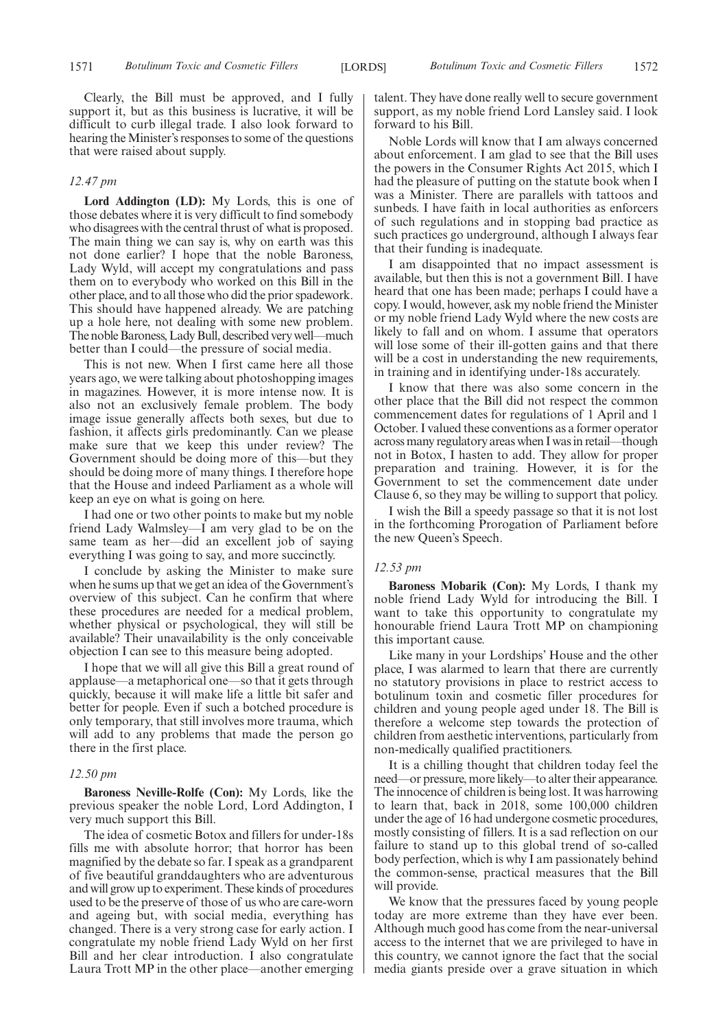Clearly, the Bill must be approved, and I fully support it, but as this business is lucrative, it will be difficult to curb illegal trade. I also look forward to hearing the Minister's responses to some of the questions that were raised about supply.

*12.47 pm*

**Lord Addington (LD):** My Lords, this is one of those debates where it is very difficult to find somebody who disagrees with the central thrust of what is proposed. The main thing we can say is, why on earth was this not done earlier? I hope that the noble Baroness, Lady Wyld, will accept my congratulations and pass them on to everybody who worked on this Bill in the other place, and to all those who did the prior spadework. This should have happened already. We are patching up a hole here, not dealing with some new problem. The noble Baroness, Lady Bull, described very well—much better than I could—the pressure of social media.

This is not new. When I first came here all those years ago, we were talking about photoshopping images in magazines. However, it is more intense now. It is also not an exclusively female problem. The body image issue generally affects both sexes, but due to fashion, it affects girls predominantly. Can we please make sure that we keep this under review? The Government should be doing more of this—but they should be doing more of many things. I therefore hope that the House and indeed Parliament as a whole will keep an eye on what is going on here.

I had one or two other points to make but my noble friend Lady Walmsley—I am very glad to be on the same team as her—did an excellent job of saying everything I was going to say, and more succinctly.

I conclude by asking the Minister to make sure when he sums up that we get an idea of the Government's overview of this subject. Can he confirm that where these procedures are needed for a medical problem, whether physical or psychological, they will still be available? Their unavailability is the only conceivable objection I can see to this measure being adopted.

I hope that we will all give this Bill a great round of applause—a metaphorical one—so that it gets through quickly, because it will make life a little bit safer and better for people. Even if such a botched procedure is only temporary, that still involves more trauma, which will add to any problems that made the person go there in the first place.

*12.50 pm*

**Baroness Neville-Rolfe (Con):** My Lords, like the previous speaker the noble Lord, Lord Addington, I very much support this Bill.

The idea of cosmetic Botox and fillers for under-18s fills me with absolute horror; that horror has been magnified by the debate so far. I speak as a grandparent of five beautiful granddaughters who are adventurous and will grow up to experiment. These kinds of procedures used to be the preserve of those of us who are care-worn and ageing but, with social media, everything has changed. There is a very strong case for early action. I congratulate my noble friend Lady Wyld on her first Bill and her clear introduction. I also congratulate Laura Trott MP in the other place—another emerging talent. They have done really well to secure government support, as my noble friend Lord Lansley said. I look forward to his Bill.

Noble Lords will know that I am always concerned about enforcement. I am glad to see that the Bill uses the powers in the Consumer Rights Act 2015, which I had the pleasure of putting on the statute book when I was a Minister. There are parallels with tattoos and sunbeds. I have faith in local authorities as enforcers of such regulations and in stopping bad practice as such practices go underground, although I always fear that their funding is inadequate.

I am disappointed that no impact assessment is available, but then this is not a government Bill. I have heard that one has been made; perhaps I could have a copy. I would, however, ask my noble friend the Minister or my noble friend Lady Wyld where the new costs are likely to fall and on whom. I assume that operators will lose some of their ill-gotten gains and that there will be a cost in understanding the new requirements, in training and in identifying under-18s accurately.

I know that there was also some concern in the other place that the Bill did not respect the common commencement dates for regulations of 1 April and 1 October. I valued these conventions as a former operator across many regulatory areas when I was in retail—though not in Botox, I hasten to add. They allow for proper preparation and training. However, it is for the Government to set the commencement date under Clause 6, so they may be willing to support that policy.

I wish the Bill a speedy passage so that it is not lost in the forthcoming Prorogation of Parliament before the new Queen's Speech.

*12.53 pm*

**Baroness Mobarik (Con):** My Lords, I thank my noble friend Lady Wyld for introducing the Bill. I want to take this opportunity to congratulate my honourable friend Laura Trott MP on championing this important cause.

Like many in your Lordships' House and the other place, I was alarmed to learn that there are currently no statutory provisions in place to restrict access to botulinum toxin and cosmetic filler procedures for children and young people aged under 18. The Bill is therefore a welcome step towards the protection of children from aesthetic interventions, particularly from non-medically qualified practitioners.

It is a chilling thought that children today feel the need—or pressure, more likely—to alter their appearance. The innocence of children is being lost. It was harrowing to learn that, back in 2018, some 100,000 children under the age of 16 had undergone cosmetic procedures, mostly consisting of fillers. It is a sad reflection on our failure to stand up to this global trend of so-called body perfection, which is why I am passionately behind the common-sense, practical measures that the Bill will provide.

We know that the pressures faced by young people today are more extreme than they have ever been. Although much good has come from the near-universal access to the internet that we are privileged to have in this country, we cannot ignore the fact that the social media giants preside over a grave situation in which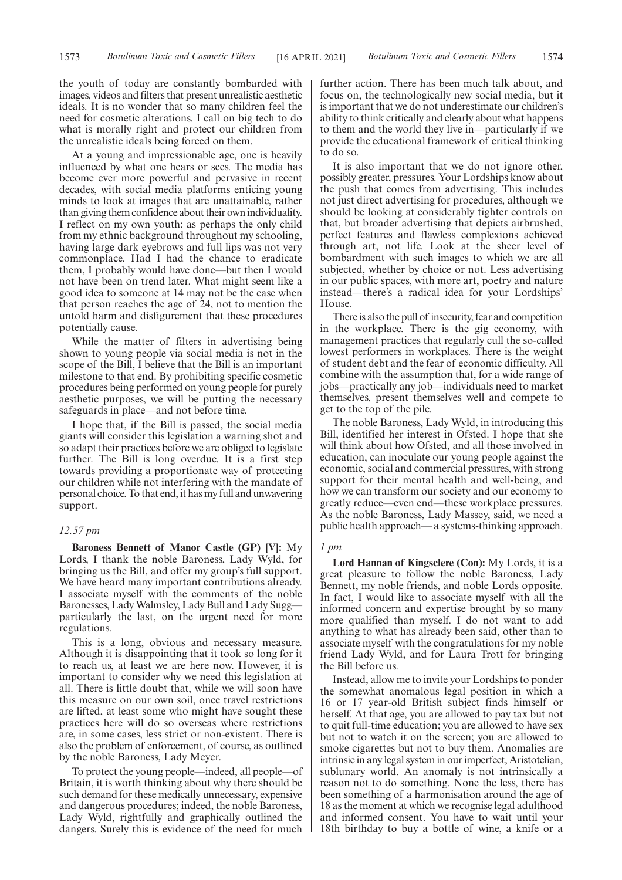the youth of today are constantly bombarded with images, videos and filters that present unrealistic aesthetic ideals. It is no wonder that so many children feel the need for cosmetic alterations. I call on big tech to do what is morally right and protect our children from the unrealistic ideals being forced on them.

At a young and impressionable age, one is heavily influenced by what one hears or sees. The media has become ever more powerful and pervasive in recent decades, with social media platforms enticing young minds to look at images that are unattainable, rather than giving them confidence about their own individuality. I reflect on my own youth: as perhaps the only child from my ethnic background throughout my schooling, having large dark eyebrows and full lips was not very commonplace. Had I had the chance to eradicate them, I probably would have done—but then I would not have been on trend later. What might seem like a good idea to someone at 14 may not be the case when that person reaches the age of 24, not to mention the untold harm and disfigurement that these procedures potentially cause.

While the matter of filters in advertising being shown to young people via social media is not in the scope of the Bill, I believe that the Bill is an important milestone to that end. By prohibiting specific cosmetic procedures being performed on young people for purely aesthetic purposes, we will be putting the necessary safeguards in place—and not before time.

I hope that, if the Bill is passed, the social media giants will consider this legislation a warning shot and so adapt their practices before we are obliged to legislate further. The Bill is long overdue. It is a first step towards providing a proportionate way of protecting our children while not interfering with the mandate of personal choice. To that end, it has my full and unwavering support.

*12.57 pm*

**Baroness Bennett of Manor Castle (GP) [V]:** My Lords, I thank the noble Baroness, Lady Wyld, for bringing us the Bill, and offer my group's full support. We have heard many important contributions already. I associate myself with the comments of the noble Baronesses, Lady Walmsley, Lady Bull and Lady Sugg—particularly the last, on the urgent need for more regulations.

This is a long, obvious and necessary measure. Although it is disappointing that it took so long for it to reach us, at least we are here now. However, it is important to consider why we need this legislation at all. There is little doubt that, while we will soon have this measure on our own soil, once travel restrictions are lifted, at least some who might have sought these practices here will do so overseas where restrictions are, in some cases, less strict or non-existent. There is also the problem of enforcement, of course, as outlined by the noble Baroness, Lady Meyer.

To protect the young people—indeed, all people—of Britain, it is worth thinking about why there should be such demand for these medically unnecessary, expensive and dangerous procedures; indeed, the noble Baroness, Lady Wyld, rightfully and graphically outlined the dangers. Surely this is evidence of the need for much further action. There has been much talk about, and focus on, the technologically new social media, but it is important that we do not underestimate our children's ability to think critically and clearly about what happens to them and the world they live in—particularly if we provide the educational framework of critical thinking to do so.

It is also important that we do not ignore other, possibly greater, pressures. Your Lordships know about the push that comes from advertising. This includes not just direct advertising for procedures, although we should be looking at considerably tighter controls on that, but broader advertising that depicts airbrushed, perfect features and flawless complexions achieved through art, not life. Look at the sheer level of bombardment with such images to which we are all subjected, whether by choice or not. Less advertising in our public spaces, with more art, poetry and nature instead—there's a radical idea for your Lordships' House.

There is also the pull of insecurity, fear and competition in the workplace. There is the gig economy, with management practices that regularly cull the so-called lowest performers in workplaces. There is the weight of student debt and the fear of economic difficulty. All combine with the assumption that, for a wide range of jobs—practically any job—individuals need to market themselves, present themselves well and compete to get to the top of the pile.

The noble Baroness, Lady Wyld, in introducing this Bill, identified her interest in Ofsted. I hope that she will think about how Ofsted, and all those involved in education, can inoculate our young people against the economic, social and commercial pressures, with strong support for their mental health and well-being, and how we can transform our society and our economy to greatly reduce—even end—these workplace pressures. As the noble Baroness, Lady Massey, said, we need a public health approach—a systems-thinking approach.

*1 pm*

**Lord Hannan of Kingsclere (Con):** My Lords, it is a great pleasure to follow the noble Baroness, Lady Bennett, my noble friends, and noble Lords opposite. In fact, I would like to associate myself with all the informed concern and expertise brought by so many more qualified than myself. I do not want to add anything to what has already been said, other than to associate myself with the congratulations for my noble friend Lady Wyld, and for Laura Trott for bringing the Bill before us.

Instead, allow me to invite your Lordships to ponder the somewhat anomalous legal position in which a 16 or 17 year-old British subject finds himself or herself. At that age, you are allowed to pay tax but not to quit full-time education; you are allowed to have sex but not to watch it on the screen; you are allowed to smoke cigarettes but not to buy them. Anomalies are intrinsic in any legal system in our imperfect, Aristotelian, sublunary world. An anomaly is not intrinsically a reason not to do something. None the less, there has been something of a harmonisation around the age of 18 as the moment at which we recognise legal adulthood and informed consent. You have to wait until your 18th birthday to buy a bottle of wine, a knife or a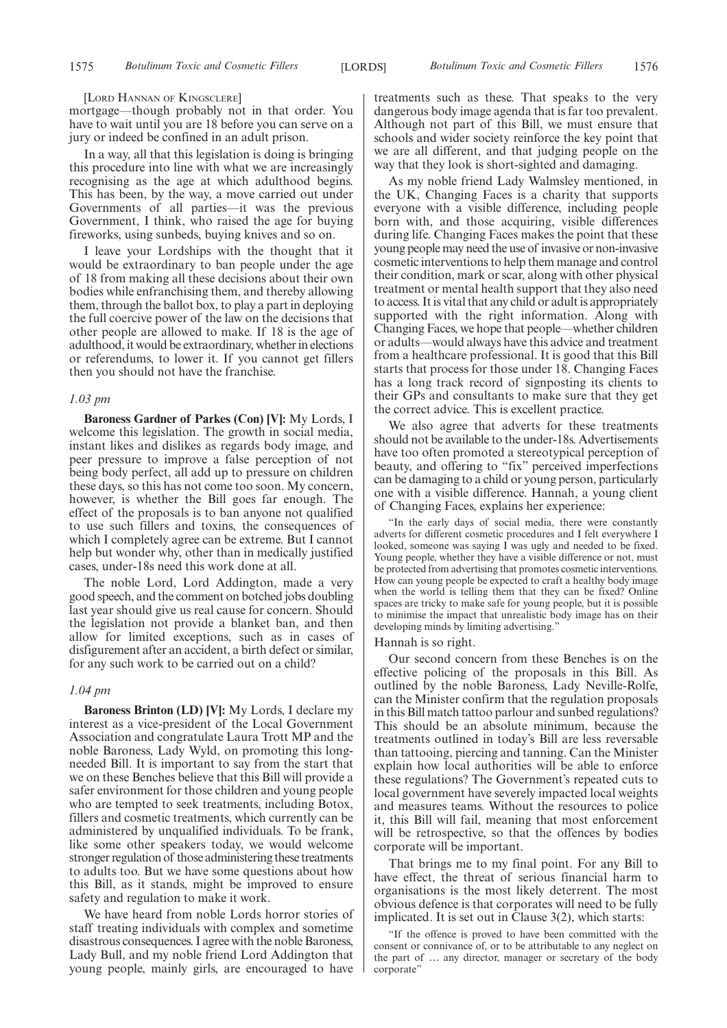[Lord Hannan of Kingsclere]

mortgage—though probably not in that order. You have to wait until you are 18 before you can serve on a jury or indeed be confined in an adult prison.

In a way, all that this legislation is doing is bringing this procedure into line with what we are increasingly recognising as the age at which adulthood begins. This has been, by the way, a move carried out under Governments of all parties—it was the previous Government, I think, who raised the age for buying fireworks, using sunbeds, buying knives and so on.

I leave your Lordships with the thought that it would be extraordinary to ban people under the age of 18 from making all these decisions about their own bodies while enfranchising them, and thereby allowing them, through the ballot box, to play a part in deploying the full coercive power of the law on the decisions that other people are allowed to make. If 18 is the age of adulthood, it would be extraordinary, whether in elections or referendums, to lower it. If you cannot get fillers then you should not have the franchise.

*1.03 pm*

**Baroness Gardner of Parkes (Con) [V]:** My Lords, I welcome this legislation. The growth in social media, instant likes and dislikes as regards body image, and peer pressure to improve a false perception of not being body perfect, all add up to pressure on children these days, so this has not come too soon. My concern, however, is whether the Bill goes far enough. The effect of the proposals is to ban anyone not qualified to use such fillers and toxins, the consequences of which I completely agree can be extreme. But I cannot help but wonder why, other than in medically justified cases, under-18s need this work done at all.

The noble Lord, Lord Addington, made a very good speech, and the comment on botched jobs doubling last year should give us real cause for concern. Should the legislation not provide a blanket ban, and then allow for limited exceptions, such as in cases of disfigurement after an accident, a birth defect or similar, for any such work to be carried out on a child?

*1.04 pm*

**Baroness Brinton (LD) [V]:** My Lords, I declare my interest as a vice-president of the Local Government Association and congratulate Laura Trott MP and the noble Baroness, Lady Wyld, on promoting this long-needed Bill. It is important to say from the start that we on these Benches believe that this Bill will provide a safer environment for those children and young people who are tempted to seek treatments, including Botox, fillers and cosmetic treatments, which currently can be administered by unqualified individuals. To be frank, like some other speakers today, we would welcome stronger regulation of those administering these treatments to adults too. But we have some questions about how this Bill, as it stands, might be improved to ensure safety and regulation to make it work.

We have heard from noble Lords horror stories of staff treating individuals with complex and sometime disastrous consequences. I agree with the noble Baroness, Lady Bull, and my noble friend Lord Addington that young people, mainly girls, are encouraged to have treatments such as these. That speaks to the very dangerous body image agenda that is far too prevalent. Although not part of this Bill, we must ensure that schools and wider society reinforce the key point that we are all different, and that judging people on the way that they look is short-sighted and damaging.

As my noble friend Lady Walmsley mentioned, in the UK, Changing Faces is a charity that supports everyone with a visible difference, including people born with, and those acquiring, visible differences during life. Changing Faces makes the point that these young people may need the use of invasive or non-invasive cosmetic interventions to help them manage and control their condition, mark or scar, along with other physical treatment or mental health support that they also need to access. It is vital that any child or adult is appropriately supported with the right information. Along with Changing Faces, we hope that people—whether children or adults—would always have this advice and treatment from a healthcare professional. It is good that this Bill starts that process for those under 18. Changing Faces has a long track record of signposting its clients to their GPs and consultants to make sure that they get the correct advice. This is excellent practice.

We also agree that adverts for these treatments should not be available to the under-18s. Advertisements have too often promoted a stereotypical perception of beauty, and offering to "fix" perceived imperfections can be damaging to a child or young person, particularly one with a visible difference. Hannah, a young client of Changing Faces, explains her experience:

> "In the early days of social media, there were constantly adverts for different cosmetic procedures and I felt everywhere I looked, someone was saying I was ugly and needed to be fixed. Young people, whether they have a visible difference or not, must be protected from advertising that promotes cosmetic interventions. How can young people be expected to craft a healthy body image when the world is telling them that they can be fixed? Online spaces are tricky to make safe for young people, but it is possible to minimise the impact that unrealistic body image has on their developing minds by limiting advertising."

Hannah is so right.

Our second concern from these Benches is on the effective policing of the proposals in this Bill. As outlined by the noble Baroness, Lady Neville-Rolfe, can the Minister confirm that the regulation proposals in this Bill match tattoo parlour and sunbed regulations? This should be an absolute minimum, because the treatments outlined in today's Bill are less reversable than tattooing, piercing and tanning. Can the Minister explain how local authorities will be able to enforce these regulations? The Government's repeated cuts to local government have severely impacted local weights and measures teams. Without the resources to police it, this Bill will fail, meaning that most enforcement will be retrospective, so that the offences by bodies corporate will be important.

That brings me to my final point. For any Bill to have effect, the threat of serious financial harm to organisations is the most likely deterrent. The most obvious defence is that corporates will need to be fully implicated. It is set out in Clause 3(2), which starts:

> "If the offence is proved to have been committed with the consent or connivance of, or to be attributable to any neglect on the part of … any director, manager or secretary of the body corporate"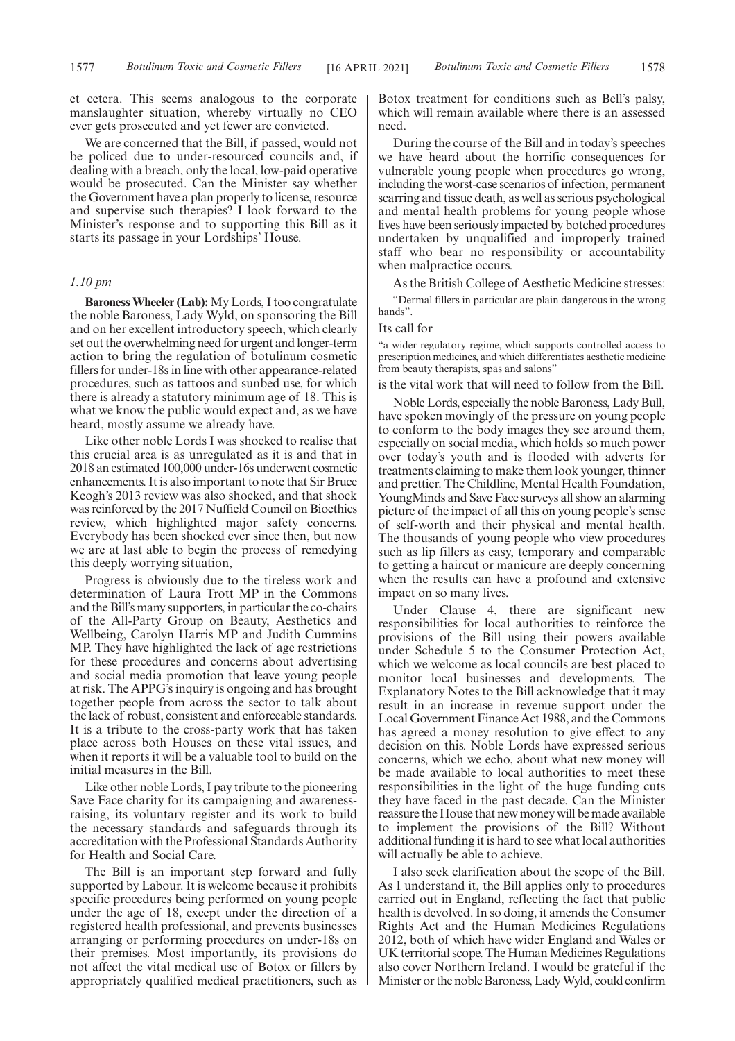et cetera. This seems analogous to the corporate manslaughter situation, whereby virtually no CEO ever gets prosecuted and yet fewer are convicted.

We are concerned that the Bill, if passed, would not be policed due to under-resourced councils and, if dealing with a breach, only the local, low-paid operative would be prosecuted. Can the Minister say whether the Government have a plan properly to license, resource and supervise such therapies? I look forward to the Minister's response and to supporting this Bill as it starts its passage in your Lordships' House.

*1.10 pm*

**Baroness Wheeler (Lab):** My Lords, I too congratulate the noble Baroness, Lady Wyld, on sponsoring the Bill and on her excellent introductory speech, which clearly set out the overwhelming need for urgent and longer-term action to bring the regulation of botulinum cosmetic fillers for under-18s in line with other appearance-related procedures, such as tattoos and sunbed use, for which there is already a statutory minimum age of 18. This is what we know the public would expect and, as we have heard, mostly assume we already have.

Like other noble Lords I was shocked to realise that this crucial area is as unregulated as it is and that in 2018 an estimated 100,000 under-16s underwent cosmetic enhancements. It is also important to note that Sir Bruce Keogh's 2013 review was also shocked, and that shock was reinforced by the 2017 Nuffield Council on Bioethics review, which highlighted major safety concerns. Everybody has been shocked ever since then, but now we are at last able to begin the process of remedying this deeply worrying situation,

Progress is obviously due to the tireless work and determination of Laura Trott MP in the Commons and the Bill's many supporters, in particular the co-chairs of the All-Party Group on Beauty, Aesthetics and Wellbeing, Carolyn Harris MP and Judith Cummins MP. They have highlighted the lack of age restrictions for these procedures and concerns about advertising and social media promotion that leave young people at risk. The APPG's inquiry is ongoing and has brought together people from across the sector to talk about the lack of robust, consistent and enforceable standards. It is a tribute to the cross-party work that has taken place across both Houses on these vital issues, and when it reports it will be a valuable tool to build on the initial measures in the Bill.

Like other noble Lords, I pay tribute to the pioneering Save Face charity for its campaigning and awareness-raising, its voluntary register and its work to build the necessary standards and safeguards through its accreditation with the Professional Standards Authority for Health and Social Care.

The Bill is an important step forward and fully supported by Labour. It is welcome because it prohibits specific procedures being performed on young people under the age of 18, except under the direction of a registered health professional, and prevents businesses arranging or performing procedures on under-18s on their premises. Most importantly, its provisions do not affect the vital medical use of Botox or fillers by appropriately qualified medical practitioners, such as Botox treatment for conditions such as Bell's palsy, which will remain available where there is an assessed need.

During the course of the Bill and in today's speeches we have heard about the horrific consequences for vulnerable young people when procedures go wrong, including the worst-case scenarios of infection, permanent scarring and tissue death, as well as serious psychological and mental health problems for young people whose lives have been seriously impacted by botched procedures undertaken by unqualified and improperly trained staff who bear no responsibility or accountability when malpractice occurs.

As the British College of Aesthetic Medicine stresses:

"Dermal fillers in particular are plain dangerous in the wrong hands".

Its call for

"a wider regulatory regime, which supports controlled access to prescription medicines, and which differentiates aesthetic medicine from beauty therapists, spas and salons"

is the vital work that will need to follow from the Bill.

Noble Lords, especially the noble Baroness, Lady Bull, have spoken movingly of the pressure on young people to conform to the body images they see around them, especially on social media, which holds so much power over today's youth and is flooded with adverts for treatments claiming to make them look younger, thinner and prettier. The Childline, Mental Health Foundation, YoungMinds and Save Face surveys all show an alarming picture of the impact of all this on young people's sense of self-worth and their physical and mental health. The thousands of young people who view procedures such as lip fillers as easy, temporary and comparable to getting a haircut or manicure are deeply concerning when the results can have a profound and extensive impact on so many lives.

Under Clause 4, there are significant new responsibilities for local authorities to reinforce the provisions of the Bill using their powers available under Schedule 5 to the Consumer Protection Act, which we welcome as local councils are best placed to monitor local businesses and developments. The Explanatory Notes to the Bill acknowledge that it may result in an increase in revenue support under the Local Government Finance Act 1988, and the Commons has agreed a money resolution to give effect to any decision on this. Noble Lords have expressed serious concerns, which we echo, about what new money will be made available to local authorities to meet these responsibilities in the light of the huge funding cuts they have faced in the past decade. Can the Minister reassure the House that new money will be made available to implement the provisions of the Bill? Without additional funding it is hard to see what local authorities will actually be able to achieve.

I also seek clarification about the scope of the Bill. As I understand it, the Bill applies only to procedures carried out in England, reflecting the fact that public health is devolved. In so doing, it amends the Consumer Rights Act and the Human Medicines Regulations 2012, both of which have wider England and Wales or UK territorial scope. The Human Medicines Regulations also cover Northern Ireland. I would be grateful if the Minister or the noble Baroness, Lady Wyld, could confirm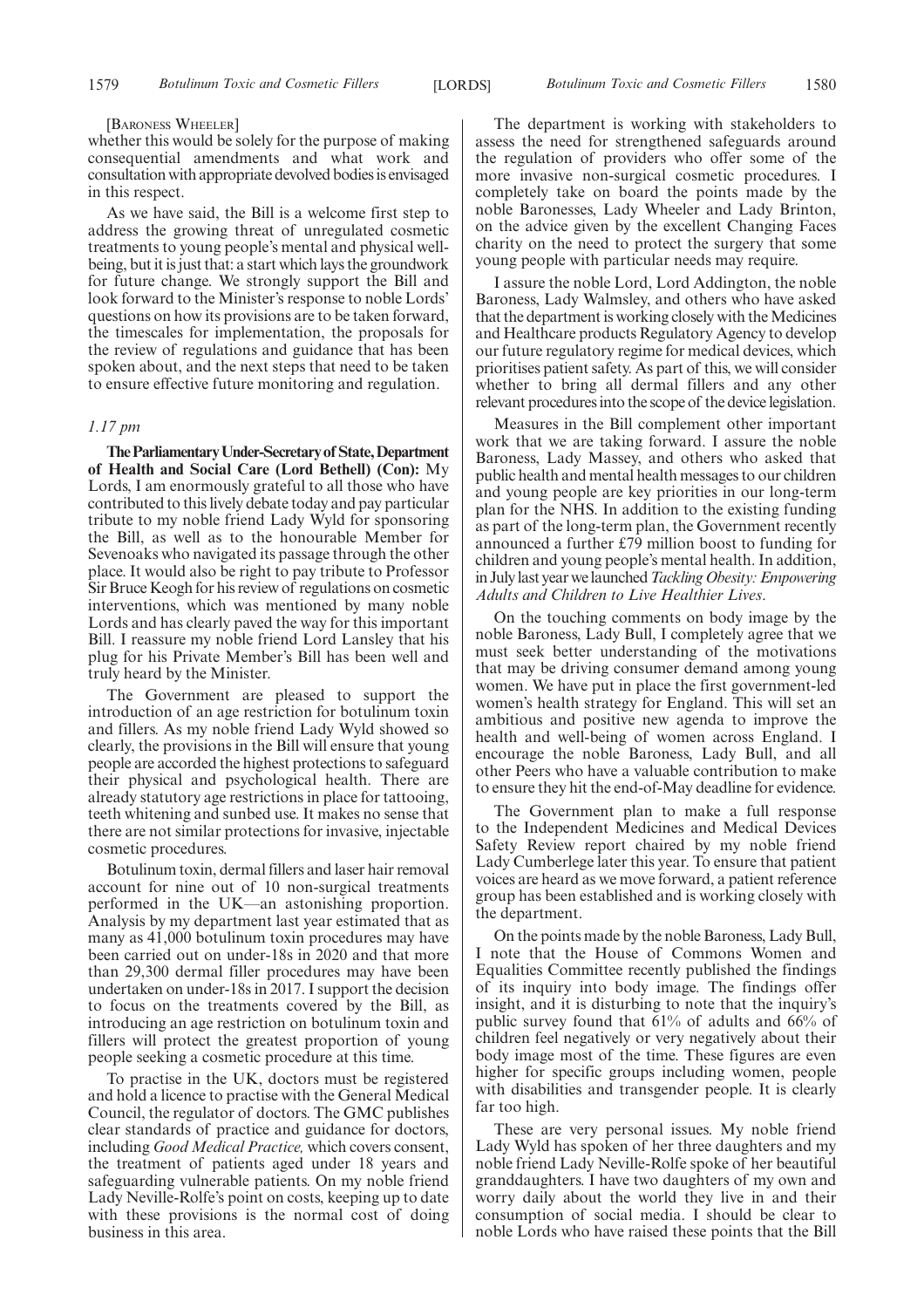[BARONESS WHEELER]

whether this would be solely for the purpose of making consequential amendments and what work and consultation with appropriate devolved bodies is envisaged in this respect.

As we have said, the Bill is a welcome first step to address the growing threat of unregulated cosmetic treatments to young people's mental and physical well-being, but it is just that: a start which lays the groundwork for future change. We strongly support the Bill and look forward to the Minister's response to noble Lords' questions on how its provisions are to be taken forward, the timescales for implementation, the proposals for the review of regulations and guidance that has been spoken about, and the next steps that need to be taken to ensure effective future monitoring and regulation.

*1.17 pm*

**The Parliamentary Under-Secretary of State, Department of Health and Social Care (Lord Bethell) (Con):** My Lords, I am enormously grateful to all those who have contributed to this lively debate today and pay particular tribute to my noble friend Lady Wyld for sponsoring the Bill, as well as to the honourable Member for Sevenoaks who navigated its passage through the other place. It would also be right to pay tribute to Professor Sir Bruce Keogh for his review of regulations on cosmetic interventions, which was mentioned by many noble Lords and has clearly paved the way for this important Bill. I reassure my noble friend Lord Lansley that his plug for his Private Member's Bill has been well and truly heard by the Minister.

The Government are pleased to support the introduction of an age restriction for botulinum toxin and fillers. As my noble friend Lady Wyld showed so clearly, the provisions in the Bill will ensure that young people are accorded the highest protections to safeguard their physical and psychological health. There are already statutory age restrictions in place for tattooing, teeth whitening and sunbed use. It makes no sense that there are not similar protections for invasive, injectable cosmetic procedures.

Botulinum toxin, dermal fillers and laser hair removal account for nine out of 10 non-surgical treatments performed in the UK—an astonishing proportion. Analysis by my department last year estimated that as many as 41,000 botulinum toxin procedures may have been carried out on under-18s in 2020 and that more than 29,300 dermal filler procedures may have been undertaken on under-18s in 2017. I support the decision to focus on the treatments covered by the Bill, as introducing an age restriction on botulinum toxin and fillers will protect the greatest proportion of young people seeking a cosmetic procedure at this time.

To practise in the UK, doctors must be registered and hold a licence to practise with the General Medical Council, the regulator of doctors. The GMC publishes clear standards of practice and guidance for doctors, including *Good Medical Practice,* which covers consent, the treatment of patients aged under 18 years and safeguarding vulnerable patients. On my noble friend Lady Neville-Rolfe's point on costs, keeping up to date with these provisions is the normal cost of doing business in this area.

The department is working with stakeholders to assess the need for strengthened safeguards around the regulation of providers who offer some of the more invasive non-surgical cosmetic procedures. I completely take on board the points made by the noble Baronesses, Lady Wheeler and Lady Brinton, on the advice given by the excellent Changing Faces charity on the need to protect the surgery that some young people with particular needs may require.

I assure the noble Lord, Lord Addington, the noble Baroness, Lady Walmsley, and others who have asked that the department is working closely with the Medicines and Healthcare products Regulatory Agency to develop our future regulatory regime for medical devices, which prioritises patient safety. As part of this, we will consider whether to bring all dermal fillers and any other relevant procedures into the scope of the device legislation.

Measures in the Bill complement other important work that we are taking forward. I assure the noble Baroness, Lady Massey, and others who asked that public health and mental health messages to our children and young people are key priorities in our long-term plan for the NHS. In addition to the existing funding as part of the long-term plan, the Government recently announced a further £79 million boost to funding for children and young people's mental health. In addition, in July last year we launched *Tackling Obesity: Empowering Adults and Children to Live Healthier Lives*.

On the touching comments on body image by the noble Baroness, Lady Bull, I completely agree that we must seek better understanding of the motivations that may be driving consumer demand among young women. We have put in place the first government-led women's health strategy for England. This will set an ambitious and positive new agenda to improve the health and well-being of women across England. I encourage the noble Baroness, Lady Bull, and all other Peers who have a valuable contribution to make to ensure they hit the end-of-May deadline for evidence.

The Government plan to make a full response to the Independent Medicines and Medical Devices Safety Review report chaired by my noble friend Lady Cumberlege later this year. To ensure that patient voices are heard as we move forward, a patient reference group has been established and is working closely with the department.

On the points made by the noble Baroness, Lady Bull, I note that the House of Commons Women and Equalities Committee recently published the findings of its inquiry into body image. The findings offer insight, and it is disturbing to note that the inquiry's public survey found that 61% of adults and 66% of children feel negatively or very negatively about their body image most of the time. These figures are even higher for specific groups including women, people with disabilities and transgender people. It is clearly far too high.

These are very personal issues. My noble friend Lady Wyld has spoken of her three daughters and my noble friend Lady Neville-Rolfe spoke of her beautiful granddaughters. I have two daughters of my own and worry daily about the world they live in and their consumption of social media. I should be clear to noble Lords who have raised these points that the Bill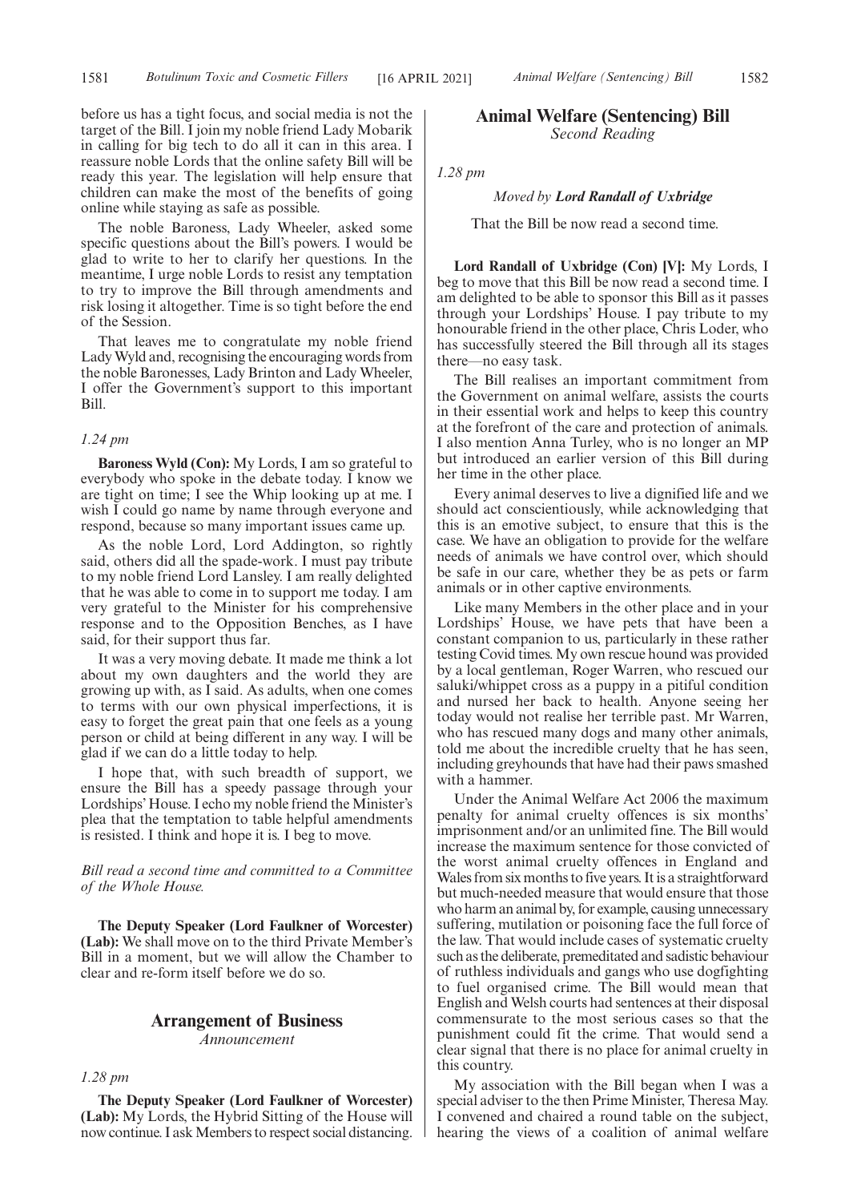before us has a tight focus, and social media is not the target of the Bill. I join my noble friend Lady Mobarik in calling for big tech to do all it can in this area. I reassure noble Lords that the online safety Bill will be ready this year. The legislation will help ensure that children can make the most of the benefits of going online while staying as safe as possible.

The noble Baroness, Lady Wheeler, asked some specific questions about the Bill's powers. I would be glad to write to her to clarify her questions. In the meantime, I urge noble Lords to resist any temptation to try to improve the Bill through amendments and risk losing it altogether. Time is so tight before the end of the Session.

That leaves me to congratulate my noble friend Lady Wyld and, recognising the encouraging words from the noble Baronesses, Lady Brinton and Lady Wheeler, I offer the Government's support to this important Bill.

*1.24 pm*

**Baroness Wyld (Con):** My Lords, I am so grateful to everybody who spoke in the debate today. I know we are tight on time; I see the Whip looking up at me. I wish I could go name by name through everyone and respond, because so many important issues came up.

As the noble Lord, Lord Addington, so rightly said, others did all the spade-work. I must pay tribute to my noble friend Lord Lansley. I am really delighted that he was able to come in to support me today. I am very grateful to the Minister for his comprehensive response and to the Opposition Benches, as I have said, for their support thus far.

It was a very moving debate. It made me think a lot about my own daughters and the world they are growing up with, as I said. As adults, when one comes to terms with our own physical imperfections, it is easy to forget the great pain that one feels as a young person or child at being different in any way. I will be glad if we can do a little today to help.

I hope that, with such breadth of support, we ensure the Bill has a speedy passage through your Lordships' House. I echo my noble friend the Minister's plea that the temptation to table helpful amendments is resisted. I think and hope it is. I beg to move.

*Bill read a second time and committed to a Committee of the Whole House.*

**The Deputy Speaker (Lord Faulkner of Worcester) (Lab):** We shall move on to the third Private Member's Bill in a moment, but we will allow the Chamber to clear and re-form itself before we do so.

## Arrangement of Business

*Announcement*

*1.28 pm*

**The Deputy Speaker (Lord Faulkner of Worcester) (Lab):** My Lords, the Hybrid Sitting of the House will now continue. I ask Members to respect social distancing.

## Animal Welfare (Sentencing) Bill

*Second Reading*

*1.28 pm*

*Moved by* ***Lord Randall of Uxbridge***

That the Bill be now read a second time.

**Lord Randall of Uxbridge (Con) [V]:** My Lords, I beg to move that this Bill be now read a second time. I am delighted to be able to sponsor this Bill as it passes through your Lordships' House. I pay tribute to my honourable friend in the other place, Chris Loder, who has successfully steered the Bill through all its stages there—no easy task.

The Bill realises an important commitment from the Government on animal welfare, assists the courts in their essential work and helps to keep this country at the forefront of the care and protection of animals. I also mention Anna Turley, who is no longer an MP but introduced an earlier version of this Bill during her time in the other place.

Every animal deserves to live a dignified life and we should act conscientiously, while acknowledging that this is an emotive subject, to ensure that this is the case. We have an obligation to provide for the welfare needs of animals we have control over, which should be safe in our care, whether they be as pets or farm animals or in other captive environments.

Like many Members in the other place and in your Lordships' House, we have pets that have been a constant companion to us, particularly in these rather testing Covid times. My own rescue hound was provided by a local gentleman, Roger Warren, who rescued our saluki/whippet cross as a puppy in a pitiful condition and nursed her back to health. Anyone seeing her today would not realise her terrible past. Mr Warren, who has rescued many dogs and many other animals, told me about the incredible cruelty that he has seen, including greyhounds that have had their paws smashed with a hammer.

Under the Animal Welfare Act 2006 the maximum penalty for animal cruelty offences is six months' imprisonment and/or an unlimited fine. The Bill would increase the maximum sentence for those convicted of the worst animal cruelty offences in England and Wales from six months to five years. It is a straightforward but much-needed measure that would ensure that those who harm an animal by, for example, causing unnecessary suffering, mutilation or poisoning face the full force of the law. That would include cases of systematic cruelty such as the deliberate, premeditated and sadistic behaviour of ruthless individuals and gangs who use dogfighting to fuel organised crime. The Bill would mean that English and Welsh courts had sentences at their disposal commensurate to the most serious cases so that the punishment could fit the crime. That would send a clear signal that there is no place for animal cruelty in this country.

My association with the Bill began when I was a special adviser to the then Prime Minister, Theresa May. I convened and chaired a round table on the subject, hearing the views of a coalition of animal welfare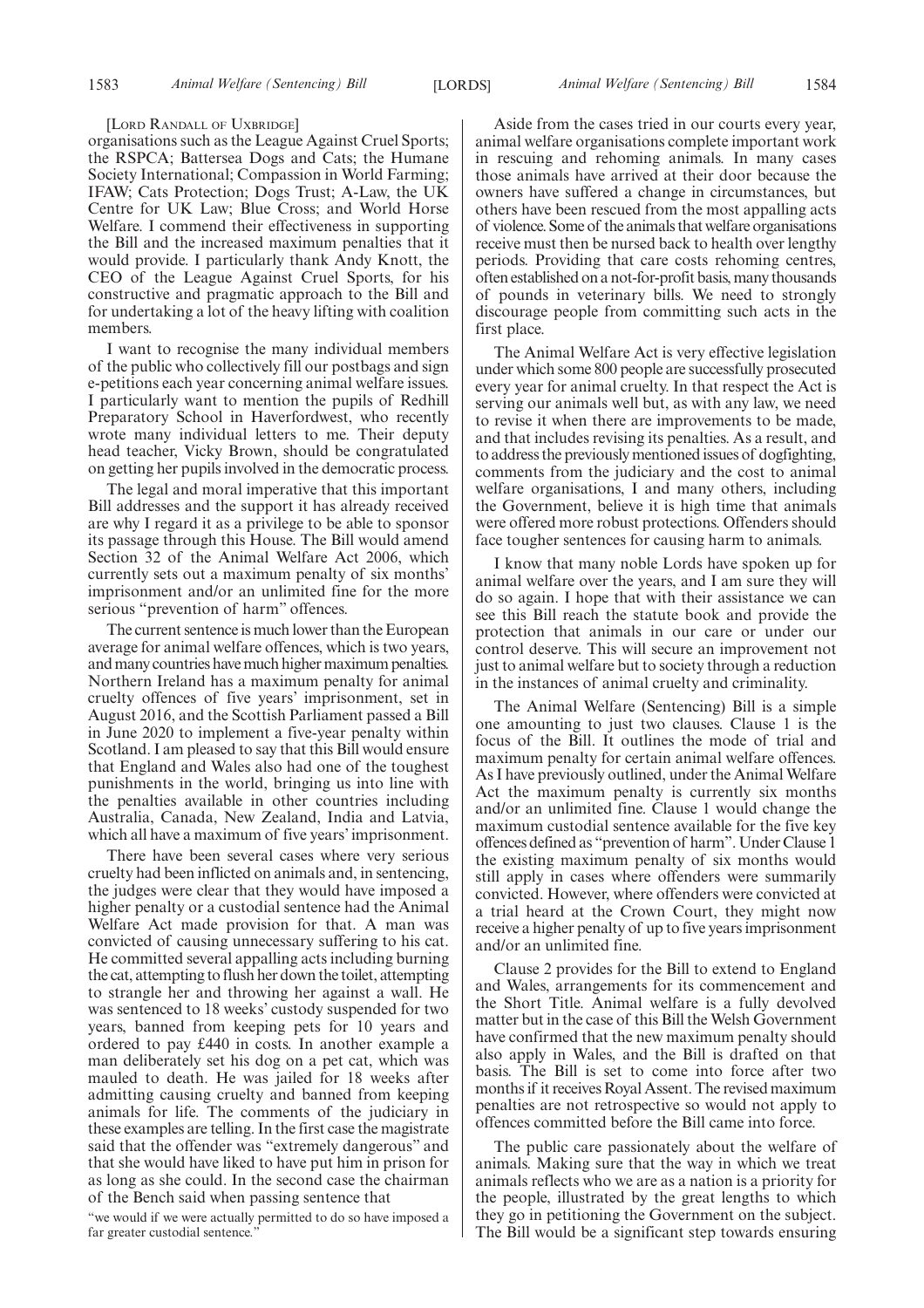[LORD RANDALL OF UXBRIDGE]

organisations such as the League Against Cruel Sports; the RSPCA; Battersea Dogs and Cats; the Humane Society International; Compassion in World Farming; IFAW; Cats Protection; Dogs Trust; A-Law, the UK Centre for UK Law; Blue Cross; and World Horse Welfare. I commend their effectiveness in supporting the Bill and the increased maximum penalties that it would provide. I particularly thank Andy Knott, the CEO of the League Against Cruel Sports, for his constructive and pragmatic approach to the Bill and for undertaking a lot of the heavy lifting with coalition members.

I want to recognise the many individual members of the public who collectively fill our postbags and sign e-petitions each year concerning animal welfare issues. I particularly want to mention the pupils of Redhill Preparatory School in Haverfordwest, who recently wrote many individual letters to me. Their deputy head teacher, Vicky Brown, should be congratulated on getting her pupils involved in the democratic process.

The legal and moral imperative that this important Bill addresses and the support it has already received are why I regard it as a privilege to be able to sponsor its passage through this House. The Bill would amend Section 32 of the Animal Welfare Act 2006, which currently sets out a maximum penalty of six months' imprisonment and/or an unlimited fine for the more serious "prevention of harm" offences.

The current sentence is much lower than the European average for animal welfare offences, which is two years, and many countries have much higher maximum penalties. Northern Ireland has a maximum penalty for animal cruelty offences of five years' imprisonment, set in August 2016, and the Scottish Parliament passed a Bill in June 2020 to implement a five-year penalty within Scotland. I am pleased to say that this Bill would ensure that England and Wales also had one of the toughest punishments in the world, bringing us into line with the penalties available in other countries including Australia, Canada, New Zealand, India and Latvia, which all have a maximum of five years' imprisonment.

There have been several cases where very serious cruelty had been inflicted on animals and, in sentencing, the judges were clear that they would have imposed a higher penalty or a custodial sentence had the Animal Welfare Act made provision for that. A man was convicted of causing unnecessary suffering to his cat. He committed several appalling acts including burning the cat, attempting to flush her down the toilet, attempting to strangle her and throwing her against a wall. He was sentenced to 18 weeks' custody suspended for two years, banned from keeping pets for 10 years and ordered to pay £440 in costs. In another example a man deliberately set his dog on a pet cat, which was mauled to death. He was jailed for 18 weeks after admitting causing cruelty and banned from keeping animals for life. The comments of the judiciary in these examples are telling. In the first case the magistrate said that the offender was "extremely dangerous" and that she would have liked to have put him in prison for as long as she could. In the second case the chairman of the Bench said when passing sentence that

"we would if we were actually permitted to do so have imposed a far greater custodial sentence."

Aside from the cases tried in our courts every year, animal welfare organisations complete important work in rescuing and rehoming animals. In many cases those animals have arrived at their door because the owners have suffered a change in circumstances, but others have been rescued from the most appalling acts of violence. Some of the animals that welfare organisations receive must then be nursed back to health over lengthy periods. Providing that care costs rehoming centres, often established on a not-for-profit basis, many thousands of pounds in veterinary bills. We need to strongly discourage people from committing such acts in the first place.

The Animal Welfare Act is very effective legislation under which some 800 people are successfully prosecuted every year for animal cruelty. In that respect the Act is serving our animals well but, as with any law, we need to revise it when there are improvements to be made, and that includes revising its penalties. As a result, and to address the previously mentioned issues of dogfighting, comments from the judiciary and the cost to animal welfare organisations, I and many others, including the Government, believe it is high time that animals were offered more robust protections. Offenders should face tougher sentences for causing harm to animals.

I know that many noble Lords have spoken up for animal welfare over the years, and I am sure they will do so again. I hope that with their assistance we can see this Bill reach the statute book and provide the protection that animals in our care or under our control deserve. This will secure an improvement not just to animal welfare but to society through a reduction in the instances of animal cruelty and criminality.

The Animal Welfare (Sentencing) Bill is a simple one amounting to just two clauses. Clause 1 is the focus of the Bill. It outlines the mode of trial and maximum penalty for certain animal welfare offences. As I have previously outlined, under the Animal Welfare Act the maximum penalty is currently six months and/or an unlimited fine. Clause 1 would change the maximum custodial sentence available for the five key offences defined as "prevention of harm". Under Clause 1 the existing maximum penalty of six months would still apply in cases where offenders were summarily convicted. However, where offenders were convicted at a trial heard at the Crown Court, they might now receive a higher penalty of up to five years imprisonment and/or an unlimited fine.

Clause 2 provides for the Bill to extend to England and Wales, arrangements for its commencement and the Short Title. Animal welfare is a fully devolved matter but in the case of this Bill the Welsh Government have confirmed that the new maximum penalty should also apply in Wales, and the Bill is drafted on that basis. The Bill is set to come into force after two months if it receives Royal Assent. The revised maximum penalties are not retrospective so would not apply to offences committed before the Bill came into force.

The public care passionately about the welfare of animals. Making sure that the way in which we treat animals reflects who we are as a nation is a priority for the people, illustrated by the great lengths to which they go in petitioning the Government on the subject. The Bill would be a significant step towards ensuring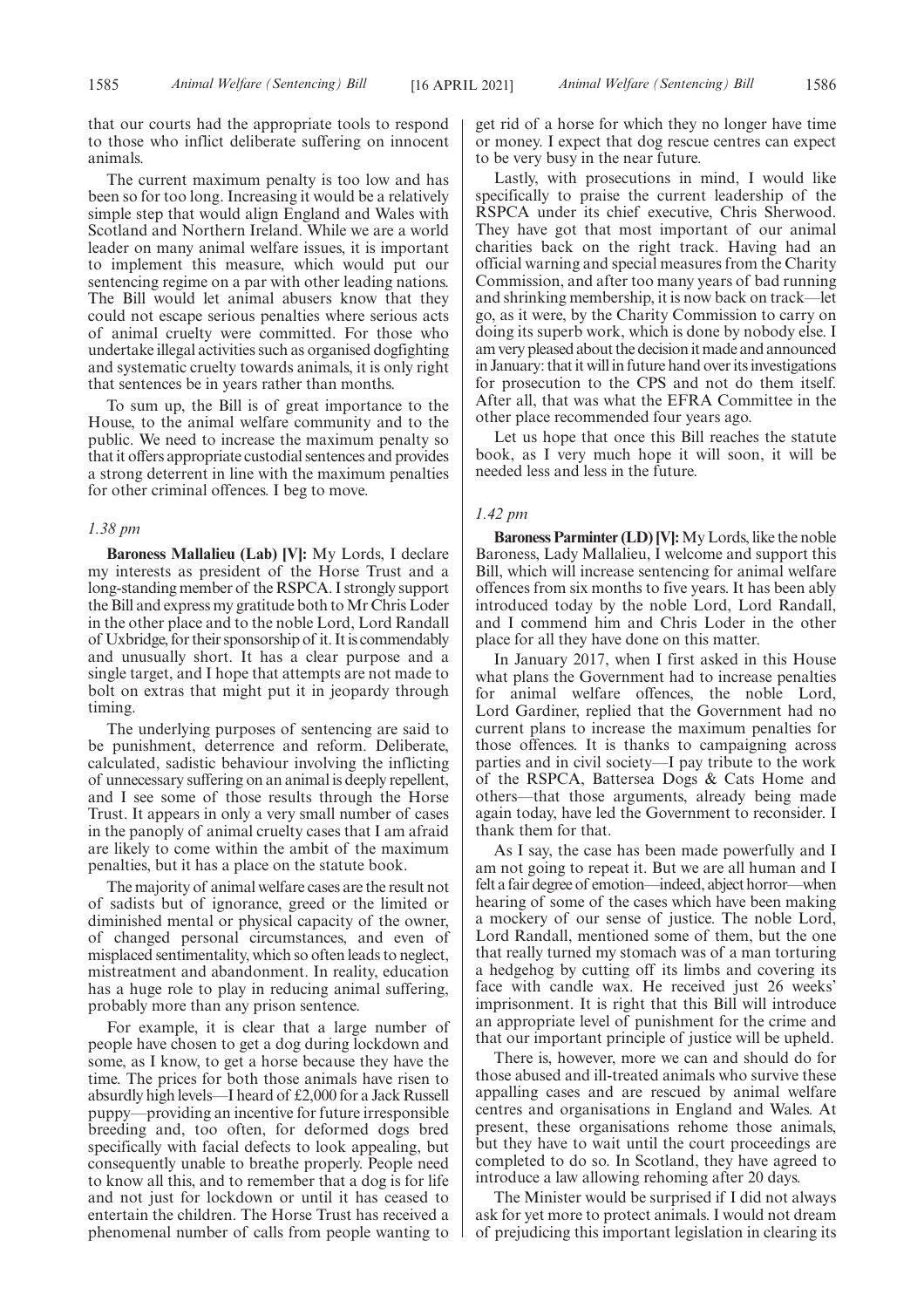that our courts had the appropriate tools to respond to those who inflict deliberate suffering on innocent animals.

The current maximum penalty is too low and has been so for too long. Increasing it would be a relatively simple step that would align England and Wales with Scotland and Northern Ireland. While we are a world leader on many animal welfare issues, it is important to implement this measure, which would put our sentencing regime on a par with other leading nations. The Bill would let animal abusers know that they could not escape serious penalties where serious acts of animal cruelty were committed. For those who undertake illegal activities such as organised dogfighting and systematic cruelty towards animals, it is only right that sentences be in years rather than months.

To sum up, the Bill is of great importance to the House, to the animal welfare community and to the public. We need to increase the maximum penalty so that it offers appropriate custodial sentences and provides a strong deterrent in line with the maximum penalties for other criminal offences. I beg to move.

*1.38 pm*

**Baroness Mallalieu (Lab) [V]:** My Lords, I declare my interests as president of the Horse Trust and a long-standing member of the RSPCA. I strongly support the Bill and express my gratitude both to Mr Chris Loder in the other place and to the noble Lord, Lord Randall of Uxbridge, for their sponsorship of it. It is commendably and unusually short. It has a clear purpose and a single target, and I hope that attempts are not made to bolt on extras that might put it in jeopardy through timing.

The underlying purposes of sentencing are said to be punishment, deterrence and reform. Deliberate, calculated, sadistic behaviour involving the inflicting of unnecessary suffering on an animal is deeply repellent, and I see some of those results through the Horse Trust. It appears in only a very small number of cases in the panoply of animal cruelty cases that I am afraid are likely to come within the ambit of the maximum penalties, but it has a place on the statute book.

The majority of animal welfare cases are the result not of sadists but of ignorance, greed or the limited or diminished mental or physical capacity of the owner, of changed personal circumstances, and even of misplaced sentimentality, which so often leads to neglect, mistreatment and abandonment. In reality, education has a huge role to play in reducing animal suffering, probably more than any prison sentence.

For example, it is clear that a large number of people have chosen to get a dog during lockdown and some, as I know, to get a horse because they have the time. The prices for both those animals have risen to absurdly high levels—I heard of £2,000 for a Jack Russell puppy—providing an incentive for future irresponsible breeding and, too often, for deformed dogs bred specifically with facial defects to look appealing, but consequently unable to breathe properly. People need to know all this, and to remember that a dog is for life and not just for lockdown or until it has ceased to entertain the children. The Horse Trust has received a phenomenal number of calls from people wanting to get rid of a horse for which they no longer have time or money. I expect that dog rescue centres can expect to be very busy in the near future.

Lastly, with prosecutions in mind, I would like specifically to praise the current leadership of the RSPCA under its chief executive, Chris Sherwood. They have got that most important of our animal charities back on the right track. Having had an official warning and special measures from the Charity Commission, and after too many years of bad running and shrinking membership, it is now back on track—let go, as it were, by the Charity Commission to carry on doing its superb work, which is done by nobody else. I am very pleased about the decision it made and announced in January: that it will in future hand over its investigations for prosecution to the CPS and not do them itself. After all, that was what the EFRA Committee in the other place recommended four years ago.

Let us hope that once this Bill reaches the statute book, as I very much hope it will soon, it will be needed less and less in the future.

*1.42 pm*

**Baroness Parminter (LD) [V]:** My Lords, like the noble Baroness, Lady Mallalieu, I welcome and support this Bill, which will increase sentencing for animal welfare offences from six months to five years. It has been ably introduced today by the noble Lord, Lord Randall, and I commend him and Chris Loder in the other place for all they have done on this matter.

In January 2017, when I first asked in this House what plans the Government had to increase penalties for animal welfare offences, the noble Lord, Lord Gardiner, replied that the Government had no current plans to increase the maximum penalties for those offences. It is thanks to campaigning across parties and in civil society—I pay tribute to the work of the RSPCA, Battersea Dogs & Cats Home and others—that those arguments, already being made again today, have led the Government to reconsider. I thank them for that.

As I say, the case has been made powerfully and I am not going to repeat it. But we are all human and I felt a fair degree of emotion—indeed, abject horror—when hearing of some of the cases which have been making a mockery of our sense of justice. The noble Lord, Lord Randall, mentioned some of them, but the one that really turned my stomach was of a man torturing a hedgehog by cutting off its limbs and covering its face with candle wax. He received just 26 weeks' imprisonment. It is right that this Bill will introduce an appropriate level of punishment for the crime and that our important principle of justice will be upheld.

There is, however, more we can and should do for those abused and ill-treated animals who survive these appalling cases and are rescued by animal welfare centres and organisations in England and Wales. At present, these organisations rehome those animals, but they have to wait until the court proceedings are completed to do so. In Scotland, they have agreed to introduce a law allowing rehoming after 20 days.

The Minister would be surprised if I did not always ask for yet more to protect animals. I would not dream of prejudicing this important legislation in clearing its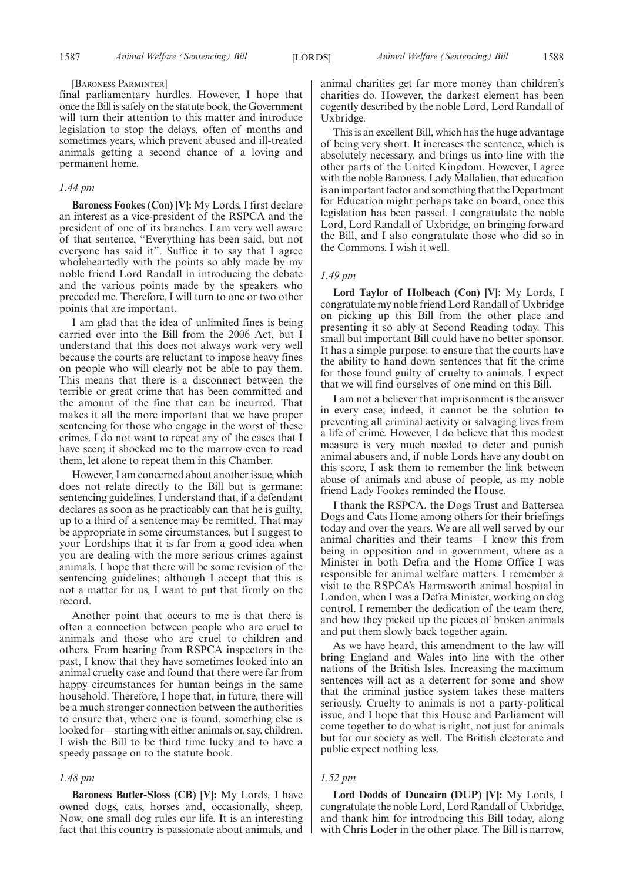[Baroness Parminter]

final parliamentary hurdles. However, I hope that once the Bill is safely on the statute book, the Government will turn their attention to this matter and introduce legislation to stop the delays, often of months and sometimes years, which prevent abused and ill-treated animals getting a second chance of a loving and permanent home.

*1.44 pm*

**Baroness Fookes (Con) [V]:** My Lords, I first declare an interest as a vice-president of the RSPCA and the president of one of its branches. I am very well aware of that sentence, "Everything has been said, but not everyone has said it". Suffice it to say that I agree wholeheartedly with the points so ably made by my noble friend Lord Randall in introducing the debate and the various points made by the speakers who preceded me. Therefore, I will turn to one or two other points that are important.

I am glad that the idea of unlimited fines is being carried over into the Bill from the 2006 Act, but I understand that this does not always work very well because the courts are reluctant to impose heavy fines on people who will clearly not be able to pay them. This means that there is a disconnect between the terrible or great crime that has been committed and the amount of the fine that can be incurred. That makes it all the more important that we have proper sentencing for those who engage in the worst of these crimes. I do not want to repeat any of the cases that I have seen; it shocked me to the marrow even to read them, let alone to repeat them in this Chamber.

However, I am concerned about another issue, which does not relate directly to the Bill but is germane: sentencing guidelines. I understand that, if a defendant declares as soon as he practicably can that he is guilty, up to a third of a sentence may be remitted. That may be appropriate in some circumstances, but I suggest to your Lordships that it is far from a good idea when you are dealing with the more serious crimes against animals. I hope that there will be some revision of the sentencing guidelines; although I accept that this is not a matter for us, I want to put that firmly on the record.

Another point that occurs to me is that there is often a connection between people who are cruel to animals and those who are cruel to children and others. From hearing from RSPCA inspectors in the past, I know that they have sometimes looked into an animal cruelty case and found that there were far from happy circumstances for human beings in the same household. Therefore, I hope that, in future, there will be a much stronger connection between the authorities to ensure that, where one is found, something else is looked for—starting with either animals or, say, children. I wish the Bill to be third time lucky and to have a speedy passage on to the statute book.

*1.48 pm*

**Baroness Butler-Sloss (CB) [V]:** My Lords, I have owned dogs, cats, horses and, occasionally, sheep. Now, one small dog rules our life. It is an interesting fact that this country is passionate about animals, and animal charities get far more money than children's charities do. However, the darkest element has been cogently described by the noble Lord, Lord Randall of Uxbridge.

This is an excellent Bill, which has the huge advantage of being very short. It increases the sentence, which is absolutely necessary, and brings us into line with the other parts of the United Kingdom. However, I agree with the noble Baroness, Lady Mallalieu, that education is an important factor and something that the Department for Education might perhaps take on board, once this legislation has been passed. I congratulate the noble Lord, Lord Randall of Uxbridge, on bringing forward the Bill, and I also congratulate those who did so in the Commons. I wish it well.

*1.49 pm*

**Lord Taylor of Holbeach (Con) [V]:** My Lords, I congratulate my noble friend Lord Randall of Uxbridge on picking up this Bill from the other place and presenting it so ably at Second Reading today. This small but important Bill could have no better sponsor. It has a simple purpose: to ensure that the courts have the ability to hand down sentences that fit the crime for those found guilty of cruelty to animals. I expect that we will find ourselves of one mind on this Bill.

I am not a believer that imprisonment is the answer in every case; indeed, it cannot be the solution to preventing all criminal activity or salvaging lives from a life of crime. However, I do believe that this modest measure is very much needed to deter and punish animal abusers and, if noble Lords have any doubt on this score, I ask them to remember the link between abuse of animals and abuse of people, as my noble friend Lady Fookes reminded the House.

I thank the RSPCA, the Dogs Trust and Battersea Dogs and Cats Home among others for their briefings today and over the years. We are all well served by our animal charities and their teams—I know this from being in opposition and in government, where as a Minister in both Defra and the Home Office I was responsible for animal welfare matters. I remember a visit to the RSPCA's Harmsworth animal hospital in London, when I was a Defra Minister, working on dog control. I remember the dedication of the team there, and how they picked up the pieces of broken animals and put them slowly back together again.

As we have heard, this amendment to the law will bring England and Wales into line with the other nations of the British Isles. Increasing the maximum sentences will act as a deterrent for some and show that the criminal justice system takes these matters seriously. Cruelty to animals is not a party-political issue, and I hope that this House and Parliament will come together to do what is right, not just for animals but for our society as well. The British electorate and public expect nothing less.

*1.52 pm*

**Lord Dodds of Duncairn (DUP) [V]:** My Lords, I congratulate the noble Lord, Lord Randall of Uxbridge, and thank him for introducing this Bill today, along with Chris Loder in the other place. The Bill is narrow,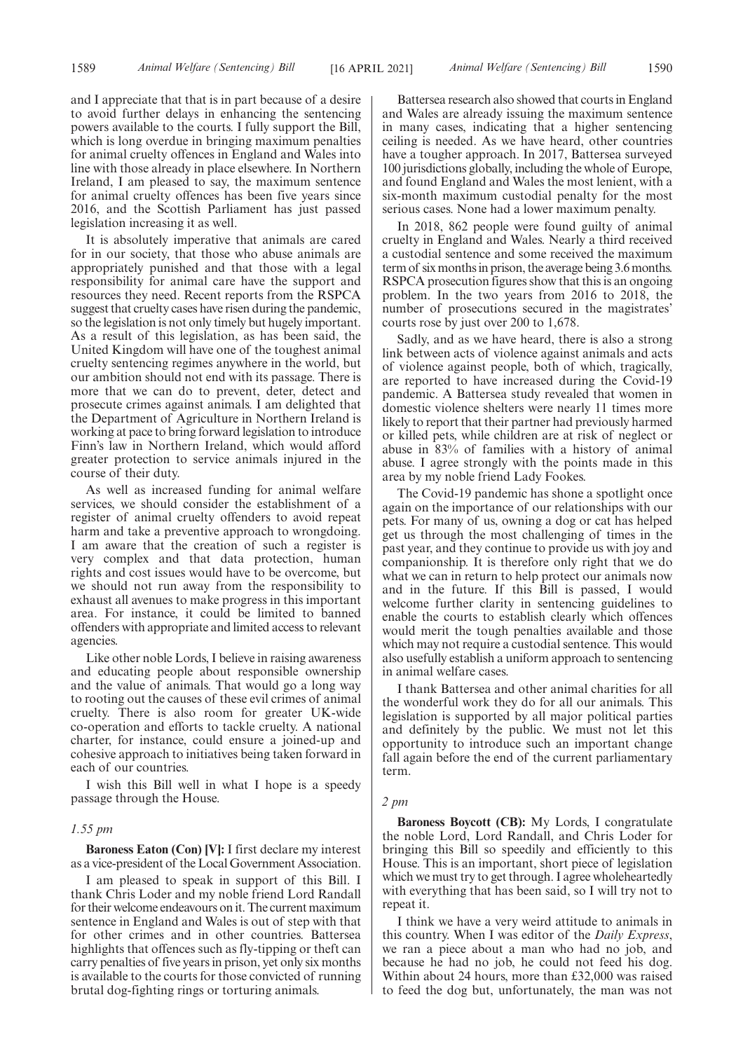and I appreciate that that is in part because of a desire to avoid further delays in enhancing the sentencing powers available to the courts. I fully support the Bill, which is long overdue in bringing maximum penalties for animal cruelty offences in England and Wales into line with those already in place elsewhere. In Northern Ireland, I am pleased to say, the maximum sentence for animal cruelty offences has been five years since 2016, and the Scottish Parliament has just passed legislation increasing it as well.

It is absolutely imperative that animals are cared for in our society, that those who abuse animals are appropriately punished and that those with a legal responsibility for animal care have the support and resources they need. Recent reports from the RSPCA suggest that cruelty cases have risen during the pandemic, so the legislation is not only timely but hugely important. As a result of this legislation, as has been said, the United Kingdom will have one of the toughest animal cruelty sentencing regimes anywhere in the world, but our ambition should not end with its passage. There is more that we can do to prevent, deter, detect and prosecute crimes against animals. I am delighted that the Department of Agriculture in Northern Ireland is working at pace to bring forward legislation to introduce Finn's law in Northern Ireland, which would afford greater protection to service animals injured in the course of their duty.

As well as increased funding for animal welfare services, we should consider the establishment of a register of animal cruelty offenders to avoid repeat harm and take a preventive approach to wrongdoing. I am aware that the creation of such a register is very complex and that data protection, human rights and cost issues would have to be overcome, but we should not run away from the responsibility to exhaust all avenues to make progress in this important area. For instance, it could be limited to banned offenders with appropriate and limited access to relevant agencies.

Like other noble Lords, I believe in raising awareness and educating people about responsible ownership and the value of animals. That would go a long way to rooting out the causes of these evil crimes of animal cruelty. There is also room for greater UK-wide co-operation and efforts to tackle cruelty. A national charter, for instance, could ensure a joined-up and cohesive approach to initiatives being taken forward in each of our countries.

I wish this Bill well in what I hope is a speedy passage through the House.

*1.55 pm*

**Baroness Eaton (Con) [V]:** I first declare my interest as a vice-president of the Local Government Association.

I am pleased to speak in support of this Bill. I thank Chris Loder and my noble friend Lord Randall for their welcome endeavours on it. The current maximum sentence in England and Wales is out of step with that for other crimes and in other countries. Battersea highlights that offences such as fly-tipping or theft can carry penalties of five years in prison, yet only six months is available to the courts for those convicted of running brutal dog-fighting rings or torturing animals.

Battersea research also showed that courts in England and Wales are already issuing the maximum sentence in many cases, indicating that a higher sentencing ceiling is needed. As we have heard, other countries have a tougher approach. In 2017, Battersea surveyed 100 jurisdictions globally, including the whole of Europe, and found England and Wales the most lenient, with a six-month maximum custodial penalty for the most serious cases. None had a lower maximum penalty.

In 2018, 862 people were found guilty of animal cruelty in England and Wales. Nearly a third received a custodial sentence and some received the maximum term of six months in prison, the average being 3.6 months. RSPCA prosecution figures show that this is an ongoing problem. In the two years from 2016 to 2018, the number of prosecutions secured in the magistrates' courts rose by just over 200 to 1,678.

Sadly, and as we have heard, there is also a strong link between acts of violence against animals and acts of violence against people, both of which, tragically, are reported to have increased during the Covid-19 pandemic. A Battersea study revealed that women in domestic violence shelters were nearly 11 times more likely to report that their partner had previously harmed or killed pets, while children are at risk of neglect or abuse in 83% of families with a history of animal abuse. I agree strongly with the points made in this area by my noble friend Lady Fookes.

The Covid-19 pandemic has shone a spotlight once again on the importance of our relationships with our pets. For many of us, owning a dog or cat has helped get us through the most challenging of times in the past year, and they continue to provide us with joy and companionship. It is therefore only right that we do what we can in return to help protect our animals now and in the future. If this Bill is passed, I would welcome further clarity in sentencing guidelines to enable the courts to establish clearly which offences would merit the tough penalties available and those which may not require a custodial sentence. This would also usefully establish a uniform approach to sentencing in animal welfare cases.

I thank Battersea and other animal charities for all the wonderful work they do for all our animals. This legislation is supported by all major political parties and definitely by the public. We must not let this opportunity to introduce such an important change fall again before the end of the current parliamentary term.

*2 pm*

**Baroness Boycott (CB):** My Lords, I congratulate the noble Lord, Lord Randall, and Chris Loder for bringing this Bill so speedily and efficiently to this House. This is an important, short piece of legislation which we must try to get through. I agree wholeheartedly with everything that has been said, so I will try not to repeat it.

I think we have a very weird attitude to animals in this country. When I was editor of the *Daily Express*, we ran a piece about a man who had no job, and because he had no job, he could not feed his dog. Within about 24 hours, more than £32,000 was raised to feed the dog but, unfortunately, the man was not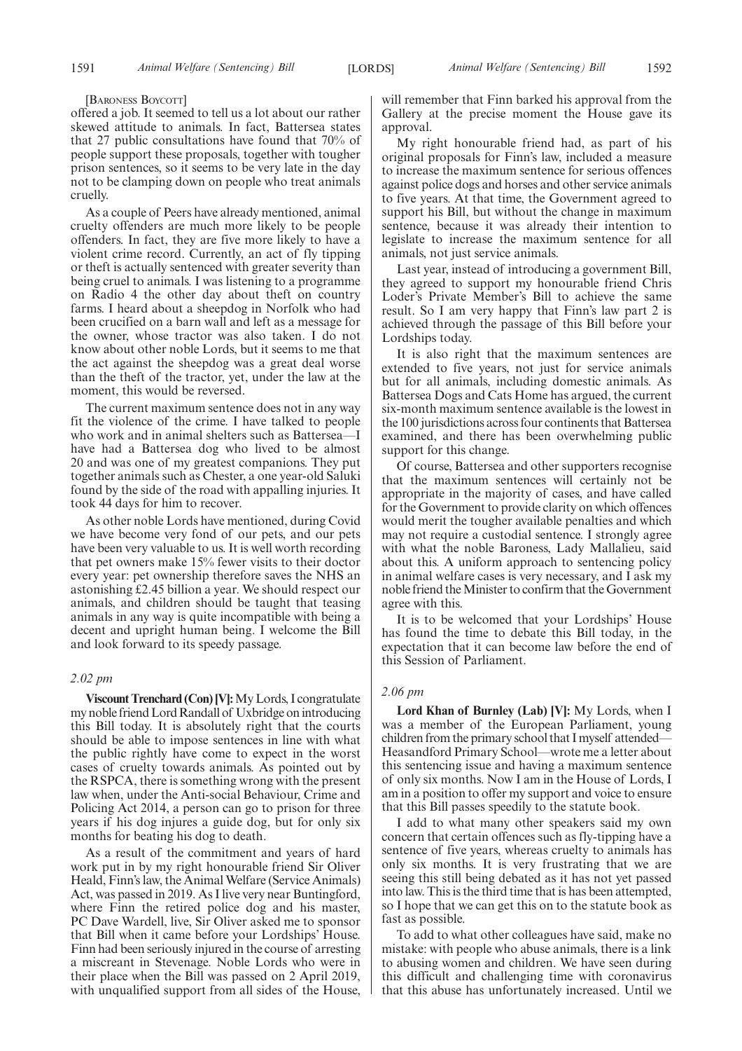[Baroness Boycott]

offered a job. It seemed to tell us a lot about our rather skewed attitude to animals. In fact, Battersea states that 27 public consultations have found that 70% of people support these proposals, together with tougher prison sentences, so it seems to be very late in the day not to be clamping down on people who treat animals cruelly.

As a couple of Peers have already mentioned, animal cruelty offenders are much more likely to be people offenders. In fact, they are five more likely to have a violent crime record. Currently, an act of fly tipping or theft is actually sentenced with greater severity than being cruel to animals. I was listening to a programme on Radio 4 the other day about theft on country farms. I heard about a sheepdog in Norfolk who had been crucified on a barn wall and left as a message for the owner, whose tractor was also taken. I do not know about other noble Lords, but it seems to me that the act against the sheepdog was a great deal worse than the theft of the tractor, yet, under the law at the moment, this would be reversed.

The current maximum sentence does not in any way fit the violence of the crime. I have talked to people who work and in animal shelters such as Battersea—I have had a Battersea dog who lived to be almost 20 and was one of my greatest companions. They put together animals such as Chester, a one year-old Saluki found by the side of the road with appalling injuries. It took 44 days for him to recover.

As other noble Lords have mentioned, during Covid we have become very fond of our pets, and our pets have been very valuable to us. It is well worth recording that pet owners make 15% fewer visits to their doctor every year: pet ownership therefore saves the NHS an astonishing £2.45 billion a year. We should respect our animals, and children should be taught that teasing animals in any way is quite incompatible with being a decent and upright human being. I welcome the Bill and look forward to its speedy passage.

*2.02 pm*

**Viscount Trenchard (Con) [V]:** My Lords, I congratulate my noble friend Lord Randall of Uxbridge on introducing this Bill today. It is absolutely right that the courts should be able to impose sentences in line with what the public rightly have come to expect in the worst cases of cruelty towards animals. As pointed out by the RSPCA, there is something wrong with the present law when, under the Anti-social Behaviour, Crime and Policing Act 2014, a person can go to prison for three years if his dog injures a guide dog, but for only six months for beating his dog to death.

As a result of the commitment and years of hard work put in by my right honourable friend Sir Oliver Heald, Finn's law, the Animal Welfare (Service Animals) Act, was passed in 2019. As I live very near Buntingford, where Finn the retired police dog and his master, PC Dave Wardell, live, Sir Oliver asked me to sponsor that Bill when it came before your Lordships' House. Finn had been seriously injured in the course of arresting a miscreant in Stevenage. Noble Lords who were in their place when the Bill was passed on 2 April 2019, with unqualified support from all sides of the House, will remember that Finn barked his approval from the Gallery at the precise moment the House gave its approval.

My right honourable friend had, as part of his original proposals for Finn's law, included a measure to increase the maximum sentence for serious offences against police dogs and horses and other service animals to five years. At that time, the Government agreed to support his Bill, but without the change in maximum sentence, because it was already their intention to legislate to increase the maximum sentence for all animals, not just service animals.

Last year, instead of introducing a government Bill, they agreed to support my honourable friend Chris Loder's Private Member's Bill to achieve the same result. So I am very happy that Finn's law part 2 is achieved through the passage of this Bill before your Lordships today.

It is also right that the maximum sentences are extended to five years, not just for service animals but for all animals, including domestic animals. As Battersea Dogs and Cats Home has argued, the current six-month maximum sentence available is the lowest in the 100 jurisdictions across four continents that Battersea examined, and there has been overwhelming public support for this change.

Of course, Battersea and other supporters recognise that the maximum sentences will certainly not be appropriate in the majority of cases, and have called for the Government to provide clarity on which offences would merit the tougher available penalties and which may not require a custodial sentence. I strongly agree with what the noble Baroness, Lady Mallalieu, said about this. A uniform approach to sentencing policy in animal welfare cases is very necessary, and I ask my noble friend the Minister to confirm that the Government agree with this.

It is to be welcomed that your Lordships' House has found the time to debate this Bill today, in the expectation that it can become law before the end of this Session of Parliament.

*2.06 pm*

**Lord Khan of Burnley (Lab) [V]:** My Lords, when I was a member of the European Parliament, young children from the primary school that I myself attended—Heasandford Primary School—wrote me a letter about this sentencing issue and having a maximum sentence of only six months. Now I am in the House of Lords, I am in a position to offer my support and voice to ensure that this Bill passes speedily to the statute book.

I add to what many other speakers said my own concern that certain offences such as fly-tipping have a sentence of five years, whereas cruelty to animals has only six months. It is very frustrating that we are seeing this still being debated as it has not yet passed into law. This is the third time that is has been attempted, so I hope that we can get this on to the statute book as fast as possible.

To add to what other colleagues have said, make no mistake: with people who abuse animals, there is a link to abusing women and children. We have seen during this difficult and challenging time with coronavirus that this abuse has unfortunately increased. Until we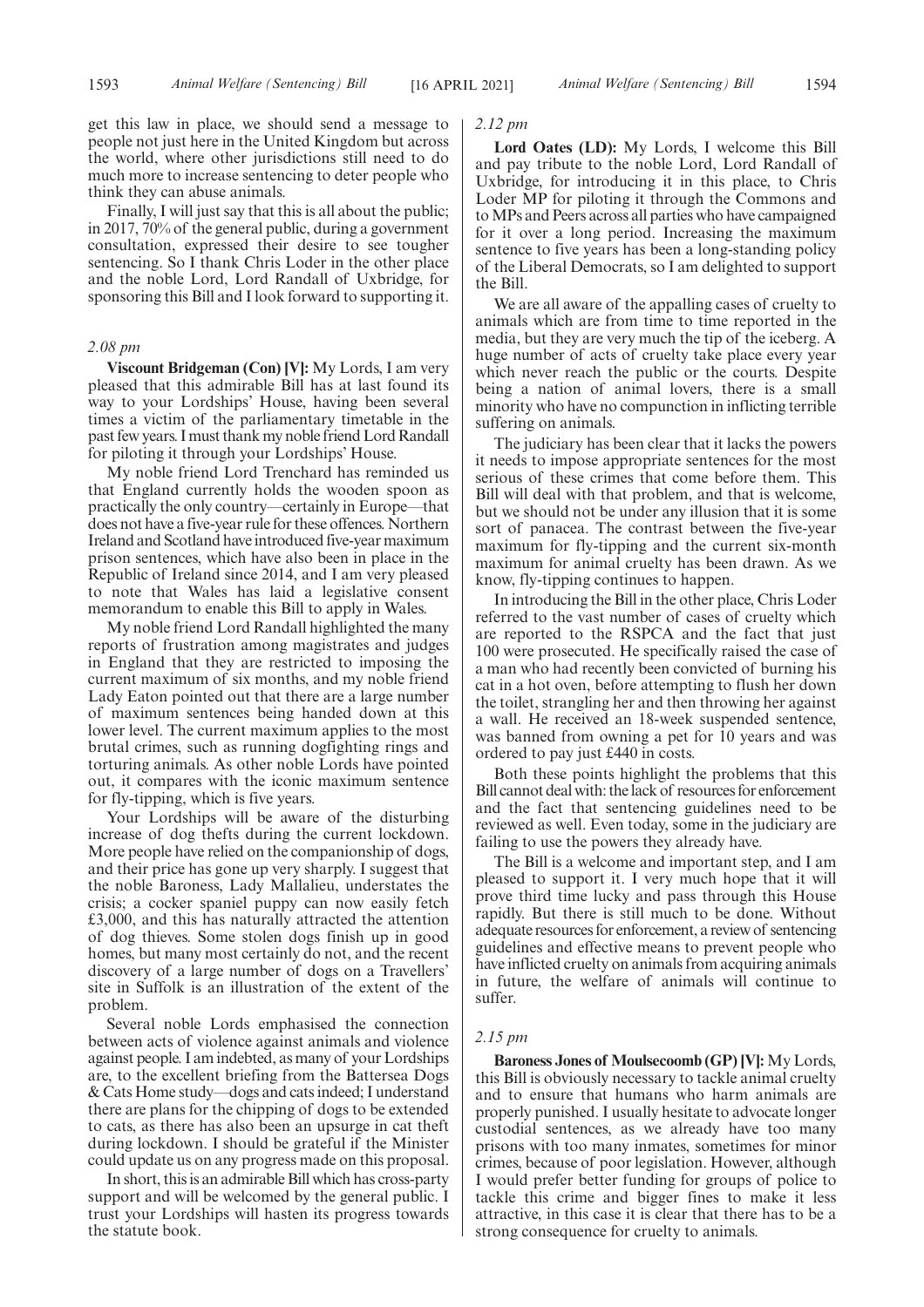get this law in place, we should send a message to people not just here in the United Kingdom but across the world, where other jurisdictions still need to do much more to increase sentencing to deter people who think they can abuse animals.

Finally, I will just say that this is all about the public; in 2017, 70% of the general public, during a government consultation, expressed their desire to see tougher sentencing. So I thank Chris Loder in the other place and the noble Lord, Lord Randall of Uxbridge, for sponsoring this Bill and I look forward to supporting it.

*2.08 pm*

**Viscount Bridgeman (Con) [V]:** My Lords, I am very pleased that this admirable Bill has at last found its way to your Lordships' House, having been several times a victim of the parliamentary timetable in the past few years. I must thank my noble friend Lord Randall for piloting it through your Lordships' House.

My noble friend Lord Trenchard has reminded us that England currently holds the wooden spoon as practically the only country—certainly in Europe—that does not have a five-year rule for these offences. Northern Ireland and Scotland have introduced five-year maximum prison sentences, which have also been in place in the Republic of Ireland since 2014, and I am very pleased to note that Wales has laid a legislative consent memorandum to enable this Bill to apply in Wales.

My noble friend Lord Randall highlighted the many reports of frustration among magistrates and judges in England that they are restricted to imposing the current maximum of six months, and my noble friend Lady Eaton pointed out that there are a large number of maximum sentences being handed down at this lower level. The current maximum applies to the most brutal crimes, such as running dogfighting rings and torturing animals. As other noble Lords have pointed out, it compares with the iconic maximum sentence for fly-tipping, which is five years.

Your Lordships will be aware of the disturbing increase of dog thefts during the current lockdown. More people have relied on the companionship of dogs, and their price has gone up very sharply. I suggest that the noble Baroness, Lady Mallalieu, understates the crisis; a cocker spaniel puppy can now easily fetch £3,000, and this has naturally attracted the attention of dog thieves. Some stolen dogs finish up in good homes, but many most certainly do not, and the recent discovery of a large number of dogs on a Travellers' site in Suffolk is an illustration of the extent of the problem.

Several noble Lords emphasised the connection between acts of violence against animals and violence against people. I am indebted, as many of your Lordships are, to the excellent briefing from the Battersea Dogs & Cats Home study—dogs and cats indeed; I understand there are plans for the chipping of dogs to be extended to cats, as there has also been an upsurge in cat theft during lockdown. I should be grateful if the Minister could update us on any progress made on this proposal.

In short, this is an admirable Bill which has cross-party support and will be welcomed by the general public. I trust your Lordships will hasten its progress towards the statute book.

*2.12 pm*

**Lord Oates (LD):** My Lords, I welcome this Bill and pay tribute to the noble Lord, Lord Randall of Uxbridge, for introducing it in this place, to Chris Loder MP for piloting it through the Commons and to MPs and Peers across all parties who have campaigned for it over a long period. Increasing the maximum sentence to five years has been a long-standing policy of the Liberal Democrats, so I am delighted to support the Bill.

We are all aware of the appalling cases of cruelty to animals which are from time to time reported in the media, but these are very much the tip of the iceberg. A huge number of acts of cruelty take place every year which never reach the public or the courts. Despite being a nation of animal lovers, there is a small minority who have no compunction in inflicting terrible suffering on animals.

The judiciary has been clear that it lacks the powers it needs to impose appropriate sentences for the most serious of these crimes that come before them. This Bill will deal with that problem, and that is welcome, but we should not be under any illusion that it is some sort of panacea. The contrast between the five-year maximum for fly-tipping and the current six-month maximum for animal cruelty has been drawn. As we know, fly-tipping continues to happen.

In introducing the Bill in the other place, Chris Loder referred to the vast number of cases of cruelty which are reported to the RSPCA and the fact that just 100 were prosecuted. He specifically raised the case of a man who had recently been convicted of burning his cat in a hot oven, before attempting to flush her down the toilet, strangling her and then throwing her against a wall. He received an 18-week suspended sentence, was banned from owning a pet for 10 years and was ordered to pay just £440 in costs.

Both these points highlight the problems that this Bill cannot deal with: the lack of resources for enforcement and the fact that sentencing guidelines need to be reviewed as well. Even today, some in the judiciary are failing to use the powers they already have.

The Bill is a welcome and important step, and I am pleased to support it. I very much hope that it will prove third time lucky and pass through this House rapidly. But there is still much to be done. Without adequate resources for enforcement, a review of sentencing guidelines and effective means to prevent people who have inflicted cruelty on animals from acquiring animals in future, the welfare of animals will continue to suffer.

*2.15 pm*

**Baroness Jones of Moulsecoomb (GP) [V]:** My Lords, this Bill is obviously necessary to tackle animal cruelty and to ensure that humans who harm animals are properly punished. I usually hesitate to advocate longer custodial sentences, as we already have too many prisons with too many inmates, sometimes for minor crimes, because of poor legislation. However, although I would prefer better funding for groups of police to tackle this crime and bigger fines to make it less attractive, in this case it is clear that there has to be a strong consequence for cruelty to animals.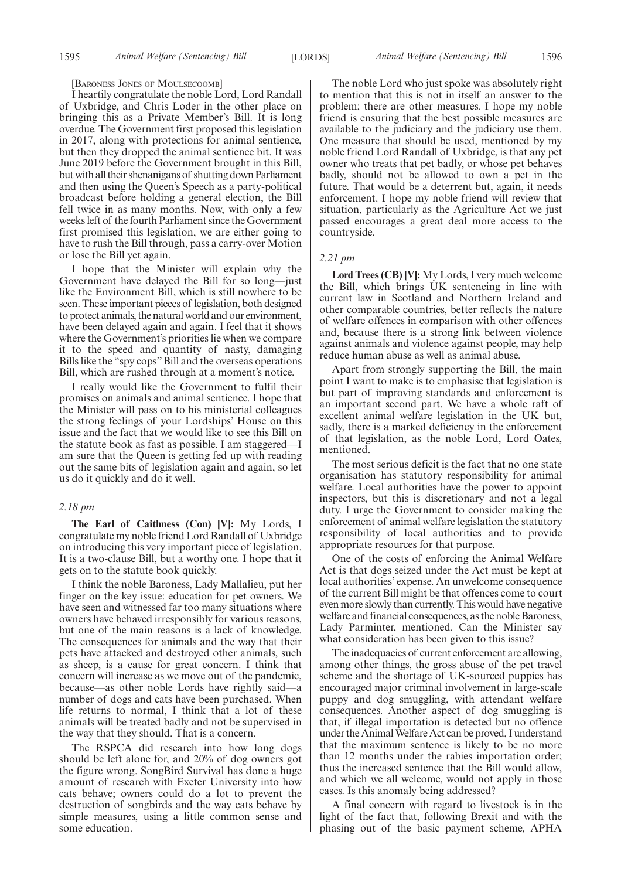[BARONESS JONES OF MOULSECOOMB]

I heartily congratulate the noble Lord, Lord Randall of Uxbridge, and Chris Loder in the other place on bringing this as a Private Member's Bill. It is long overdue. The Government first proposed this legislation in 2017, along with protections for animal sentience, but then they dropped the animal sentience bit. It was June 2019 before the Government brought in this Bill, but with all their shenanigans of shutting down Parliament and then using the Queen's Speech as a party-political broadcast before holding a general election, the Bill fell twice in as many months. Now, with only a few weeks left of the fourth Parliament since the Government first promised this legislation, we are either going to have to rush the Bill through, pass a carry-over Motion or lose the Bill yet again.

I hope that the Minister will explain why the Government have delayed the Bill for so long—just like the Environment Bill, which is still nowhere to be seen. These important pieces of legislation, both designed to protect animals, the natural world and our environment, have been delayed again and again. I feel that it shows where the Government's priorities lie when we compare it to the speed and quantity of nasty, damaging Bills like the "spy cops" Bill and the overseas operations Bill, which are rushed through at a moment's notice.

I really would like the Government to fulfil their promises on animals and animal sentience. I hope that the Minister will pass on to his ministerial colleagues the strong feelings of your Lordships' House on this issue and the fact that we would like to see this Bill on the statute book as fast as possible. I am staggered—I am sure that the Queen is getting fed up with reading out the same bits of legislation again and again, so let us do it quickly and do it well.

*2.18 pm*

**The Earl of Caithness (Con) [V]:** My Lords, I congratulate my noble friend Lord Randall of Uxbridge on introducing this very important piece of legislation. It is a two-clause Bill, but a worthy one. I hope that it gets on to the statute book quickly.

I think the noble Baroness, Lady Mallalieu, put her finger on the key issue: education for pet owners. We have seen and witnessed far too many situations where owners have behaved irresponsibly for various reasons, but one of the main reasons is a lack of knowledge. The consequences for animals and the way that their pets have attacked and destroyed other animals, such as sheep, is a cause for great concern. I think that concern will increase as we move out of the pandemic, because—as other noble Lords have rightly said—a number of dogs and cats have been purchased. When life returns to normal, I think that a lot of these animals will be treated badly and not be supervised in the way that they should. That is a concern.

The RSPCA did research into how long dogs should be left alone for, and 20% of dog owners got the figure wrong. SongBird Survival has done a huge amount of research with Exeter University into how cats behave; owners could do a lot to prevent the destruction of songbirds and the way cats behave by simple measures, using a little common sense and some education.

The noble Lord who just spoke was absolutely right to mention that this is not in itself an answer to the problem; there are other measures. I hope my noble friend is ensuring that the best possible measures are available to the judiciary and the judiciary use them. One measure that should be used, mentioned by my noble friend Lord Randall of Uxbridge, is that any pet owner who treats that pet badly, or whose pet behaves badly, should not be allowed to own a pet in the future. That would be a deterrent but, again, it needs enforcement. I hope my noble friend will review that situation, particularly as the Agriculture Act we just passed encourages a great deal more access to the countryside.

*2.21 pm*

**Lord Trees (CB) [V]:** My Lords, I very much welcome the Bill, which brings UK sentencing in line with current law in Scotland and Northern Ireland and other comparable countries, better reflects the nature of welfare offences in comparison with other offences and, because there is a strong link between violence against animals and violence against people, may help reduce human abuse as well as animal abuse.

Apart from strongly supporting the Bill, the main point I want to make is to emphasise that legislation is but part of improving standards and enforcement is an important second part. We have a whole raft of excellent animal welfare legislation in the UK but, sadly, there is a marked deficiency in the enforcement of that legislation, as the noble Lord, Lord Oates, mentioned.

The most serious deficit is the fact that no one state organisation has statutory responsibility for animal welfare. Local authorities have the power to appoint inspectors, but this is discretionary and not a legal duty. I urge the Government to consider making the enforcement of animal welfare legislation the statutory responsibility of local authorities and to provide appropriate resources for that purpose.

One of the costs of enforcing the Animal Welfare Act is that dogs seized under the Act must be kept at local authorities' expense. An unwelcome consequence of the current Bill might be that offences come to court even more slowly than currently. This would have negative welfare and financial consequences, as the noble Baroness, Lady Parminter, mentioned. Can the Minister say what consideration has been given to this issue?

The inadequacies of current enforcement are allowing, among other things, the gross abuse of the pet travel scheme and the shortage of UK-sourced puppies has encouraged major criminal involvement in large-scale puppy and dog smuggling, with attendant welfare consequences. Another aspect of dog smuggling is that, if illegal importation is detected but no offence under the Animal Welfare Act can be proved, I understand that the maximum sentence is likely to be no more than 12 months under the rabies importation order; thus the increased sentence that the Bill would allow, and which we all welcome, would not apply in those cases. Is this anomaly being addressed?

A final concern with regard to livestock is in the light of the fact that, following Brexit and with the phasing out of the basic payment scheme, APHA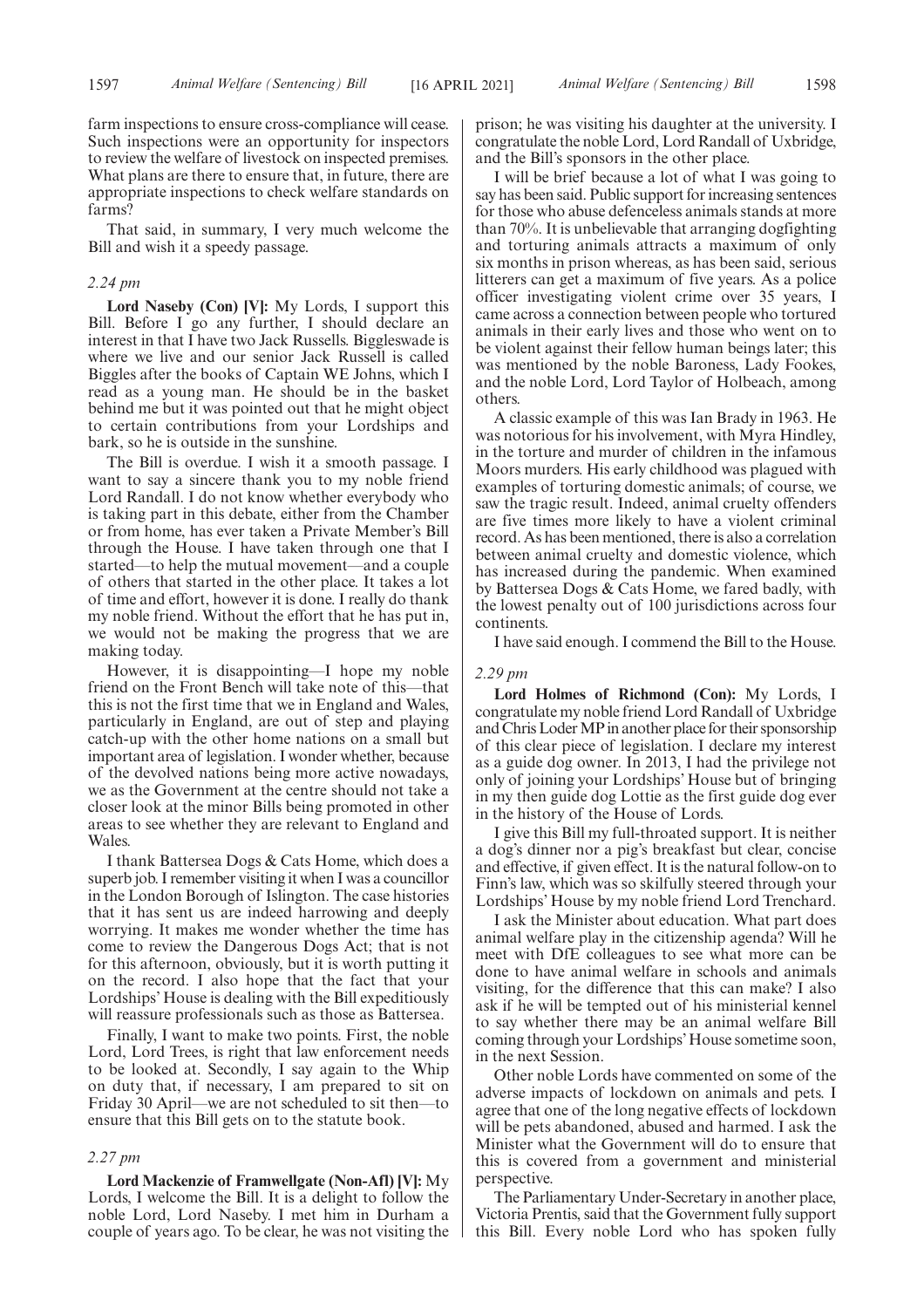farm inspections to ensure cross-compliance will cease. Such inspections were an opportunity for inspectors to review the welfare of livestock on inspected premises. What plans are there to ensure that, in future, there are appropriate inspections to check welfare standards on farms?

That said, in summary, I very much welcome the Bill and wish it a speedy passage.

*2.24 pm*

**Lord Naseby (Con) [V]:** My Lords, I support this Bill. Before I go any further, I should declare an interest in that I have two Jack Russells. Biggleswade is where we live and our senior Jack Russell is called Biggles after the books of Captain WE Johns, which I read as a young man. He should be in the basket behind me but it was pointed out that he might object to certain contributions from your Lordships and bark, so he is outside in the sunshine.

The Bill is overdue. I wish it a smooth passage. I want to say a sincere thank you to my noble friend Lord Randall. I do not know whether everybody who is taking part in this debate, either from the Chamber or from home, has ever taken a Private Member's Bill through the House. I have taken through one that I started—to help the mutual movement—and a couple of others that started in the other place. It takes a lot of time and effort, however it is done. I really do thank my noble friend. Without the effort that he has put in, we would not be making the progress that we are making today.

However, it is disappointing—I hope my noble friend on the Front Bench will take note of this—that this is not the first time that we in England and Wales, particularly in England, are out of step and playing catch-up with the other home nations on a small but important area of legislation. I wonder whether, because of the devolved nations being more active nowadays, we as the Government at the centre should not take a closer look at the minor Bills being promoted in other areas to see whether they are relevant to England and Wales.

I thank Battersea Dogs & Cats Home, which does a superb job. I remember visiting it when I was a councillor in the London Borough of Islington. The case histories that it has sent us are indeed harrowing and deeply worrying. It makes me wonder whether the time has come to review the Dangerous Dogs Act; that is not for this afternoon, obviously, but it is worth putting it on the record. I also hope that the fact that your Lordships' House is dealing with the Bill expeditiously will reassure professionals such as those as Battersea.

Finally, I want to make two points. First, the noble Lord, Lord Trees, is right that law enforcement needs to be looked at. Secondly, I say again to the Whip on duty that, if necessary, I am prepared to sit on Friday 30 April—we are not scheduled to sit then—to ensure that this Bill gets on to the statute book.

*2.27 pm*

**Lord Mackenzie of Framwellgate (Non-Afl) [V]:** My Lords, I welcome the Bill. It is a delight to follow the noble Lord, Lord Naseby. I met him in Durham a couple of years ago. To be clear, he was not visiting the prison; he was visiting his daughter at the university. I congratulate the noble Lord, Lord Randall of Uxbridge, and the Bill's sponsors in the other place.

I will be brief because a lot of what I was going to say has been said. Public support for increasing sentences for those who abuse defenceless animals stands at more than 70%. It is unbelievable that arranging dogfighting and torturing animals attracts a maximum of only six months in prison whereas, as has been said, serious litterers can get a maximum of five years. As a police officer investigating violent crime over 35 years, I came across a connection between people who tortured animals in their early lives and those who went on to be violent against their fellow human beings later; this was mentioned by the noble Baroness, Lady Fookes, and the noble Lord, Lord Taylor of Holbeach, among others.

A classic example of this was Ian Brady in 1963. He was notorious for his involvement, with Myra Hindley, in the torture and murder of children in the infamous Moors murders. His early childhood was plagued with examples of torturing domestic animals; of course, we saw the tragic result. Indeed, animal cruelty offenders are five times more likely to have a violent criminal record. As has been mentioned, there is also a correlation between animal cruelty and domestic violence, which has increased during the pandemic. When examined by Battersea Dogs & Cats Home, we fared badly, with the lowest penalty out of 100 jurisdictions across four continents.

I have said enough. I commend the Bill to the House.

*2.29 pm*

**Lord Holmes of Richmond (Con):** My Lords, I congratulate my noble friend Lord Randall of Uxbridge and Chris Loder MP in another place for their sponsorship of this clear piece of legislation. I declare my interest as a guide dog owner. In 2013, I had the privilege not only of joining your Lordships' House but of bringing in my then guide dog Lottie as the first guide dog ever in the history of the House of Lords.

I give this Bill my full-throated support. It is neither a dog's dinner nor a pig's breakfast but clear, concise and effective, if given effect. It is the natural follow-on to Finn's law, which was so skilfully steered through your Lordships' House by my noble friend Lord Trenchard.

I ask the Minister about education. What part does animal welfare play in the citizenship agenda? Will he meet with DfE colleagues to see what more can be done to have animal welfare in schools and animals visiting, for the difference that this can make? I also ask if he will be tempted out of his ministerial kennel to say whether there may be an animal welfare Bill coming through your Lordships' House sometime soon, in the next Session.

Other noble Lords have commented on some of the adverse impacts of lockdown on animals and pets. I agree that one of the long negative effects of lockdown will be pets abandoned, abused and harmed. I ask the Minister what the Government will do to ensure that this is covered from a government and ministerial perspective.

The Parliamentary Under-Secretary in another place, Victoria Prentis, said that the Government fully support this Bill. Every noble Lord who has spoken fully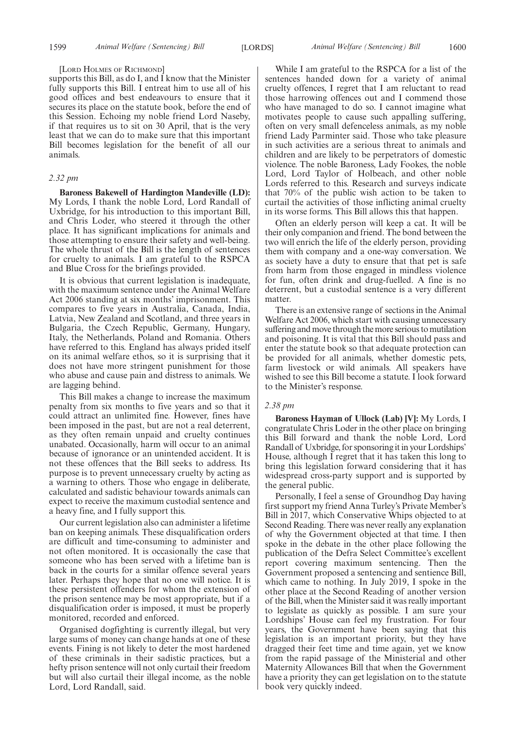[Lord Holmes of Richmond]

supports this Bill, as do I, and I know that the Minister fully supports this Bill. I entreat him to use all of his good offices and best endeavours to ensure that it secures its place on the statute book, before the end of this Session. Echoing my noble friend Lord Naseby, if that requires us to sit on 30 April, that is the very least that we can do to make sure that this important Bill becomes legislation for the benefit of all our animals.

*2.32 pm*

**Baroness Bakewell of Hardington Mandeville (LD):** My Lords, I thank the noble Lord, Lord Randall of Uxbridge, for his introduction to this important Bill, and Chris Loder, who steered it through the other place. It has significant implications for animals and those attempting to ensure their safety and well-being. The whole thrust of the Bill is the length of sentences for cruelty to animals. I am grateful to the RSPCA and Blue Cross for the briefings provided.

It is obvious that current legislation is inadequate, with the maximum sentence under the Animal Welfare Act 2006 standing at six months' imprisonment. This compares to five years in Australia, Canada, India, Latvia, New Zealand and Scotland, and three years in Bulgaria, the Czech Republic, Germany, Hungary, Italy, the Netherlands, Poland and Romania. Others have referred to this. England has always prided itself on its animal welfare ethos, so it is surprising that it does not have more stringent punishment for those who abuse and cause pain and distress to animals. We are lagging behind.

This Bill makes a change to increase the maximum penalty from six months to five years and so that it could attract an unlimited fine. However, fines have been imposed in the past, but are not a real deterrent, as they often remain unpaid and cruelty continues unabated. Occasionally, harm will occur to an animal because of ignorance or an unintended accident. It is not these offences that the Bill seeks to address. Its purpose is to prevent unnecessary cruelty by acting as a warning to others. Those who engage in deliberate, calculated and sadistic behaviour towards animals can expect to receive the maximum custodial sentence and a heavy fine, and I fully support this.

Our current legislation also can administer a lifetime ban on keeping animals. These disqualification orders are difficult and time-consuming to administer and not often monitored. It is occasionally the case that someone who has been served with a lifetime ban is back in the courts for a similar offence several years later. Perhaps they hope that no one will notice. It is these persistent offenders for whom the extension of the prison sentence may be most appropriate, but if a disqualification order is imposed, it must be properly monitored, recorded and enforced.

Organised dogfighting is currently illegal, but very large sums of money can change hands at one of these events. Fining is not likely to deter the most hardened of these criminals in their sadistic practices, but a hefty prison sentence will not only curtail their freedom but will also curtail their illegal income, as the noble Lord, Lord Randall, said.

While I am grateful to the RSPCA for a list of the sentences handed down for a variety of animal cruelty offences, I regret that I am reluctant to read those harrowing offences out and I commend those who have managed to do so. I cannot imagine what motivates people to cause such appalling suffering, often on very small defenceless animals, as my noble friend Lady Parminter said. Those who take pleasure in such activities are a serious threat to animals and children and are likely to be perpetrators of domestic violence. The noble Baroness, Lady Fookes, the noble Lord, Lord Taylor of Holbeach, and other noble Lords referred to this. Research and surveys indicate that 70% of the public wish action to be taken to curtail the activities of those inflicting animal cruelty in its worse forms. This Bill allows this that happen.

Often an elderly person will keep a cat. It will be their only companion and friend. The bond between the two will enrich the life of the elderly person, providing them with company and a one-way conversation. We as society have a duty to ensure that that pet is safe from harm from those engaged in mindless violence for fun, often drink and drug-fuelled. A fine is no deterrent, but a custodial sentence is a very different matter.

There is an extensive range of sections in the Animal Welfare Act 2006, which start with causing unnecessary suffering and move through the more serious to mutilation and poisoning. It is vital that this Bill should pass and enter the statute book so that adequate protection can be provided for all animals, whether domestic pets, farm livestock or wild animals. All speakers have wished to see this Bill become a statute. I look forward to the Minister's response.

*2.38 pm*

**Baroness Hayman of Ullock (Lab) [V]:** My Lords, I congratulate Chris Loder in the other place on bringing this Bill forward and thank the noble Lord, Lord Randall of Uxbridge, for sponsoring it in your Lordships' House, although I regret that it has taken this long to bring this legislation forward considering that it has widespread cross-party support and is supported by the general public.

Personally, I feel a sense of Groundhog Day having first support my friend Anna Turley's Private Member's Bill in 2017, which Conservative Whips objected to at Second Reading. There was never really any explanation of why the Government objected at that time. I then spoke in the debate in the other place following the publication of the Defra Select Committee's excellent report covering maximum sentencing. Then the Government proposed a sentencing and sentience Bill, which came to nothing. In July 2019, I spoke in the other place at the Second Reading of another version of the Bill, when the Minister said it was really important to legislate as quickly as possible. I am sure your Lordships' House can feel my frustration. For four years, the Government have been saying that this legislation is an important priority, but they have dragged their feet time and time again, yet we know from the rapid passage of the Ministerial and other Maternity Allowances Bill that when the Government have a priority they can get legislation on to the statute book very quickly indeed.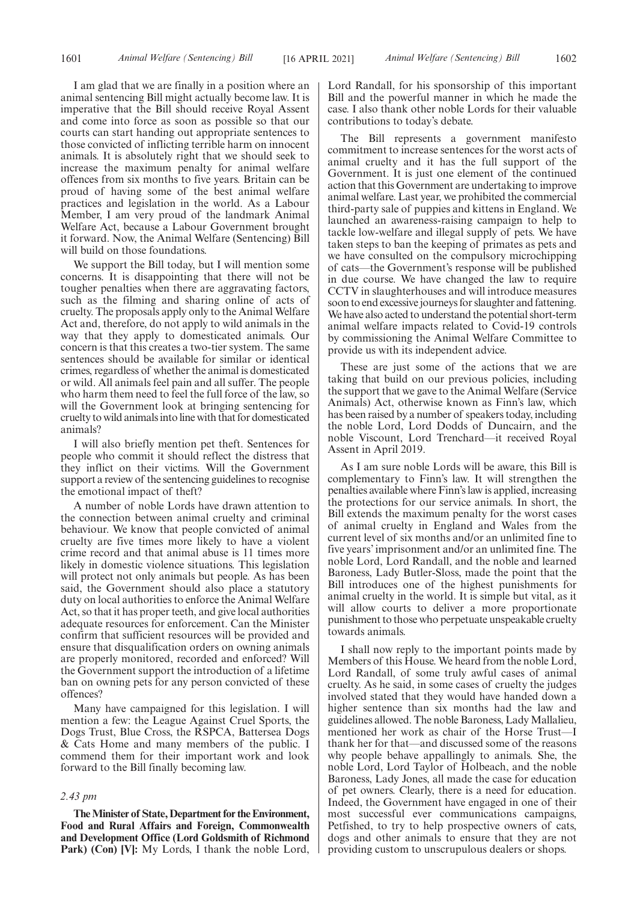I am glad that we are finally in a position where an animal sentencing Bill might actually become law. It is imperative that the Bill should receive Royal Assent and come into force as soon as possible so that our courts can start handing out appropriate sentences to those convicted of inflicting terrible harm on innocent animals. It is absolutely right that we should seek to increase the maximum penalty for animal welfare offences from six months to five years. Britain can be proud of having some of the best animal welfare practices and legislation in the world. As a Labour Member, I am very proud of the landmark Animal Welfare Act, because a Labour Government brought it forward. Now, the Animal Welfare (Sentencing) Bill will build on those foundations.

We support the Bill today, but I will mention some concerns. It is disappointing that there will not be tougher penalties when there are aggravating factors, such as the filming and sharing online of acts of cruelty. The proposals apply only to the Animal Welfare Act and, therefore, do not apply to wild animals in the way that they apply to domesticated animals. Our concern is that this creates a two-tier system. The same sentences should be available for similar or identical crimes, regardless of whether the animal is domesticated or wild. All animals feel pain and all suffer. The people who harm them need to feel the full force of the law, so will the Government look at bringing sentencing for cruelty to wild animals into line with that for domesticated animals?

I will also briefly mention pet theft. Sentences for people who commit it should reflect the distress that they inflict on their victims. Will the Government support a review of the sentencing guidelines to recognise the emotional impact of theft?

A number of noble Lords have drawn attention to the connection between animal cruelty and criminal behaviour. We know that people convicted of animal cruelty are five times more likely to have a violent crime record and that animal abuse is 11 times more likely in domestic violence situations. This legislation will protect not only animals but people. As has been said, the Government should also place a statutory duty on local authorities to enforce the Animal Welfare Act, so that it has proper teeth, and give local authorities adequate resources for enforcement. Can the Minister confirm that sufficient resources will be provided and ensure that disqualification orders on owning animals are properly monitored, recorded and enforced? Will the Government support the introduction of a lifetime ban on owning pets for any person convicted of these offences?

Many have campaigned for this legislation. I will mention a few: the League Against Cruel Sports, the Dogs Trust, Blue Cross, the RSPCA, Battersea Dogs & Cats Home and many members of the public. I commend them for their important work and look forward to the Bill finally becoming law.

*2.43 pm*

**The Minister of State, Department for the Environment, Food and Rural Affairs and Foreign, Commonwealth and Development Office (Lord Goldsmith of Richmond Park) (Con) [V]:** My Lords, I thank the noble Lord, Lord Randall, for his sponsorship of this important Bill and the powerful manner in which he made the case. I also thank other noble Lords for their valuable contributions to today's debate.

The Bill represents a government manifesto commitment to increase sentences for the worst acts of animal cruelty and it has the full support of the Government. It is just one element of the continued action that this Government are undertaking to improve animal welfare. Last year, we prohibited the commercial third-party sale of puppies and kittens in England. We launched an awareness-raising campaign to help to tackle low-welfare and illegal supply of pets. We have taken steps to ban the keeping of primates as pets and we have consulted on the compulsory microchipping of cats—the Government's response will be published in due course. We have changed the law to require CCTV in slaughterhouses and will introduce measures soon to end excessive journeys for slaughter and fattening. We have also acted to understand the potential short-term animal welfare impacts related to Covid-19 controls by commissioning the Animal Welfare Committee to provide us with its independent advice.

These are just some of the actions that we are taking that build on our previous policies, including the support that we gave to the Animal Welfare (Service Animals) Act, otherwise known as Finn's law, which has been raised by a number of speakers today, including the noble Lord, Lord Dodds of Duncairn, and the noble Viscount, Lord Trenchard—it received Royal Assent in April 2019.

As I am sure noble Lords will be aware, this Bill is complementary to Finn's law. It will strengthen the penalties available where Finn's law is applied, increasing the protections for our service animals. In short, the Bill extends the maximum penalty for the worst cases of animal cruelty in England and Wales from the current level of six months and/or an unlimited fine to five years' imprisonment and/or an unlimited fine. The noble Lord, Lord Randall, and the noble and learned Baroness, Lady Butler-Sloss, made the point that the Bill introduces one of the highest punishments for animal cruelty in the world. It is simple but vital, as it will allow courts to deliver a more proportionate punishment to those who perpetuate unspeakable cruelty towards animals.

I shall now reply to the important points made by Members of this House. We heard from the noble Lord, Lord Randall, of some truly awful cases of animal cruelty. As he said, in some cases of cruelty the judges involved stated that they would have handed down a higher sentence than six months had the law and guidelines allowed. The noble Baroness, Lady Mallalieu, mentioned her work as chair of the Horse Trust—I thank her for that—and discussed some of the reasons why people behave appallingly to animals. She, the noble Lord, Lord Taylor of Holbeach, and the noble Baroness, Lady Jones, all made the case for education of pet owners. Clearly, there is a need for education. Indeed, the Government have engaged in one of their most successful ever communications campaigns, Petfished, to try to help prospective owners of cats, dogs and other animals to ensure that they are not providing custom to unscrupulous dealers or shops.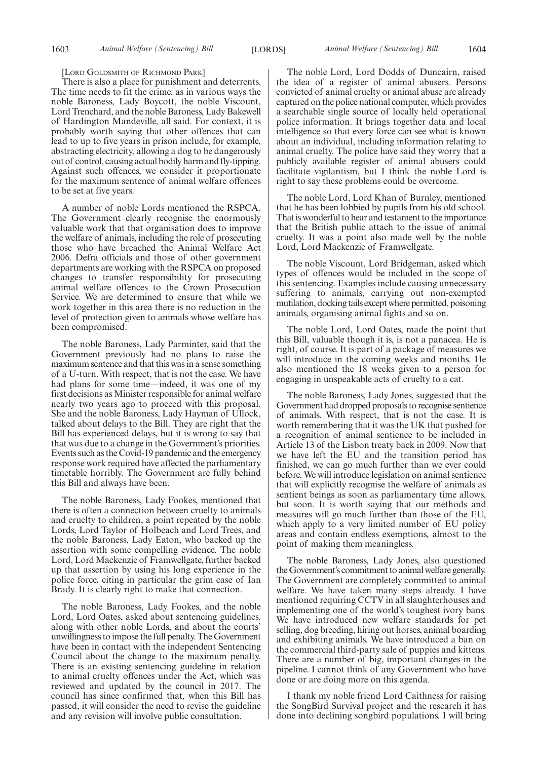[LORD GOLDSMITH OF RICHMOND PARK]

There is also a place for punishment and deterrents. The time needs to fit the crime, as in various ways the noble Baroness, Lady Boycott, the noble Viscount, Lord Trenchard, and the noble Baroness, Lady Bakewell of Hardington Mandeville, all said. For context, it is probably worth saying that other offences that can lead to up to five years in prison include, for example, abstracting electricity, allowing a dog to be dangerously out of control, causing actual bodily harm and fly-tipping. Against such offences, we consider it proportionate for the maximum sentence of animal welfare offences to be set at five years.

A number of noble Lords mentioned the RSPCA. The Government clearly recognise the enormously valuable work that that organisation does to improve the welfare of animals, including the role of prosecuting those who have breached the Animal Welfare Act 2006. Defra officials and those of other government departments are working with the RSPCA on proposed changes to transfer responsibility for prosecuting animal welfare offences to the Crown Prosecution Service. We are determined to ensure that while we work together in this area there is no reduction in the level of protection given to animals whose welfare has been compromised.

The noble Baroness, Lady Parminter, said that the Government previously had no plans to raise the maximum sentence and that this was in a sense something of a U-turn. With respect, that is not the case. We have had plans for some time—indeed, it was one of my first decisions as Minister responsible for animal welfare nearly two years ago to proceed with this proposal. She and the noble Baroness, Lady Hayman of Ullock, talked about delays to the Bill. They are right that the Bill has experienced delays, but it is wrong to say that that was due to a change in the Government's priorities. Events such as the Covid-19 pandemic and the emergency response work required have affected the parliamentary timetable horribly. The Government are fully behind this Bill and always have been.

The noble Baroness, Lady Fookes, mentioned that there is often a connection between cruelty to animals and cruelty to children, a point repeated by the noble Lords, Lord Taylor of Holbeach and Lord Trees, and the noble Baroness, Lady Eaton, who backed up the assertion with some compelling evidence. The noble Lord, Lord Mackenzie of Framwellgate, further backed up that assertion by using his long experience in the police force, citing in particular the grim case of Ian Brady. It is clearly right to make that connection.

The noble Baroness, Lady Fookes, and the noble Lord, Lord Oates, asked about sentencing guidelines, along with other noble Lords, and about the courts' unwillingness to impose the full penalty. The Government have been in contact with the independent Sentencing Council about the change to the maximum penalty. There is an existing sentencing guideline in relation to animal cruelty offences under the Act, which was reviewed and updated by the council in 2017. The council has since confirmed that, when this Bill has passed, it will consider the need to revise the guideline and any revision will involve public consultation.

The noble Lord, Lord Dodds of Duncairn, raised the idea of a register of animal abusers. Persons convicted of animal cruelty or animal abuse are already captured on the police national computer, which provides a searchable single source of locally held operational police information. It brings together data and local intelligence so that every force can see what is known about an individual, including information relating to animal cruelty. The police have said they worry that a publicly available register of animal abusers could facilitate vigilantism, but I think the noble Lord is right to say these problems could be overcome.

The noble Lord, Lord Khan of Burnley, mentioned that he has been lobbied by pupils from his old school. That is wonderful to hear and testament to the importance that the British public attach to the issue of animal cruelty. It was a point also made well by the noble Lord, Lord Mackenzie of Framwellgate.

The noble Viscount, Lord Bridgeman, asked which types of offences would be included in the scope of this sentencing. Examples include causing unnecessary suffering to animals, carrying out non-exempted mutilation, docking tails except where permitted, poisoning animals, organising animal fights and so on.

The noble Lord, Lord Oates, made the point that this Bill, valuable though it is, is not a panacea. He is right, of course. It is part of a package of measures we will introduce in the coming weeks and months. He also mentioned the 18 weeks given to a person for engaging in unspeakable acts of cruelty to a cat.

The noble Baroness, Lady Jones, suggested that the Government had dropped proposals to recognise sentience of animals. With respect, that is not the case. It is worth remembering that it was the UK that pushed for a recognition of animal sentience to be included in Article 13 of the Lisbon treaty back in 2009. Now that we have left the EU and the transition period has finished, we can go much further than we ever could before. We will introduce legislation on animal sentience that will explicitly recognise the welfare of animals as sentient beings as soon as parliamentary time allows, but soon. It is worth saying that our methods and measures will go much further than those of the EU, which apply to a very limited number of EU policy areas and contain endless exemptions, almost to the point of making them meaningless.

The noble Baroness, Lady Jones, also questioned the Government's commitment to animal welfare generally. The Government are completely committed to animal welfare. We have taken many steps already. I have mentioned requiring CCTV in all slaughterhouses and implementing one of the world's toughest ivory bans. We have introduced new welfare standards for pet selling, dog breeding, hiring out horses, animal boarding and exhibiting animals. We have introduced a ban on the commercial third-party sale of puppies and kittens. There are a number of big, important changes in the pipeline. I cannot think of any Government who have done or are doing more on this agenda.

I thank my noble friend Lord Caithness for raising the SongBird Survival project and the research it has done into declining songbird populations. I will bring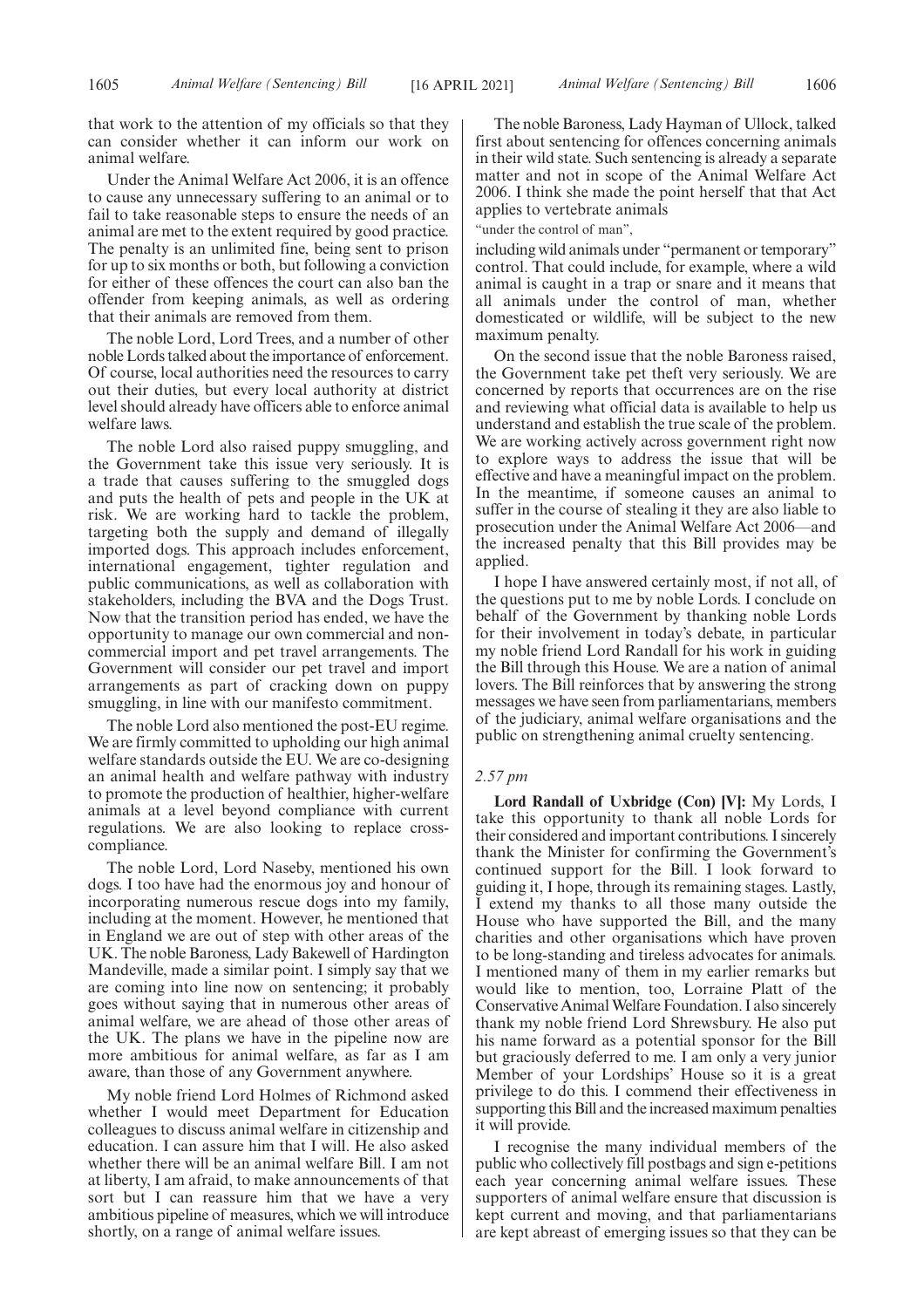that work to the attention of my officials so that they can consider whether it can inform our work on animal welfare.

Under the Animal Welfare Act 2006, it is an offence to cause any unnecessary suffering to an animal or to fail to take reasonable steps to ensure the needs of an animal are met to the extent required by good practice. The penalty is an unlimited fine, being sent to prison for up to six months or both, but following a conviction for either of these offences the court can also ban the offender from keeping animals, as well as ordering that their animals are removed from them.

The noble Lord, Lord Trees, and a number of other noble Lords talked about the importance of enforcement. Of course, local authorities need the resources to carry out their duties, but every local authority at district level should already have officers able to enforce animal welfare laws.

The noble Lord also raised puppy smuggling, and the Government take this issue very seriously. It is a trade that causes suffering to the smuggled dogs and puts the health of pets and people in the UK at risk. We are working hard to tackle the problem, targeting both the supply and demand of illegally imported dogs. This approach includes enforcement, international engagement, tighter regulation and public communications, as well as collaboration with stakeholders, including the BVA and the Dogs Trust. Now that the transition period has ended, we have the opportunity to manage our own commercial and non-commercial import and pet travel arrangements. The Government will consider our pet travel and import arrangements as part of cracking down on puppy smuggling, in line with our manifesto commitment.

The noble Lord also mentioned the post-EU regime. We are firmly committed to upholding our high animal welfare standards outside the EU. We are co-designing an animal health and welfare pathway with industry to promote the production of healthier, higher-welfare animals at a level beyond compliance with current regulations. We are also looking to replace cross-compliance.

The noble Lord, Lord Naseby, mentioned his own dogs. I too have had the enormous joy and honour of incorporating numerous rescue dogs into my family, including at the moment. However, he mentioned that in England we are out of step with other areas of the UK. The noble Baroness, Lady Bakewell of Hardington Mandeville, made a similar point. I simply say that we are coming into line now on sentencing; it probably goes without saying that in numerous other areas of animal welfare, we are ahead of those other areas of the UK. The plans we have in the pipeline now are more ambitious for animal welfare, as far as I am aware, than those of any Government anywhere.

My noble friend Lord Holmes of Richmond asked whether I would meet Department for Education colleagues to discuss animal welfare in citizenship and education. I can assure him that I will. He also asked whether there will be an animal welfare Bill. I am not at liberty, I am afraid, to make announcements of that sort but I can reassure him that we have a very ambitious pipeline of measures, which we will introduce shortly, on a range of animal welfare issues.

The noble Baroness, Lady Hayman of Ullock, talked first about sentencing for offences concerning animals in their wild state. Such sentencing is already a separate matter and not in scope of the Animal Welfare Act 2006. I think she made the point herself that that Act applies to vertebrate animals

"under the control of man",

including wild animals under "permanent or temporary" control. That could include, for example, where a wild animal is caught in a trap or snare and it means that all animals under the control of man, whether domesticated or wildlife, will be subject to the new maximum penalty.

On the second issue that the noble Baroness raised, the Government take pet theft very seriously. We are concerned by reports that occurrences are on the rise and reviewing what official data is available to help us understand and establish the true scale of the problem. We are working actively across government right now to explore ways to address the issue that will be effective and have a meaningful impact on the problem. In the meantime, if someone causes an animal to suffer in the course of stealing it they are also liable to prosecution under the Animal Welfare Act 2006—and the increased penalty that this Bill provides may be applied.

I hope I have answered certainly most, if not all, of the questions put to me by noble Lords. I conclude on behalf of the Government by thanking noble Lords for their involvement in today's debate, in particular my noble friend Lord Randall for his work in guiding the Bill through this House. We are a nation of animal lovers. The Bill reinforces that by answering the strong messages we have seen from parliamentarians, members of the judiciary, animal welfare organisations and the public on strengthening animal cruelty sentencing.

*2.57 pm*

**Lord Randall of Uxbridge (Con) [V]:** My Lords, I take this opportunity to thank all noble Lords for their considered and important contributions. I sincerely thank the Minister for confirming the Government's continued support for the Bill. I look forward to guiding it, I hope, through its remaining stages. Lastly, I extend my thanks to all those many outside the House who have supported the Bill, and the many charities and other organisations which have proven to be long-standing and tireless advocates for animals. I mentioned many of them in my earlier remarks but would like to mention, too, Lorraine Platt of the Conservative Animal Welfare Foundation. I also sincerely thank my noble friend Lord Shrewsbury. He also put his name forward as a potential sponsor for the Bill but graciously deferred to me. I am only a very junior Member of your Lordships' House so it is a great privilege to do this. I commend their effectiveness in supporting this Bill and the increased maximum penalties it will provide.

I recognise the many individual members of the public who collectively fill postbags and sign e-petitions each year concerning animal welfare issues. These supporters of animal welfare ensure that discussion is kept current and moving, and that parliamentarians are kept abreast of emerging issues so that they can be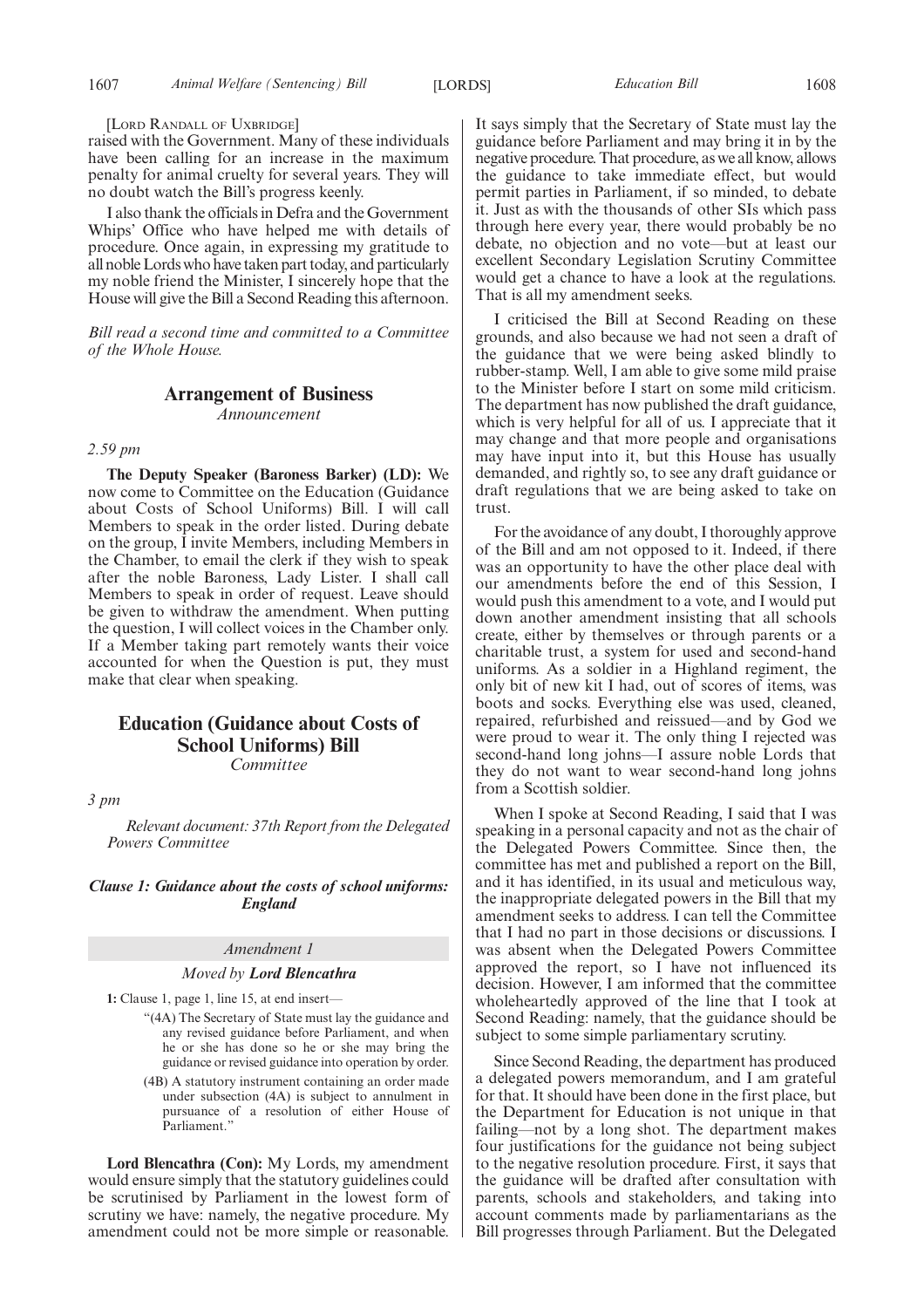[LORD RANDALL OF UXBRIDGE]

raised with the Government. Many of these individuals have been calling for an increase in the maximum penalty for animal cruelty for several years. They will no doubt watch the Bill's progress keenly.

I also thank the officials in Defra and the Government Whips' Office who have helped me with details of procedure. Once again, in expressing my gratitude to all noble Lords who have taken part today, and particularly my noble friend the Minister, I sincerely hope that the House will give the Bill a Second Reading this afternoon.

*Bill read a second time and committed to a Committee of the Whole House.*

## Arrangement of Business

*Announcement*

*2.59 pm*

**The Deputy Speaker (Baroness Barker) (LD):** We now come to Committee on the Education (Guidance about Costs of School Uniforms) Bill. I will call Members to speak in the order listed. During debate on the group, I invite Members, including Members in the Chamber, to email the clerk if they wish to speak after the noble Baroness, Lady Lister. I shall call Members to speak in order of request. Leave should be given to withdraw the amendment. When putting the question, I will collect voices in the Chamber only. If a Member taking part remotely wants their voice accounted for when the Question is put, they must make that clear when speaking.

## Education (Guidance about Costs of School Uniforms) Bill

*Committee*

*3 pm*

*Relevant document: 37th Report from the Delegated Powers Committee*

***Clause 1: Guidance about the costs of school uniforms: England***

*Amendment 1*

*Moved by* ***Lord Blencathra***

**1:** Clause 1, page 1, line 15, at end insert—

"(4A) The Secretary of State must lay the guidance and any revised guidance before Parliament, and when he or she has done so he or she may bring the guidance or revised guidance into operation by order.

(4B) A statutory instrument containing an order made under subsection (4A) is subject to annulment in pursuance of a resolution of either House of Parliament."

**Lord Blencathra (Con):** My Lords, my amendment would ensure simply that the statutory guidelines could be scrutinised by Parliament in the lowest form of scrutiny we have: namely, the negative procedure. My amendment could not be more simple or reasonable. It says simply that the Secretary of State must lay the guidance before Parliament and may bring it in by the negative procedure. That procedure, as we all know, allows the guidance to take immediate effect, but would permit parties in Parliament, if so minded, to debate it. Just as with the thousands of other SIs which pass through here every year, there would probably be no debate, no objection and no vote—but at least our excellent Secondary Legislation Scrutiny Committee would get a chance to have a look at the regulations. That is all my amendment seeks.

I criticised the Bill at Second Reading on these grounds, and also because we had not seen a draft of the guidance that we were being asked blindly to rubber-stamp. Well, I am able to give some mild praise to the Minister before I start on some mild criticism. The department has now published the draft guidance, which is very helpful for all of us. I appreciate that it may change and that more people and organisations may have input into it, but this House has usually demanded, and rightly so, to see any draft guidance or draft regulations that we are being asked to take on trust.

For the avoidance of any doubt, I thoroughly approve of the Bill and am not opposed to it. Indeed, if there was an opportunity to have the other place deal with our amendments before the end of this Session, I would push this amendment to a vote, and I would put down another amendment insisting that all schools create, either by themselves or through parents or a charitable trust, a system for used and second-hand uniforms. As a soldier in a Highland regiment, the only bit of new kit I had, out of scores of items, was boots and socks. Everything else was used, cleaned, repaired, refurbished and reissued—and by God we were proud to wear it. The only thing I rejected was second-hand long johns—I assure noble Lords that they do not want to wear second-hand long johns from a Scottish soldier.

When I spoke at Second Reading, I said that I was speaking in a personal capacity and not as the chair of the Delegated Powers Committee. Since then, the committee has met and published a report on the Bill, and it has identified, in its usual and meticulous way, the inappropriate delegated powers in the Bill that my amendment seeks to address. I can tell the Committee that I had no part in those decisions or discussions. I was absent when the Delegated Powers Committee approved the report, so I have not influenced its decision. However, I am informed that the committee wholeheartedly approved of the line that I took at Second Reading: namely, that the guidance should be subject to some simple parliamentary scrutiny.

Since Second Reading, the department has produced a delegated powers memorandum, and I am grateful for that. It should have been done in the first place, but the Department for Education is not unique in that failing—not by a long shot. The department makes four justifications for the guidance not being subject to the negative resolution procedure. First, it says that the guidance will be drafted after consultation with parents, schools and stakeholders, and taking into account comments made by parliamentarians as the Bill progresses through Parliament. But the Delegated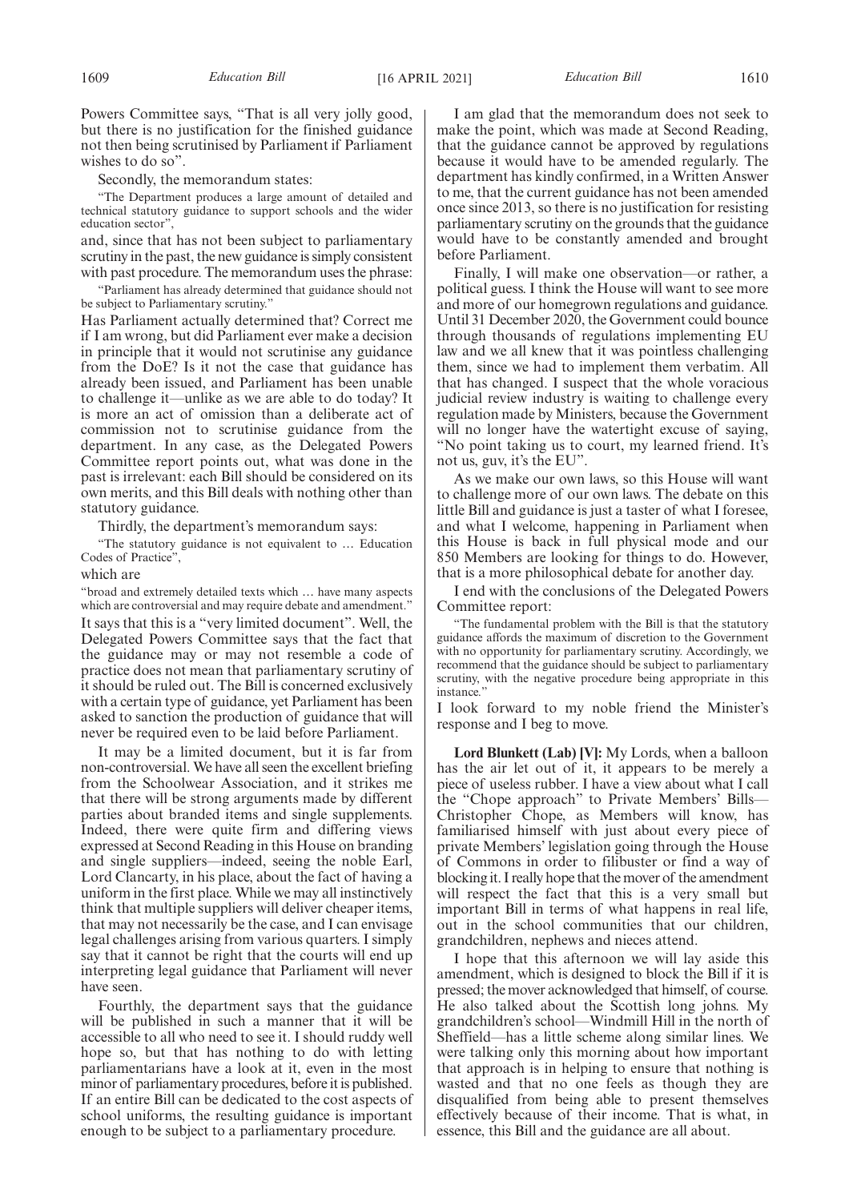Powers Committee says, "That is all very jolly good, but there is no justification for the finished guidance not then being scrutinised by Parliament if Parliament wishes to do so".

Secondly, the memorandum states:

> "The Department produces a large amount of detailed and technical statutory guidance to support schools and the wider education sector",

and, since that has not been subject to parliamentary scrutiny in the past, the new guidance is simply consistent with past procedure. The memorandum uses the phrase:

> "Parliament has already determined that guidance should not be subject to Parliamentary scrutiny."

Has Parliament actually determined that? Correct me if I am wrong, but did Parliament ever make a decision in principle that it would not scrutinise any guidance from the DoE? Is it not the case that guidance has already been issued, and Parliament has been unable to challenge it—unlike as we are able to do today? It is more an act of omission than a deliberate act of commission not to scrutinise guidance from the department. In any case, as the Delegated Powers Committee report points out, what was done in the past is irrelevant: each Bill should be considered on its own merits, and this Bill deals with nothing other than statutory guidance.

Thirdly, the department's memorandum says:

> "The statutory guidance is not equivalent to … Education Codes of Practice",

which are

> "broad and extremely detailed texts which … have many aspects which are controversial and may require debate and amendment."

It says that this is a "very limited document". Well, the Delegated Powers Committee says that the fact that the guidance may or may not resemble a code of practice does not mean that parliamentary scrutiny of it should be ruled out. The Bill is concerned exclusively with a certain type of guidance, yet Parliament has been asked to sanction the production of guidance that will never be required even to be laid before Parliament.

It may be a limited document, but it is far from non-controversial. We have all seen the excellent briefing from the Schoolwear Association, and it strikes me that there will be strong arguments made by different parties about branded items and single supplements. Indeed, there were quite firm and differing views expressed at Second Reading in this House on branding and single suppliers—indeed, seeing the noble Earl, Lord Clancarty, in his place, about the fact of having a uniform in the first place. While we may all instinctively think that multiple suppliers will deliver cheaper items, that may not necessarily be the case, and I can envisage legal challenges arising from various quarters. I simply say that it cannot be right that the courts will end up interpreting legal guidance that Parliament will never have seen.

Fourthly, the department says that the guidance will be published in such a manner that it will be accessible to all who need to see it. I should ruddy well hope so, but that has nothing to do with letting parliamentarians have a look at it, even in the most minor of parliamentary procedures, before it is published. If an entire Bill can be dedicated to the cost aspects of school uniforms, the resulting guidance is important enough to be subject to a parliamentary procedure.

I am glad that the memorandum does not seek to make the point, which was made at Second Reading, that the guidance cannot be approved by regulations because it would have to be amended regularly. The department has kindly confirmed, in a Written Answer to me, that the current guidance has not been amended once since 2013, so there is no justification for resisting parliamentary scrutiny on the grounds that the guidance would have to be constantly amended and brought before Parliament.

Finally, I will make one observation—or rather, a political guess. I think the House will want to see more and more of our homegrown regulations and guidance. Until 31 December 2020, the Government could bounce through thousands of regulations implementing EU law and we all knew that it was pointless challenging them, since we had to implement them verbatim. All that has changed. I suspect that the whole voracious judicial review industry is waiting to challenge every regulation made by Ministers, because the Government will no longer have the watertight excuse of saying, "No point taking us to court, my learned friend. It's not us, guv, it's the EU".

As we make our own laws, so this House will want to challenge more of our own laws. The debate on this little Bill and guidance is just a taster of what I foresee, and what I welcome, happening in Parliament when this House is back in full physical mode and our 850 Members are looking for things to do. However, that is a more philosophical debate for another day.

I end with the conclusions of the Delegated Powers Committee report:

> "The fundamental problem with the Bill is that the statutory guidance affords the maximum of discretion to the Government with no opportunity for parliamentary scrutiny. Accordingly, we recommend that the guidance should be subject to parliamentary scrutiny, with the negative procedure being appropriate in this instance."

I look forward to my noble friend the Minister's response and I beg to move.

**Lord Blunkett (Lab) [V]:** My Lords, when a balloon has the air let out of it, it appears to be merely a piece of useless rubber. I have a view about what I call the "Chope approach" to Private Members' Bills—Christopher Chope, as Members will know, has familiarised himself with just about every piece of private Members' legislation going through the House of Commons in order to filibuster or find a way of blocking it. I really hope that the mover of the amendment will respect the fact that this is a very small but important Bill in terms of what happens in real life, out in the school communities that our children, grandchildren, nephews and nieces attend.

I hope that this afternoon we will lay aside this amendment, which is designed to block the Bill if it is pressed; the mover acknowledged that himself, of course. He also talked about the Scottish long johns. My grandchildren's school—Windmill Hill in the north of Sheffield—has a little scheme along similar lines. We were talking only this morning about how important that approach is in helping to ensure that nothing is wasted and that no one feels as though they are disqualified from being able to present themselves effectively because of their income. That is what, in essence, this Bill and the guidance are all about.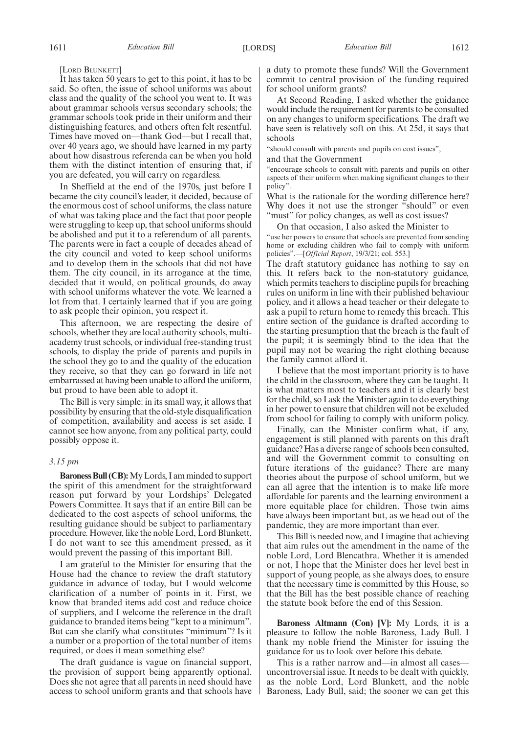[LORD BLUNKETT]

It has taken 50 years to get to this point, it has to be said. So often, the issue of school uniforms was about class and the quality of the school you went to. It was about grammar schools versus secondary schools; the grammar schools took pride in their uniform and their distinguishing features, and others often felt resentful. Times have moved on—thank God—but I recall that, over 40 years ago, we should have learned in my party about how disastrous referenda can be when you hold them with the distinct intention of ensuring that, if you are defeated, you will carry on regardless.

In Sheffield at the end of the 1970s, just before I became the city council's leader, it decided, because of the enormous cost of school uniforms, the class nature of what was taking place and the fact that poor people were struggling to keep up, that school uniforms should be abolished and put it to a referendum of all parents. The parents were in fact a couple of decades ahead of the city council and voted to keep school uniforms and to develop them in the schools that did not have them. The city council, in its arrogance at the time, decided that it would, on political grounds, do away with school uniforms whatever the vote. We learned a lot from that. I certainly learned that if you are going to ask people their opinion, you respect it.

This afternoon, we are respecting the desire of schools, whether they are local authority schools, multi-academy trust schools, or individual free-standing trust schools, to display the pride of parents and pupils in the school they go to and the quality of the education they receive, so that they can go forward in life not embarrassed at having been unable to afford the uniform, but proud to have been able to adopt it.

The Bill is very simple: in its small way, it allows that possibility by ensuring that the old-style disqualification of competition, availability and access is set aside. I cannot see how anyone, from any political party, could possibly oppose it.

*3.15 pm*

**Baroness Bull (CB):** My Lords, I am minded to support the spirit of this amendment for the straightforward reason put forward by your Lordships' Delegated Powers Committee. It says that if an entire Bill can be dedicated to the cost aspects of school uniforms, the resulting guidance should be subject to parliamentary procedure. However, like the noble Lord, Lord Blunkett, I do not want to see this amendment pressed, as it would prevent the passing of this important Bill.

I am grateful to the Minister for ensuring that the House had the chance to review the draft statutory guidance in advance of today, but I would welcome clarification of a number of points in it. First, we know that branded items add cost and reduce choice of suppliers, and I welcome the reference in the draft guidance to branded items being "kept to a minimum". But can she clarify what constitutes "minimum"? Is it a number or a proportion of the total number of items required, or does it mean something else?

The draft guidance is vague on financial support, the provision of support being apparently optional. Does she not agree that all parents in need should have access to school uniform grants and that schools have a duty to promote these funds? Will the Government commit to central provision of the funding required for school uniform grants?

At Second Reading, I asked whether the guidance would include the requirement for parents to be consulted on any changes to uniform specifications. The draft we have seen is relatively soft on this. At 25d, it says that schools

"should consult with parents and pupils on cost issues",

and that the Government

"encourage schools to consult with parents and pupils on other aspects of their uniform when making significant changes to their policy".

What is the rationale for the wording difference here? Why does it not use the stronger "should" or even "must" for policy changes, as well as cost issues?

On that occasion, I also asked the Minister to

"use her powers to ensure that schools are prevented from sending home or excluding children who fail to comply with uniform policies".—[*Official Report*, 19/3/21; col. 553.]

The draft statutory guidance has nothing to say on this. It refers back to the non-statutory guidance, which permits teachers to discipline pupils for breaching rules on uniform in line with their published behaviour policy, and it allows a head teacher or their delegate to ask a pupil to return home to remedy this breach. This entire section of the guidance is drafted according to the starting presumption that the breach is the fault of the pupil; it is seemingly blind to the idea that the pupil may not be wearing the right clothing because the family cannot afford it.

I believe that the most important priority is to have the child in the classroom, where they can be taught. It is what matters most to teachers and it is clearly best for the child, so I ask the Minister again to do everything in her power to ensure that children will not be excluded from school for failing to comply with uniform policy.

Finally, can the Minister confirm what, if any, engagement is still planned with parents on this draft guidance? Has a diverse range of schools been consulted, and will the Government commit to consulting on future iterations of the guidance? There are many theories about the purpose of school uniform, but we can all agree that the intention is to make life more affordable for parents and the learning environment a more equitable place for children. Those twin aims have always been important but, as we head out of the pandemic, they are more important than ever.

This Bill is needed now, and I imagine that achieving that aim rules out the amendment in the name of the noble Lord, Lord Blencathra. Whether it is amended or not, I hope that the Minister does her level best in support of young people, as she always does, to ensure that the necessary time is committed by this House, so that the Bill has the best possible chance of reaching the statute book before the end of this Session.

**Baroness Altmann (Con) [V]:** My Lords, it is a pleasure to follow the noble Baroness, Lady Bull. I thank my noble friend the Minister for issuing the guidance for us to look over before this debate.

This is a rather narrow and—in almost all cases—uncontroversial issue. It needs to be dealt with quickly, as the noble Lord, Lord Blunkett, and the noble Baroness, Lady Bull, said; the sooner we can get this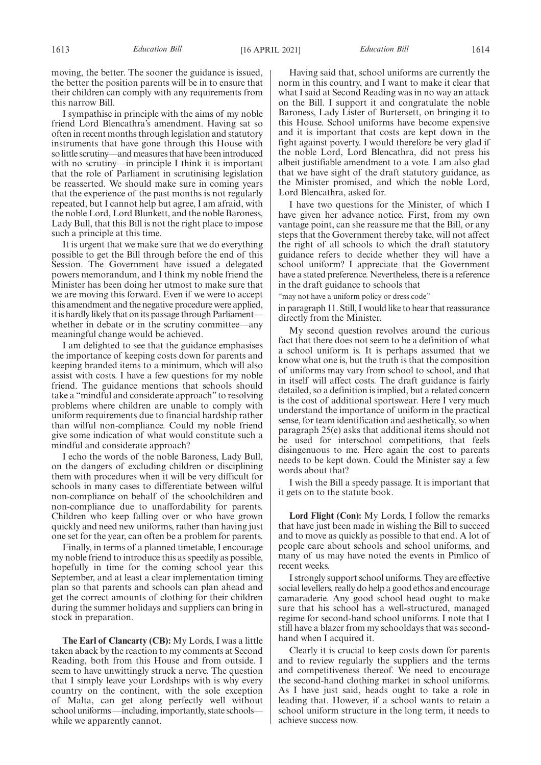moving, the better. The sooner the guidance is issued, the better the position parents will be in to ensure that their children can comply with any requirements from this narrow Bill.

I sympathise in principle with the aims of my noble friend Lord Blencathra's amendment. Having sat so often in recent months through legislation and statutory instruments that have gone through this House with so little scrutiny—and measures that have been introduced with no scrutiny—in principle I think it is important that the role of Parliament in scrutinising legislation be reasserted. We should make sure in coming years that the experience of the past months is not regularly repeated, but I cannot help but agree, I am afraid, with the noble Lord, Lord Blunkett, and the noble Baroness, Lady Bull, that this Bill is not the right place to impose such a principle at this time.

It is urgent that we make sure that we do everything possible to get the Bill through before the end of this Session. The Government have issued a delegated powers memorandum, and I think my noble friend the Minister has been doing her utmost to make sure that we are moving this forward. Even if we were to accept this amendment and the negative procedure were applied, it is hardly likely that on its passage through Parliament—whether in debate or in the scrutiny committee—any meaningful change would be achieved.

I am delighted to see that the guidance emphasises the importance of keeping costs down for parents and keeping branded items to a minimum, which will also assist with costs. I have a few questions for my noble friend. The guidance mentions that schools should take a "mindful and considerate approach" to resolving problems where children are unable to comply with uniform requirements due to financial hardship rather than wilful non-compliance. Could my noble friend give some indication of what would constitute such a mindful and considerate approach?

I echo the words of the noble Baroness, Lady Bull, on the dangers of excluding children or disciplining them with procedures when it will be very difficult for schools in many cases to differentiate between wilful non-compliance on behalf of the schoolchildren and non-compliance due to unaffordability for parents. Children who keep falling over or who have grown quickly and need new uniforms, rather than having just one set for the year, can often be a problem for parents.

Finally, in terms of a planned timetable, I encourage my noble friend to introduce this as speedily as possible, hopefully in time for the coming school year this September, and at least a clear implementation timing plan so that parents and schools can plan ahead and get the correct amounts of clothing for their children during the summer holidays and suppliers can bring in stock in preparation.

**The Earl of Clancarty (CB):** My Lords, I was a little taken aback by the reaction to my comments at Second Reading, both from this House and from outside. I seem to have unwittingly struck a nerve. The question that I simply leave your Lordships with is why every country on the continent, with the sole exception of Malta, can get along perfectly well without school uniforms—including, importantly, state schools—while we apparently cannot.

Having said that, school uniforms are currently the norm in this country, and I want to make it clear that what I said at Second Reading was in no way an attack on the Bill. I support it and congratulate the noble Baroness, Lady Lister of Burtersett, on bringing it to this House. School uniforms have become expensive and it is important that costs are kept down in the fight against poverty. I would therefore be very glad if the noble Lord, Lord Blencathra, did not press his albeit justifiable amendment to a vote. I am also glad that we have sight of the draft statutory guidance, as the Minister promised, and which the noble Lord, Lord Blencathra, asked for.

I have two questions for the Minister, of which I have given her advance notice. First, from my own vantage point, can she reassure me that the Bill, or any steps that the Government thereby take, will not affect the right of all schools to which the draft statutory guidance refers to decide whether they will have a school uniform? I appreciate that the Government have a stated preference. Nevertheless, there is a reference in the draft guidance to schools that

"may not have a uniform policy or dress code"

in paragraph 11. Still, I would like to hear that reassurance directly from the Minister.

My second question revolves around the curious fact that there does not seem to be a definition of what a school uniform is. It is perhaps assumed that we know what one is, but the truth is that the composition of uniforms may vary from school to school, and that in itself will affect costs. The draft guidance is fairly detailed, so a definition is implied, but a related concern is the cost of additional sportswear. Here I very much understand the importance of uniform in the practical sense, for team identification and aesthetically, so when paragraph 25(e) asks that additional items should not be used for interschool competitions, that feels disingenuous to me. Here again the cost to parents needs to be kept down. Could the Minister say a few words about that?

I wish the Bill a speedy passage. It is important that it gets on to the statute book.

**Lord Flight (Con):** My Lords, I follow the remarks that have just been made in wishing the Bill to succeed and to move as quickly as possible to that end. A lot of people care about schools and school uniforms, and many of us may have noted the events in Pimlico of recent weeks.

I strongly support school uniforms. They are effective social levellers, really do help a good ethos and encourage camaraderie. Any good school head ought to make sure that his school has a well-structured, managed regime for second-hand school uniforms. I note that I still have a blazer from my schooldays that was second-hand when I acquired it.

Clearly it is crucial to keep costs down for parents and to review regularly the suppliers and the terms and competitiveness thereof. We need to encourage the second-hand clothing market in school uniforms. As I have just said, heads ought to take a role in leading that. However, if a school wants to retain a school uniform structure in the long term, it needs to achieve success now.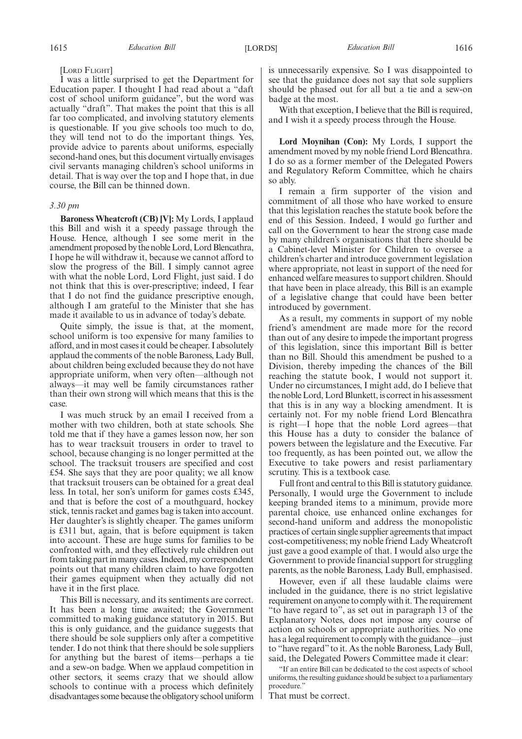[LORD FLIGHT]

I was a little surprised to get the Department for Education paper. I thought I had read about a "daft cost of school uniform guidance", but the word was actually "draft". That makes the point that this is all far too complicated, and involving statutory elements is questionable. If you give schools too much to do, they will tend not to do the important things. Yes, provide advice to parents about uniforms, especially second-hand ones, but this document virtually envisages civil servants managing children's school uniforms in detail. That is way over the top and I hope that, in due course, the Bill can be thinned down.

*3.30 pm*

**Baroness Wheatcroft (CB) [V]:** My Lords, I applaud this Bill and wish it a speedy passage through the House. Hence, although I see some merit in the amendment proposed by the noble Lord, Lord Blencathra, I hope he will withdraw it, because we cannot afford to slow the progress of the Bill. I simply cannot agree with what the noble Lord, Lord Flight, just said. I do not think that this is over-prescriptive; indeed, I fear that I do not find the guidance prescriptive enough, although I am grateful to the Minister that she has made it available to us in advance of today's debate.

Quite simply, the issue is that, at the moment, school uniform is too expensive for many families to afford, and in most cases it could be cheaper. I absolutely applaud the comments of the noble Baroness, Lady Bull, about children being excluded because they do not have appropriate uniform, when very often—although not always—it may well be family circumstances rather than their own strong will which means that this is the case.

I was much struck by an email I received from a mother with two children, both at state schools. She told me that if they have a games lesson now, her son has to wear tracksuit trousers in order to travel to school, because changing is no longer permitted at the school. The tracksuit trousers are specified and cost £54. She says that they are poor quality; we all know that tracksuit trousers can be obtained for a great deal less. In total, her son's uniform for games costs £345, and that is before the cost of a mouthguard, hockey stick, tennis racket and games bag is taken into account. Her daughter's is slightly cheaper. The games uniform is £311 but, again, that is before equipment is taken into account. These are huge sums for families to be confronted with, and they effectively rule children out from taking part in many cases. Indeed, my correspondent points out that many children claim to have forgotten their games equipment when they actually did not have it in the first place.

This Bill is necessary, and its sentiments are correct. It has been a long time awaited; the Government committed to making guidance statutory in 2015. But this is only guidance, and the guidance suggests that there should be sole suppliers only after a competitive tender. I do not think that there should be sole suppliers for anything but the barest of items—perhaps a tie and a sew-on badge. When we applaud competition in other sectors, it seems crazy that we should allow schools to continue with a process which definitely disadvantages some because the obligatory school uniform is unnecessarily expensive. So I was disappointed to see that the guidance does not say that sole suppliers should be phased out for all but a tie and a sew-on badge at the most.

With that exception, I believe that the Bill is required, and I wish it a speedy process through the House.

**Lord Moynihan (Con):** My Lords, I support the amendment moved by my noble friend Lord Blencathra. I do so as a former member of the Delegated Powers and Regulatory Reform Committee, which he chairs so ably.

I remain a firm supporter of the vision and commitment of all those who have worked to ensure that this legislation reaches the statute book before the end of this Session. Indeed, I would go further and call on the Government to hear the strong case made by many children's organisations that there should be a Cabinet-level Minister for Children to oversee a children's charter and introduce government legislation where appropriate, not least in support of the need for enhanced welfare measures to support children. Should that have been in place already, this Bill is an example of a legislative change that could have been better introduced by government.

As a result, my comments in support of my noble friend's amendment are made more for the record than out of any desire to impede the important progress of this legislation, since this important Bill is better than no Bill. Should this amendment be pushed to a Division, thereby impeding the chances of the Bill reaching the statute book, I would not support it. Under no circumstances, I might add, do I believe that the noble Lord, Lord Blunkett, is correct in his assessment that this is in any way a blocking amendment. It is certainly not. For my noble friend Lord Blencathra is right—I hope that the noble Lord agrees—that this House has a duty to consider the balance of powers between the legislature and the Executive. Far too frequently, as has been pointed out, we allow the Executive to take powers and resist parliamentary scrutiny. This is a textbook case.

Full front and central to this Bill is statutory guidance. Personally, I would urge the Government to include keeping branded items to a minimum, provide more parental choice, use enhanced online exchanges for second-hand uniform and address the monopolistic practices of certain single supplier agreements that impact cost-competitiveness; my noble friend Lady Wheatcroft just gave a good example of that. I would also urge the Government to provide financial support for struggling parents, as the noble Baroness, Lady Bull, emphasised.

However, even if all these laudable claims were included in the guidance, there is no strict legislative requirement on anyone to comply with it. The requirement "to have regard to", as set out in paragraph 13 of the Explanatory Notes, does not impose any course of action on schools or appropriate authorities. No one has a legal requirement to comply with the guidance—just to "have regard" to it. As the noble Baroness, Lady Bull, said, the Delegated Powers Committee made it clear:

> "If an entire Bill can be dedicated to the cost aspects of school uniforms, the resulting guidance should be subject to a parliamentary procedure."

That must be correct.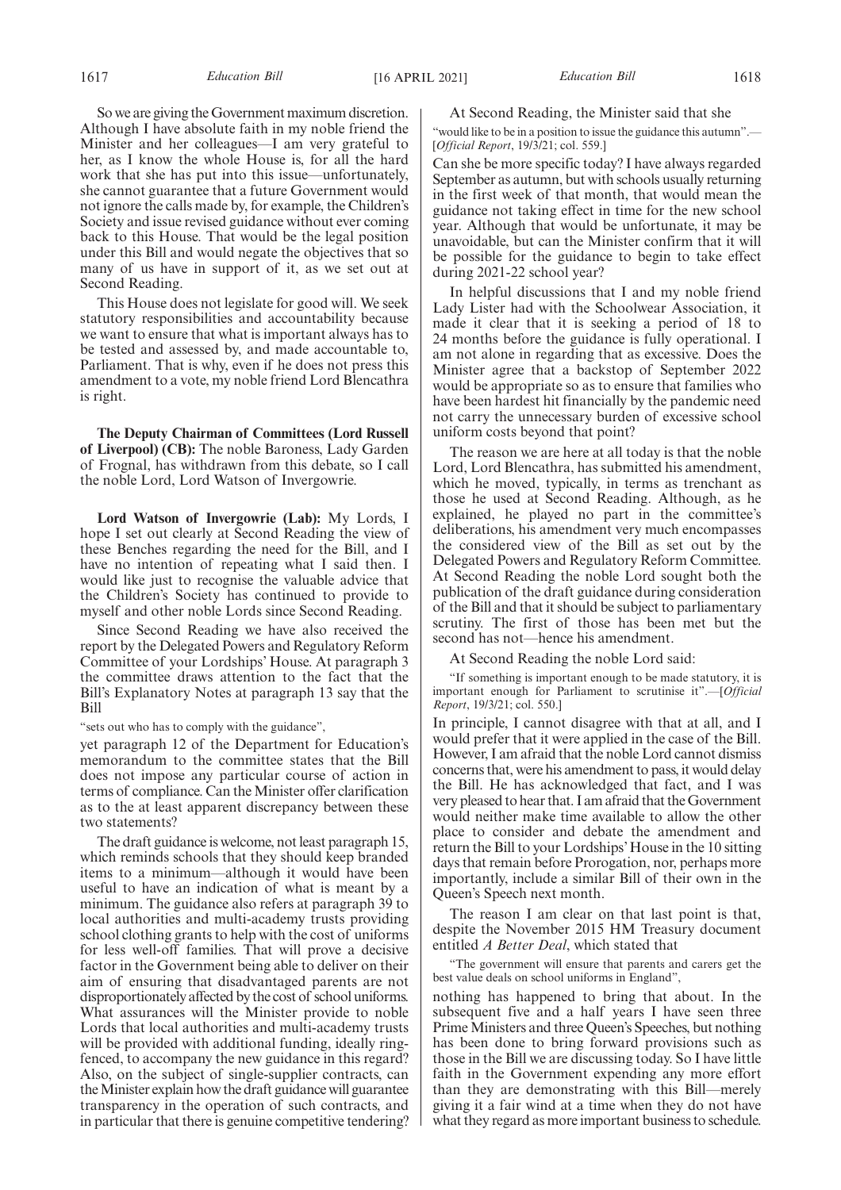So we are giving the Government maximum discretion. Although I have absolute faith in my noble friend the Minister and her colleagues—I am very grateful to her, as I know the whole House is, for all the hard work that she has put into this issue—unfortunately, she cannot guarantee that a future Government would not ignore the calls made by, for example, the Children's Society and issue revised guidance without ever coming back to this House. That would be the legal position under this Bill and would negate the objectives that so many of us have in support of it, as we set out at Second Reading.

This House does not legislate for good will. We seek statutory responsibilities and accountability because we want to ensure that what is important always has to be tested and assessed by, and made accountable to, Parliament. That is why, even if he does not press this amendment to a vote, my noble friend Lord Blencathra is right.

**The Deputy Chairman of Committees (Lord Russell of Liverpool) (CB):** The noble Baroness, Lady Garden of Frognal, has withdrawn from this debate, so I call the noble Lord, Lord Watson of Invergowrie.

**Lord Watson of Invergowrie (Lab):** My Lords, I hope I set out clearly at Second Reading the view of these Benches regarding the need for the Bill, and I have no intention of repeating what I said then. I would like just to recognise the valuable advice that the Children's Society has continued to provide to myself and other noble Lords since Second Reading.

Since Second Reading we have also received the report by the Delegated Powers and Regulatory Reform Committee of your Lordships' House. At paragraph 3 the committee draws attention to the fact that the Bill's Explanatory Notes at paragraph 13 say that the Bill

"sets out who has to comply with the guidance",

yet paragraph 12 of the Department for Education's memorandum to the committee states that the Bill does not impose any particular course of action in terms of compliance. Can the Minister offer clarification as to the at least apparent discrepancy between these two statements?

The draft guidance is welcome, not least paragraph 15, which reminds schools that they should keep branded items to a minimum—although it would have been useful to have an indication of what is meant by a minimum. The guidance also refers at paragraph 39 to local authorities and multi-academy trusts providing school clothing grants to help with the cost of uniforms for less well-off families. That will prove a decisive factor in the Government being able to deliver on their aim of ensuring that disadvantaged parents are not disproportionately affected by the cost of school uniforms. What assurances will the Minister provide to noble Lords that local authorities and multi-academy trusts will be provided with additional funding, ideally ring-fenced, to accompany the new guidance in this regard? Also, on the subject of single-supplier contracts, can the Minister explain how the draft guidance will guarantee transparency in the operation of such contracts, and in particular that there is genuine competitive tendering?

At Second Reading, the Minister said that she

"would like to be in a position to issue the guidance this autumn".—[*Official Report*, 19/3/21; col. 559.]

Can she be more specific today? I have always regarded September as autumn, but with schools usually returning in the first week of that month, that would mean the guidance not taking effect in time for the new school year. Although that would be unfortunate, it may be unavoidable, but can the Minister confirm that it will be possible for the guidance to begin to take effect during 2021-22 school year?

In helpful discussions that I and my noble friend Lady Lister had with the Schoolwear Association, it made it clear that it is seeking a period of 18 to 24 months before the guidance is fully operational. I am not alone in regarding that as excessive. Does the Minister agree that a backstop of September 2022 would be appropriate so as to ensure that families who have been hardest hit financially by the pandemic need not carry the unnecessary burden of excessive school uniform costs beyond that point?

The reason we are here at all today is that the noble Lord, Lord Blencathra, has submitted his amendment, which he moved, typically, in terms as trenchant as those he used at Second Reading. Although, as he explained, he played no part in the committee's deliberations, his amendment very much encompasses the considered view of the Bill as set out by the Delegated Powers and Regulatory Reform Committee. At Second Reading the noble Lord sought both the publication of the draft guidance during consideration of the Bill and that it should be subject to parliamentary scrutiny. The first of those has been met but the second has not—hence his amendment.

At Second Reading the noble Lord said:

"If something is important enough to be made statutory, it is important enough for Parliament to scrutinise it".—[*Official Report*, 19/3/21; col. 550.]

In principle, I cannot disagree with that at all, and I would prefer that it were applied in the case of the Bill. However, I am afraid that the noble Lord cannot dismiss concerns that, were his amendment to pass, it would delay the Bill. He has acknowledged that fact, and I was very pleased to hear that. I am afraid that the Government would neither make time available to allow the other place to consider and debate the amendment and return the Bill to your Lordships' House in the 10 sitting days that remain before Prorogation, nor, perhaps more importantly, include a similar Bill of their own in the Queen's Speech next month.

The reason I am clear on that last point is that, despite the November 2015 HM Treasury document entitled *A Better Deal*, which stated that

"The government will ensure that parents and carers get the best value deals on school uniforms in England",

nothing has happened to bring that about. In the subsequent five and a half years I have seen three Prime Ministers and three Queen's Speeches, but nothing has been done to bring forward provisions such as those in the Bill we are discussing today. So I have little faith in the Government expending any more effort than they are demonstrating with this Bill—merely giving it a fair wind at a time when they do not have what they regard as more important business to schedule.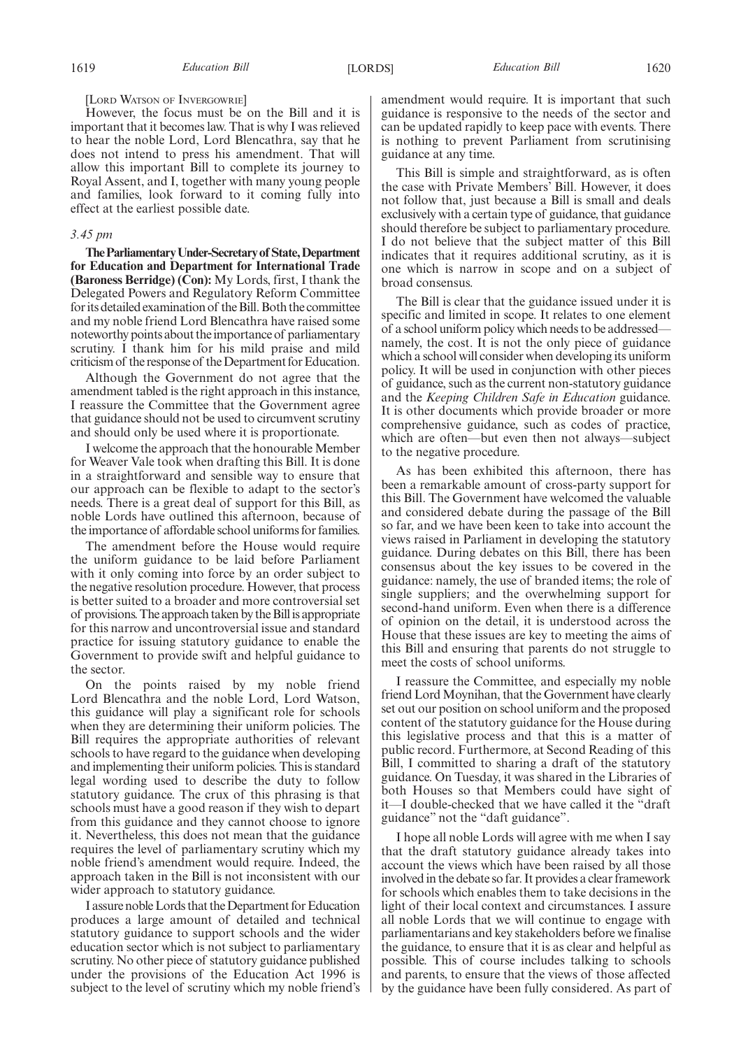[LORD WATSON OF INVERGOWRIE]

However, the focus must be on the Bill and it is important that it becomes law. That is why I was relieved to hear the noble Lord, Lord Blencathra, say that he does not intend to press his amendment. That will allow this important Bill to complete its journey to Royal Assent, and I, together with many young people and families, look forward to it coming fully into effect at the earliest possible date.

*3.45 pm*

**The Parliamentary Under-Secretary of State, Department for Education and Department for International Trade (Baroness Berridge) (Con):** My Lords, first, I thank the Delegated Powers and Regulatory Reform Committee for its detailed examination of the Bill. Both the committee and my noble friend Lord Blencathra have raised some noteworthy points about the importance of parliamentary scrutiny. I thank him for his mild praise and mild criticism of the response of the Department for Education.

Although the Government do not agree that the amendment tabled is the right approach in this instance, I reassure the Committee that the Government agree that guidance should not be used to circumvent scrutiny and should only be used where it is proportionate.

I welcome the approach that the honourable Member for Weaver Vale took when drafting this Bill. It is done in a straightforward and sensible way to ensure that our approach can be flexible to adapt to the sector's needs. There is a great deal of support for this Bill, as noble Lords have outlined this afternoon, because of the importance of affordable school uniforms for families.

The amendment before the House would require the uniform guidance to be laid before Parliament with it only coming into force by an order subject to the negative resolution procedure. However, that process is better suited to a broader and more controversial set of provisions. The approach taken by the Bill is appropriate for this narrow and uncontroversial issue and standard practice for issuing statutory guidance to enable the Government to provide swift and helpful guidance to the sector.

On the points raised by my noble friend Lord Blencathra and the noble Lord, Lord Watson, this guidance will play a significant role for schools when they are determining their uniform policies. The Bill requires the appropriate authorities of relevant schools to have regard to the guidance when developing and implementing their uniform policies. This is standard legal wording used to describe the duty to follow statutory guidance. The crux of this phrasing is that schools must have a good reason if they wish to depart from this guidance and they cannot choose to ignore it. Nevertheless, this does not mean that the guidance requires the level of parliamentary scrutiny which my noble friend's amendment would require. Indeed, the approach taken in the Bill is not inconsistent with our wider approach to statutory guidance.

I assure noble Lords that the Department for Education produces a large amount of detailed and technical statutory guidance to support schools and the wider education sector which is not subject to parliamentary scrutiny. No other piece of statutory guidance published under the provisions of the Education Act 1996 is subject to the level of scrutiny which my noble friend's amendment would require. It is important that such guidance is responsive to the needs of the sector and can be updated rapidly to keep pace with events. There is nothing to prevent Parliament from scrutinising guidance at any time.

This Bill is simple and straightforward, as is often the case with Private Members' Bill. However, it does not follow that, just because a Bill is small and deals exclusively with a certain type of guidance, that guidance should therefore be subject to parliamentary procedure. I do not believe that the subject matter of this Bill indicates that it requires additional scrutiny, as it is one which is narrow in scope and on a subject of broad consensus.

The Bill is clear that the guidance issued under it is specific and limited in scope. It relates to one element of a school uniform policy which needs to be addressed—namely, the cost. It is not the only piece of guidance which a school will consider when developing its uniform policy. It will be used in conjunction with other pieces of guidance, such as the current non-statutory guidance and the *Keeping Children Safe in Education* guidance. It is other documents which provide broader or more comprehensive guidance, such as codes of practice, which are often—but even then not always—subject to the negative procedure.

As has been exhibited this afternoon, there has been a remarkable amount of cross-party support for this Bill. The Government have welcomed the valuable and considered debate during the passage of the Bill so far, and we have been keen to take into account the views raised in Parliament in developing the statutory guidance. During debates on this Bill, there has been consensus about the key issues to be covered in the guidance: namely, the use of branded items; the role of single suppliers; and the overwhelming support for second-hand uniform. Even when there is a difference of opinion on the detail, it is understood across the House that these issues are key to meeting the aims of this Bill and ensuring that parents do not struggle to meet the costs of school uniforms.

I reassure the Committee, and especially my noble friend Lord Moynihan, that the Government have clearly set out our position on school uniform and the proposed content of the statutory guidance for the House during this legislative process and that this is a matter of public record. Furthermore, at Second Reading of this Bill, I committed to sharing a draft of the statutory guidance. On Tuesday, it was shared in the Libraries of both Houses so that Members could have sight of it—I double-checked that we have called it the "draft guidance" not the "daft guidance".

I hope all noble Lords will agree with me when I say that the draft statutory guidance already takes into account the views which have been raised by all those involved in the debate so far. It provides a clear framework for schools which enables them to take decisions in the light of their local context and circumstances. I assure all noble Lords that we will continue to engage with parliamentarians and key stakeholders before we finalise the guidance, to ensure that it is as clear and helpful as possible. This of course includes talking to schools and parents, to ensure that the views of those affected by the guidance have been fully considered. As part of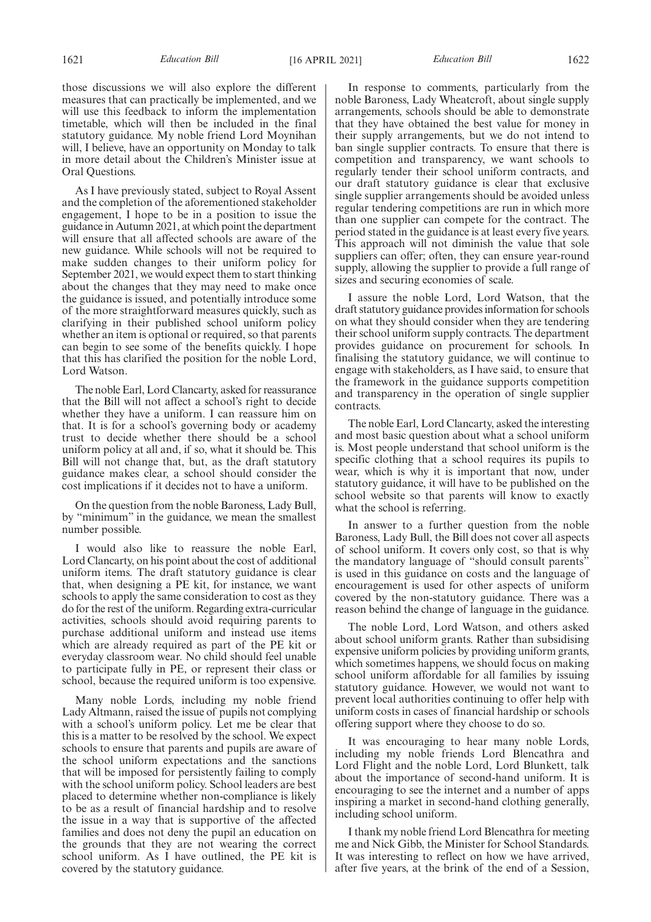those discussions we will also explore the different measures that can practically be implemented, and we will use this feedback to inform the implementation timetable, which will then be included in the final statutory guidance. My noble friend Lord Moynihan will, I believe, have an opportunity on Monday to talk in more detail about the Children's Minister issue at Oral Questions.

As I have previously stated, subject to Royal Assent and the completion of the aforementioned stakeholder engagement, I hope to be in a position to issue the guidance in Autumn 2021, at which point the department will ensure that all affected schools are aware of the new guidance. While schools will not be required to make sudden changes to their uniform policy for September 2021, we would expect them to start thinking about the changes that they may need to make once the guidance is issued, and potentially introduce some of the more straightforward measures quickly, such as clarifying in their published school uniform policy whether an item is optional or required, so that parents can begin to see some of the benefits quickly. I hope that this has clarified the position for the noble Lord, Lord Watson.

The noble Earl, Lord Clancarty, asked for reassurance that the Bill will not affect a school's right to decide whether they have a uniform. I can reassure him on that. It is for a school's governing body or academy trust to decide whether there should be a school uniform policy at all and, if so, what it should be. This Bill will not change that, but, as the draft statutory guidance makes clear, a school should consider the cost implications if it decides not to have a uniform.

On the question from the noble Baroness, Lady Bull, by "minimum" in the guidance, we mean the smallest number possible.

I would also like to reassure the noble Earl, Lord Clancarty, on his point about the cost of additional uniform items. The draft statutory guidance is clear that, when designing a PE kit, for instance, we want schools to apply the same consideration to cost as they do for the rest of the uniform. Regarding extra-curricular activities, schools should avoid requiring parents to purchase additional uniform and instead use items which are already required as part of the PE kit or everyday classroom wear. No child should feel unable to participate fully in PE, or represent their class or school, because the required uniform is too expensive.

Many noble Lords, including my noble friend Lady Altmann, raised the issue of pupils not complying with a school's uniform policy. Let me be clear that this is a matter to be resolved by the school. We expect schools to ensure that parents and pupils are aware of the school uniform expectations and the sanctions that will be imposed for persistently failing to comply with the school uniform policy. School leaders are best placed to determine whether non-compliance is likely to be as a result of financial hardship and to resolve the issue in a way that is supportive of the affected families and does not deny the pupil an education on the grounds that they are not wearing the correct school uniform. As I have outlined, the PE kit is covered by the statutory guidance.

In response to comments, particularly from the noble Baroness, Lady Wheatcroft, about single supply arrangements, schools should be able to demonstrate that they have obtained the best value for money in their supply arrangements, but we do not intend to ban single supplier contracts. To ensure that there is competition and transparency, we want schools to regularly tender their school uniform contracts, and our draft statutory guidance is clear that exclusive single supplier arrangements should be avoided unless regular tendering competitions are run in which more than one supplier can compete for the contract. The period stated in the guidance is at least every five years. This approach will not diminish the value that sole suppliers can offer; often, they can ensure year-round supply, allowing the supplier to provide a full range of sizes and securing economies of scale.

I assure the noble Lord, Lord Watson, that the draft statutory guidance provides information for schools on what they should consider when they are tendering their school uniform supply contracts. The department provides guidance on procurement for schools. In finalising the statutory guidance, we will continue to engage with stakeholders, as I have said, to ensure that the framework in the guidance supports competition and transparency in the operation of single supplier contracts.

The noble Earl, Lord Clancarty, asked the interesting and most basic question about what a school uniform is. Most people understand that school uniform is the specific clothing that a school requires its pupils to wear, which is why it is important that now, under statutory guidance, it will have to be published on the school website so that parents will know to exactly what the school is referring.

In answer to a further question from the noble Baroness, Lady Bull, the Bill does not cover all aspects of school uniform. It covers only cost, so that is why the mandatory language of "should consult parents" is used in this guidance on costs and the language of encouragement is used for other aspects of uniform covered by the non-statutory guidance. There was a reason behind the change of language in the guidance.

The noble Lord, Lord Watson, and others asked about school uniform grants. Rather than subsidising expensive uniform policies by providing uniform grants, which sometimes happens, we should focus on making school uniform affordable for all families by issuing statutory guidance. However, we would not want to prevent local authorities continuing to offer help with uniform costs in cases of financial hardship or schools offering support where they choose to do so.

It was encouraging to hear many noble Lords, including my noble friends Lord Blencathra and Lord Flight and the noble Lord, Lord Blunkett, talk about the importance of second-hand uniform. It is encouraging to see the internet and a number of apps inspiring a market in second-hand clothing generally, including school uniform.

I thank my noble friend Lord Blencathra for meeting me and Nick Gibb, the Minister for School Standards. It was interesting to reflect on how we have arrived, after five years, at the brink of the end of a Session,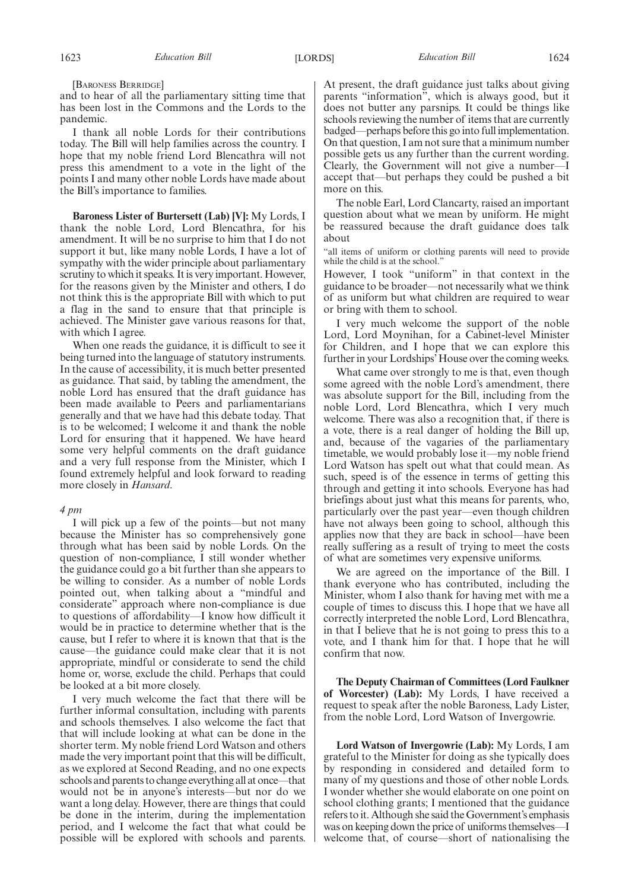[BARONESS BERRIDGE]

and to hear of all the parliamentary sitting time that has been lost in the Commons and the Lords to the pandemic.

I thank all noble Lords for their contributions today. The Bill will help families across the country. I hope that my noble friend Lord Blencathra will not press this amendment to a vote in the light of the points I and many other noble Lords have made about the Bill's importance to families.

**Baroness Lister of Burtersett (Lab) [V]:** My Lords, I thank the noble Lord, Lord Blencathra, for his amendment. It will be no surprise to him that I do not support it but, like many noble Lords, I have a lot of sympathy with the wider principle about parliamentary scrutiny to which it speaks. It is very important. However, for the reasons given by the Minister and others, I do not think this is the appropriate Bill with which to put a flag in the sand to ensure that that principle is achieved. The Minister gave various reasons for that, with which I agree.

When one reads the guidance, it is difficult to see it being turned into the language of statutory instruments. In the cause of accessibility, it is much better presented as guidance. That said, by tabling the amendment, the noble Lord has ensured that the draft guidance has been made available to Peers and parliamentarians generally and that we have had this debate today. That is to be welcomed; I welcome it and thank the noble Lord for ensuring that it happened. We have heard some very helpful comments on the draft guidance and a very full response from the Minister, which I found extremely helpful and look forward to reading more closely in *Hansard*.

*4 pm*

I will pick up a few of the points—but not many because the Minister has so comprehensively gone through what has been said by noble Lords. On the question of non-compliance, I still wonder whether the guidance could go a bit further than she appears to be willing to consider. As a number of noble Lords pointed out, when talking about a "mindful and considerate" approach where non-compliance is due to questions of affordability—I know how difficult it would be in practice to determine whether that is the cause, but I refer to where it is known that that is the cause—the guidance could make clear that it is not appropriate, mindful or considerate to send the child home or, worse, exclude the child. Perhaps that could be looked at a bit more closely.

I very much welcome the fact that there will be further informal consultation, including with parents and schools themselves. I also welcome the fact that that will include looking at what can be done in the shorter term. My noble friend Lord Watson and others made the very important point that this will be difficult, as we explored at Second Reading, and no one expects schools and parents to change everything all at once—that would not be in anyone's interests—but nor do we want a long delay. However, there are things that could be done in the interim, during the implementation period, and I welcome the fact that what could be possible will be explored with schools and parents. At present, the draft guidance just talks about giving parents "information", which is always good, but it does not butter any parsnips. It could be things like schools reviewing the number of items that are currently badged—perhaps before this go into full implementation. On that question, I am not sure that a minimum number possible gets us any further than the current wording. Clearly, the Government will not give a number—I accept that—but perhaps they could be pushed a bit more on this.

The noble Earl, Lord Clancarty, raised an important question about what we mean by uniform. He might be reassured because the draft guidance does talk about

"all items of uniform or clothing parents will need to provide while the child is at the school."

However, I took "uniform" in that context in the guidance to be broader—not necessarily what we think of as uniform but what children are required to wear or bring with them to school.

I very much welcome the support of the noble Lord, Lord Moynihan, for a Cabinet-level Minister for Children, and I hope that we can explore this further in your Lordships' House over the coming weeks.

What came over strongly to me is that, even though some agreed with the noble Lord's amendment, there was absolute support for the Bill, including from the noble Lord, Lord Blencathra, which I very much welcome. There was also a recognition that, if there is a vote, there is a real danger of holding the Bill up, and, because of the vagaries of the parliamentary timetable, we would probably lose it—my noble friend Lord Watson has spelt out what that could mean. As such, speed is of the essence in terms of getting this through and getting it into schools. Everyone has had briefings about just what this means for parents, who, particularly over the past year—even though children have not always been going to school, although this applies now that they are back in school—have been really suffering as a result of trying to meet the costs of what are sometimes very expensive uniforms.

We are agreed on the importance of the Bill. I thank everyone who has contributed, including the Minister, whom I also thank for having met with me a couple of times to discuss this. I hope that we have all correctly interpreted the noble Lord, Lord Blencathra, in that I believe that he is not going to press this to a vote, and I thank him for that. I hope that he will confirm that now.

**The Deputy Chairman of Committees (Lord Faulkner of Worcester) (Lab):** My Lords, I have received a request to speak after the noble Baroness, Lady Lister, from the noble Lord, Lord Watson of Invergowrie.

**Lord Watson of Invergowrie (Lab):** My Lords, I am grateful to the Minister for doing as she typically does by responding in considered and detailed form to many of my questions and those of other noble Lords. I wonder whether she would elaborate on one point on school clothing grants; I mentioned that the guidance refers to it. Although she said the Government's emphasis was on keeping down the price of uniforms themselves—I welcome that, of course—short of nationalising the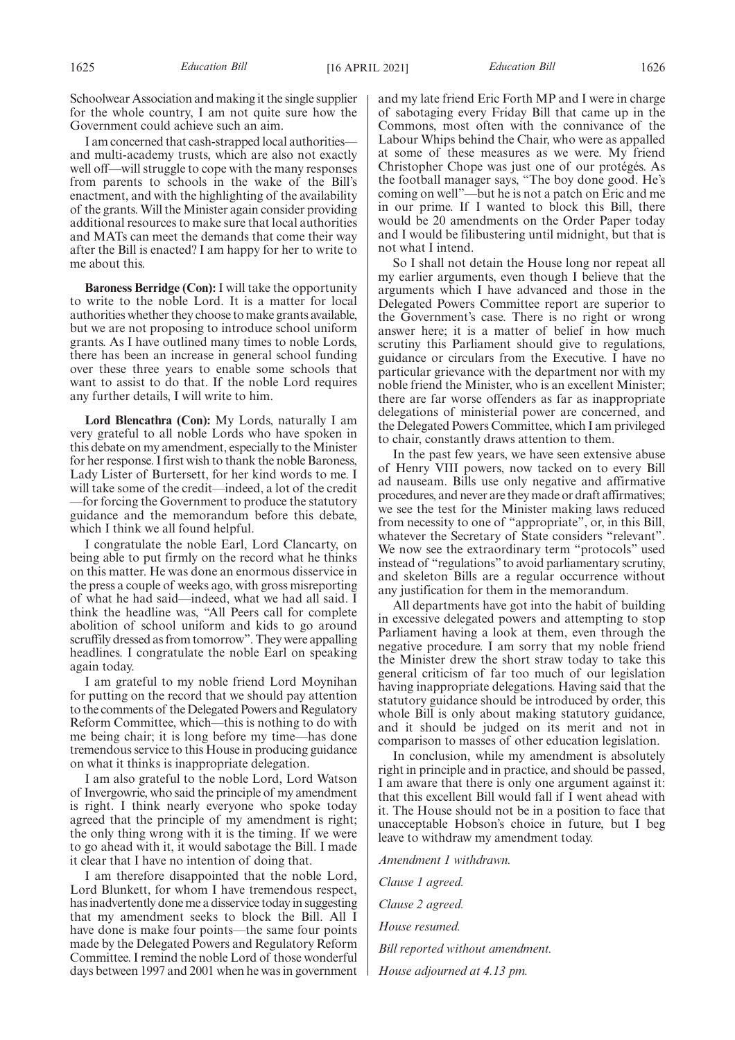Schoolwear Association and making it the single supplier for the whole country, I am not quite sure how the Government could achieve such an aim.

I am concerned that cash-strapped local authorities—and multi-academy trusts, which are also not exactly well off—will struggle to cope with the many responses from parents to schools in the wake of the Bill's enactment, and with the highlighting of the availability of the grants. Will the Minister again consider providing additional resources to make sure that local authorities and MATs can meet the demands that come their way after the Bill is enacted? I am happy for her to write to me about this.

**Baroness Berridge (Con):** I will take the opportunity to write to the noble Lord. It is a matter for local authorities whether they choose to make grants available, but we are not proposing to introduce school uniform grants. As I have outlined many times to noble Lords, there has been an increase in general school funding over these three years to enable some schools that want to assist to do that. If the noble Lord requires any further details, I will write to him.

**Lord Blencathra (Con):** My Lords, naturally I am very grateful to all noble Lords who have spoken in this debate on my amendment, especially to the Minister for her response. I first wish to thank the noble Baroness, Lady Lister of Burtersett, for her kind words to me. I will take some of the credit—indeed, a lot of the credit—for forcing the Government to produce the statutory guidance and the memorandum before this debate, which I think we all found helpful.

I congratulate the noble Earl, Lord Clancarty, on being able to put firmly on the record what he thinks on this matter. He was done an enormous disservice in the press a couple of weeks ago, with gross misreporting of what he had said—indeed, what we had all said. I think the headline was, "All Peers call for complete abolition of school uniform and kids to go around scruffily dressed as from tomorrow". They were appalling headlines. I congratulate the noble Earl on speaking again today.

I am grateful to my noble friend Lord Moynihan for putting on the record that we should pay attention to the comments of the Delegated Powers and Regulatory Reform Committee, which—this is nothing to do with me being chair; it is long before my time—has done tremendous service to this House in producing guidance on what it thinks is inappropriate delegation.

I am also grateful to the noble Lord, Lord Watson of Invergowrie, who said the principle of my amendment is right. I think nearly everyone who spoke today agreed that the principle of my amendment is right; the only thing wrong with it is the timing. If we were to go ahead with it, it would sabotage the Bill. I made it clear that I have no intention of doing that.

I am therefore disappointed that the noble Lord, Lord Blunkett, for whom I have tremendous respect, has inadvertently done me a disservice today in suggesting that my amendment seeks to block the Bill. All I have done is make four points—the same four points made by the Delegated Powers and Regulatory Reform Committee. I remind the noble Lord of those wonderful days between 1997 and 2001 when he was in government and my late friend Eric Forth MP and I were in charge of sabotaging every Friday Bill that came up in the Commons, most often with the connivance of the Labour Whips behind the Chair, who were as appalled at some of these measures as we were. My friend Christopher Chope was just one of our protégés. As the football manager says, "The boy done good. He's coming on well"—but he is not a patch on Eric and me in our prime. If I wanted to block this Bill, there would be 20 amendments on the Order Paper today and I would be filibustering until midnight, but that is not what I intend.

So I shall not detain the House long nor repeat all my earlier arguments, even though I believe that the arguments which I have advanced and those in the Delegated Powers Committee report are superior to the Government's case. There is no right or wrong answer here; it is a matter of belief in how much scrutiny this Parliament should give to regulations, guidance or circulars from the Executive. I have no particular grievance with the department nor with my noble friend the Minister, who is an excellent Minister; there are far worse offenders as far as inappropriate delegations of ministerial power are concerned, and the Delegated Powers Committee, which I am privileged to chair, constantly draws attention to them.

In the past few years, we have seen extensive abuse of Henry VIII powers, now tacked on to every Bill ad nauseam. Bills use only negative and affirmative procedures, and never are they made or draft affirmatives; we see the test for the Minister making laws reduced from necessity to one of "appropriate", or, in this Bill, whatever the Secretary of State considers "relevant". We now see the extraordinary term "protocols" used instead of "regulations" to avoid parliamentary scrutiny, and skeleton Bills are a regular occurrence without any justification for them in the memorandum.

All departments have got into the habit of building in excessive delegated powers and attempting to stop Parliament having a look at them, even through the negative procedure. I am sorry that my noble friend the Minister drew the short straw today to take this general criticism of far too much of our legislation having inappropriate delegations. Having said that the statutory guidance should be introduced by order, this whole Bill is only about making statutory guidance, and it should be judged on its merit and not in comparison to masses of other education legislation.

In conclusion, while my amendment is absolutely right in principle and in practice, and should be passed, I am aware that there is only one argument against it: that this excellent Bill would fall if I went ahead with it. The House should not be in a position to face that unacceptable Hobson's choice in future, but I beg leave to withdraw my amendment today.

*Amendment 1 withdrawn.*

*Clause 1 agreed.*

*Clause 2 agreed.*

*House resumed.*

*Bill reported without amendment.*

*House adjourned at 4.13 pm.*